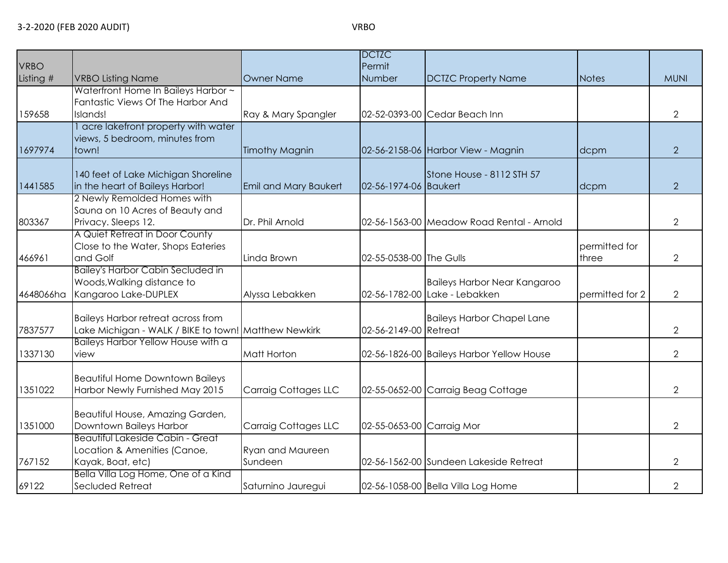3-2-2020 (FEB 2020 AUDIT)

VRBO

| VRBO Listing # | VRBO Listing Name | Owner Name | DCTZC Permit Number | DCTZC Property Name | Notes | MUNI |
|---|---|---|---|---|---|---|
| 159658 | Waterfront Home In Baileys Harbor ~ Fantastic Views Of The Harbor And Islands! | Ray & Mary Spangler | 02-52-0393-00 | Cedar Beach Inn | | 2 |
| 1697974 | 1 acre lakefront property with water views, 5 bedroom, minutes from town! | Timothy Magnin | 02-56-2158-06 | Harbor View - Magnin | dcpm | 2 |
| 1441585 | 140 feet of Lake Michigan Shoreline in the heart of Baileys Harbor! | Emil and Mary Baukert | 02-56-1974-06 | Stone House - 8112 STH 57 Baukert | dcpm | 2 |
| 803367 | 2 Newly Remolded Homes with Sauna on 10 Acres of Beauty and Privacy. Sleeps 12. | Dr. Phil Arnold | 02-56-1563-00 | Meadow Road Rental - Arnold | | 2 |
| 466961 | A Quiet Retreat in Door County Close to the Water, Shops Eateries and Golf | Linda Brown | 02-55-0538-00 | The Gulls | permitted for three | 2 |
| 4648066ha | Bailey's Harbor Cabin Secluded in Woods,Walking distance to Kangaroo Lake-DUPLEX | Alyssa Lebakken | 02-56-1782-00 | Baileys Harbor Near Kangaroo Lake - Lebakken | permitted for 2 | 2 |
| 7837577 | Baileys Harbor retreat across from Lake Michigan - WALK / BIKE to town! | Matthew Newkirk | 02-56-2149-00 | Baileys Harbor Chapel Lane Retreat | | 2 |
| 1337130 | Baileys Harbor Yellow House with a view | Matt Horton | 02-56-1826-00 | Baileys Harbor Yellow House | | 2 |
| 1351022 | Beautiful Home Downtown Baileys Harbor Newly Furnished May 2015 | Carraig Cottages LLC | 02-55-0652-00 | Carraig Beag Cottage | | 2 |
| 1351000 | Beautiful House, Amazing Garden, Downtown Baileys Harbor | Carraig Cottages LLC | 02-55-0653-00 | Carraig Mor | | 2 |
| 767152 | Beautiful Lakeside Cabin - Great Location & Amenities (Canoe, Kayak, Boat, etc) | Ryan and Maureen Sundeen | 02-56-1562-00 | Sundeen Lakeside Retreat | | 2 |
| 69122 | Bella Villa Log Home, One of a Kind Secluded Retreat | Saturnino Jauregui | 02-56-1058-00 | Bella Villa Log Home | | 2 |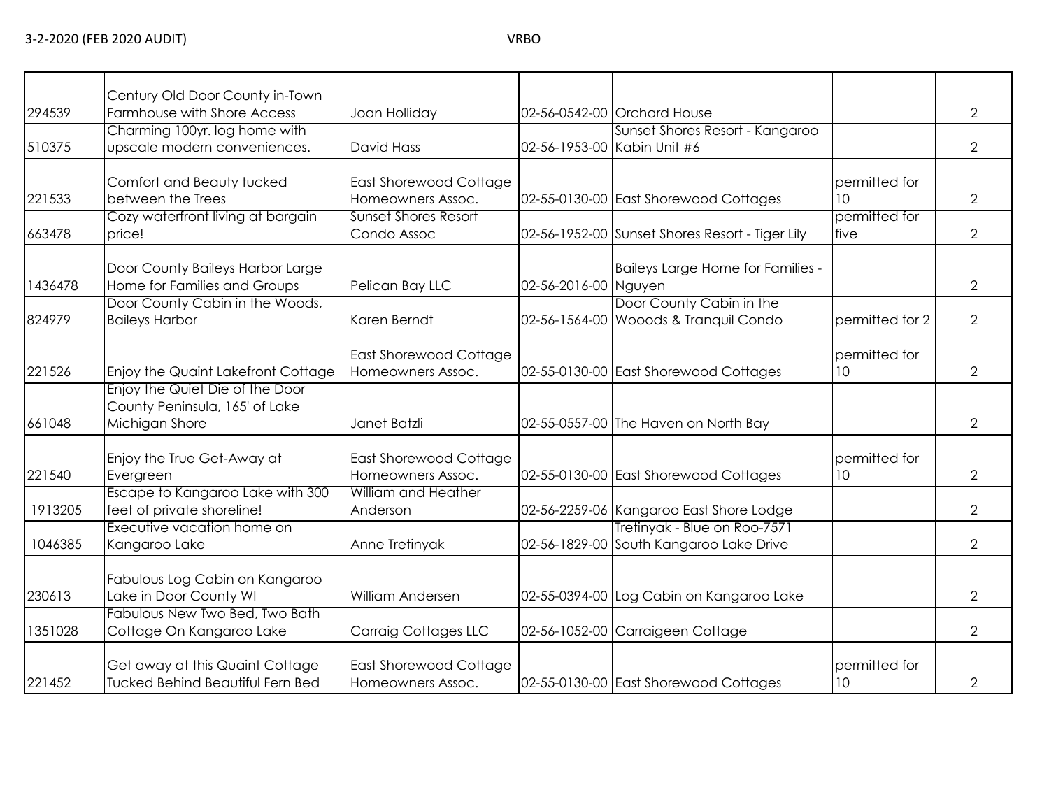| | | | | | | |
|---|---|---|---|---|---|---|
| 294539 | Century Old Door County in-Town Farmhouse with Shore Access | Joan Holliday | 02-56-0542-00 | Orchard House | | 2 |
| 510375 | Charming 100yr. log home with upscale modern conveniences. | David Hass | 02-56-1953-00 | Sunset Shores Resort - Kangaroo Kabin Unit #6 | | 2 |
| 221533 | Comfort and Beauty tucked between the Trees | East Shorewood Cottage Homeowners Assoc. | 02-55-0130-00 | East Shorewood Cottages | permitted for 10 | 2 |
| 663478 | Cozy waterfront living at bargain price! | Sunset Shores Resort Condo Assoc | 02-56-1952-00 | Sunset Shores Resort - Tiger Lily | permitted for five | 2 |
| 1436478 | Door County Baileys Harbor Large Home for Families and Groups | Pelican Bay LLC | 02-56-2016-00 | Baileys Large Home for Families - Nguyen | | 2 |
| 824979 | Door County Cabin in the Woods, Baileys Harbor | Karen Berndt | 02-56-1564-00 | Door County Cabin in the Wooods & Tranquil Condo | permitted for 2 | 2 |
| 221526 | Enjoy the Quaint Lakefront Cottage | East Shorewood Cottage Homeowners Assoc. | 02-55-0130-00 | East Shorewood Cottages | permitted for 10 | 2 |
| 661048 | Enjoy the Quiet Die of the Door County Peninsula, 165' of Lake Michigan Shore | Janet Batzli | 02-55-0557-00 | The Haven on North Bay | | 2 |
| 221540 | Enjoy the True Get-Away at Evergreen | East Shorewood Cottage Homeowners Assoc. | 02-55-0130-00 | East Shorewood Cottages | permitted for 10 | 2 |
| 1913205 | Escape to Kangaroo Lake with 300 feet of private shoreline! | William and Heather Anderson | 02-56-2259-06 | Kangaroo East Shore Lodge | | 2 |
| 1046385 | Executive vacation home on Kangaroo Lake | Anne Tretinyak | 02-56-1829-00 | Tretinyak - Blue on Roo-7571 South Kangaroo Lake Drive | | 2 |
| 230613 | Fabulous Log Cabin on Kangaroo Lake in Door County WI | William Andersen | 02-55-0394-00 | Log Cabin on Kangaroo Lake | | 2 |
| 1351028 | Fabulous New Two Bed, Two Bath Cottage On Kangaroo Lake | Carraig Cottages LLC | 02-56-1052-00 | Carraigeen Cottage | | 2 |
| 221452 | Get away at this Quaint Cottage Tucked Behind Beautiful Fern Bed | East Shorewood Cottage Homeowners Assoc. | 02-55-0130-00 | East Shorewood Cottages | permitted for 10 | 2 |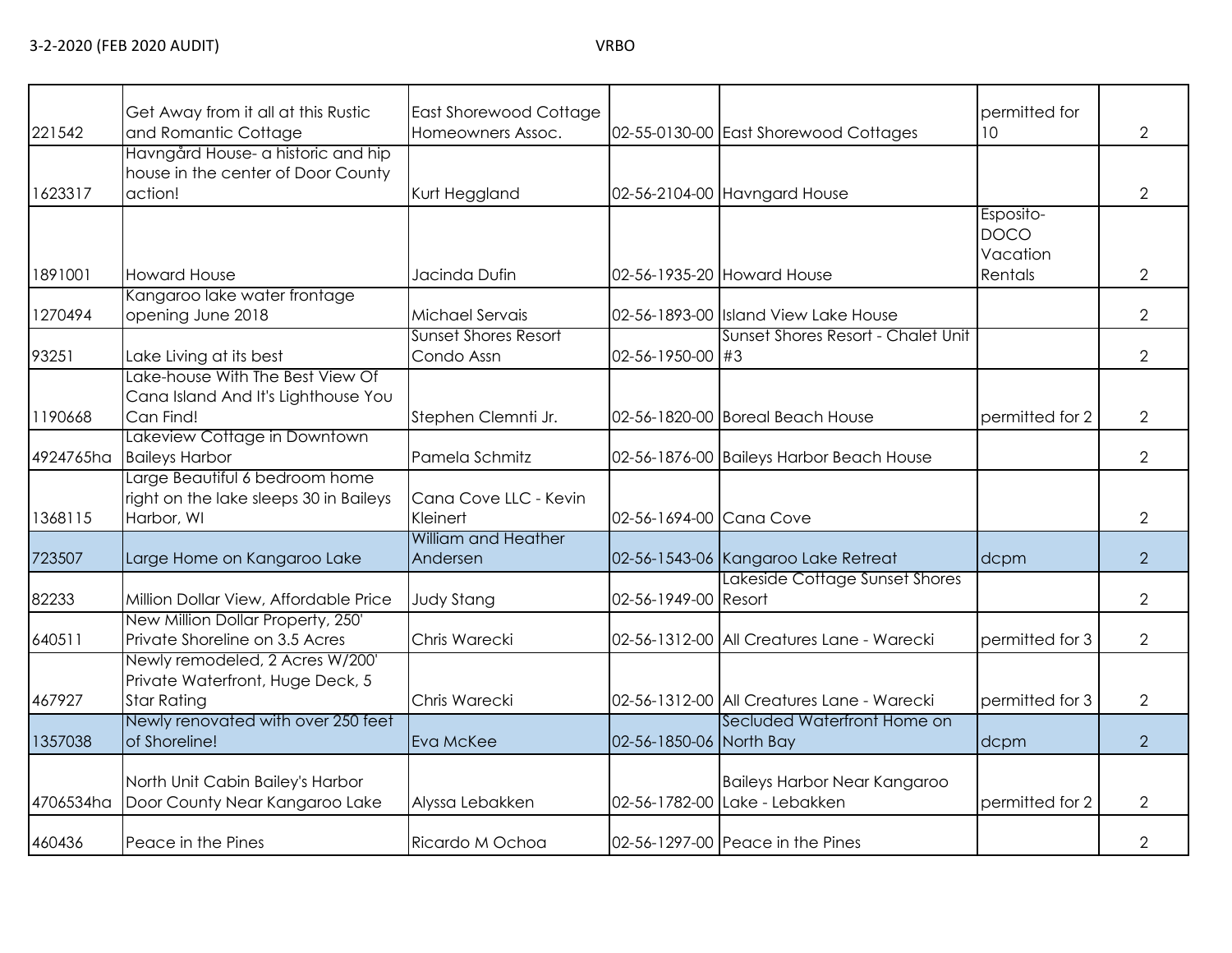| | | | | | | |
|---|---|---|---|---|---|---|
| 221542 | Get Away from it all at this Rustic and Romantic Cottage | East Shorewood Cottage Homeowners Assoc. | 02-55-0130-00 | East Shorewood Cottages | permitted for 10 | 2 |
| 1623317 | Havngård House- a historic and hip house in the center of Door County action! | Kurt Heggland | 02-56-2104-00 | Havngard House | | 2 |
| 1891001 | Howard House | Jacinda Dufin | 02-56-1935-20 | Howard House | Esposito-DOCO Vacation Rentals | 2 |
| 1270494 | Kangaroo lake water frontage opening June 2018 | Michael Servais | 02-56-1893-00 | Island View Lake House | | 2 |
| 93251 | Lake Living at its best | Sunset Shores Resort Condo Assn | 02-56-1950-00 | Sunset Shores Resort - Chalet Unit #3 | | 2 |
| 1190668 | Lake-house With The Best View Of Cana Island And It's Lighthouse You Can Find! | Stephen Clemnti Jr. | 02-56-1820-00 | Boreal Beach House | permitted for 2 | 2 |
| 4924765ha | Lakeview Cottage in Downtown Baileys Harbor | Pamela Schmitz | 02-56-1876-00 | Baileys Harbor Beach House | | 2 |
| 1368115 | Large Beautiful 6 bedroom home right on the lake sleeps 30 in Baileys Harbor, WI | Cana Cove LLC - Kevin Kleinert | 02-56-1694-00 | Cana Cove | | 2 |
| 723507 | Large Home on Kangaroo Lake | William and Heather Andersen | 02-56-1543-06 | Kangaroo Lake Retreat | dcpm | 2 |
| 82233 | Million Dollar View, Affordable Price | Judy Stang | 02-56-1949-00 | Lakeside Cottage Sunset Shores Resort | | 2 |
| 640511 | New Million Dollar Property, 250' Private Shoreline on 3.5 Acres | Chris Warecki | 02-56-1312-00 | All Creatures Lane - Warecki | permitted for 3 | 2 |
| 467927 | Newly remodeled, 2 Acres W/200' Private Waterfront, Huge Deck, 5 Star Rating | Chris Warecki | 02-56-1312-00 | All Creatures Lane - Warecki | permitted for 3 | 2 |
| 1357038 | Newly renovated with over 250 feet of Shoreline! | Eva McKee | 02-56-1850-06 | Secluded Waterfront Home on North Bay | dcpm | 2 |
| 4706534ha | North Unit Cabin Bailey's Harbor Door County Near Kangaroo Lake | Alyssa Lebakken | 02-56-1782-00 | Baileys Harbor Near Kangaroo Lake - Lebakken | permitted for 2 | 2 |
| 460436 | Peace in the Pines | Ricardo M Ochoa | 02-56-1297-00 | Peace in the Pines | | 2 |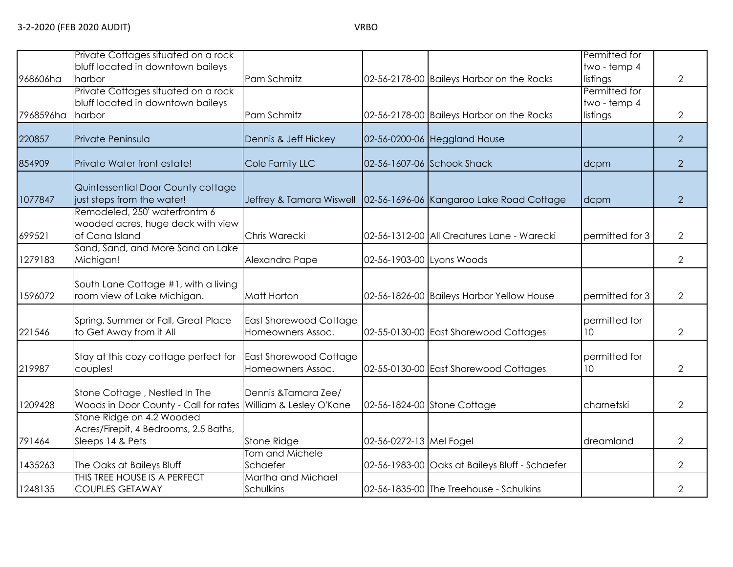| | | | | | | |
|---|---|---|---|---|---|---|
| 968606ha | Private Cottages situated on a rock bluff located in downtown baileys harbor | Pam Schmitz | 02-56-2178-00 | Baileys Harbor on the Rocks | Permitted for two - temp 4 listings | 2 |
| 7968596ha | Private Cottages situated on a rock bluff located in downtown baileys harbor | Pam Schmitz | 02-56-2178-00 | Baileys Harbor on the Rocks | Permitted for two - temp 4 listings | 2 |
| 220857 | Private Peninsula | Dennis & Jeff Hickey | 02-56-0200-06 | Heggland House | | 2 |
| 854909 | Private Water front estate! | Cole Family LLC | 02-56-1607-06 | Schook Shack | dcpm | 2 |
| 1077847 | Quintessential Door County cottage just steps from the water! | Jeffrey & Tamara Wiswell | 02-56-1696-06 | Kangaroo Lake Road Cottage | dcpm | 2 |
| 699521 | Remodeled, 250' waterfrontm 6 wooded acres, huge deck with view of Cana Island | Chris Warecki | 02-56-1312-00 | All Creatures Lane - Warecki | permitted for 3 | 2 |
| 1279183 | Sand, Sand, and More Sand on Lake Michigan! | Alexandra Pape | 02-56-1903-00 | Lyons Woods | | 2 |
| 1596072 | South Lane Cottage #1, with a living room view of Lake Michigan. | Matt Horton | 02-56-1826-00 | Baileys Harbor Yellow House | permitted for 3 | 2 |
| 221546 | Spring, Summer or Fall, Great Place to Get Away from it All | East Shorewood Cottage Homeowners Assoc. | 02-55-0130-00 | East Shorewood Cottages | permitted for 10 | 2 |
| 219987 | Stay at this cozy cottage perfect for couples! | East Shorewood Cottage Homeowners Assoc. | 02-55-0130-00 | East Shorewood Cottages | permitted for 10 | 2 |
| 1209428 | Stone Cottage , Nestled In The Woods in Door County - Call for rates | Dennis &Tamara Zee/ William & Lesley O'Kane | 02-56-1824-00 | Stone Cottage | charnetski | 2 |
| 791464 | Stone Ridge on 4.2 Wooded Acres/Firepit, 4 Bedrooms, 2.5 Baths, Sleeps 14 & Pets | Stone Ridge | 02-56-0272-13 | Mel Fogel | dreamland | 2 |
| 1435263 | The Oaks at Baileys Bluff | Tom and Michele Schaefer | 02-56-1983-00 | Oaks at Baileys Bluff - Schaefer | | 2 |
| 1248135 | THIS TREE HOUSE IS A PERFECT COUPLES GETAWAY | Martha and Michael Schulkins | 02-56-1835-00 | The Treehouse - Schulkins | | 2 |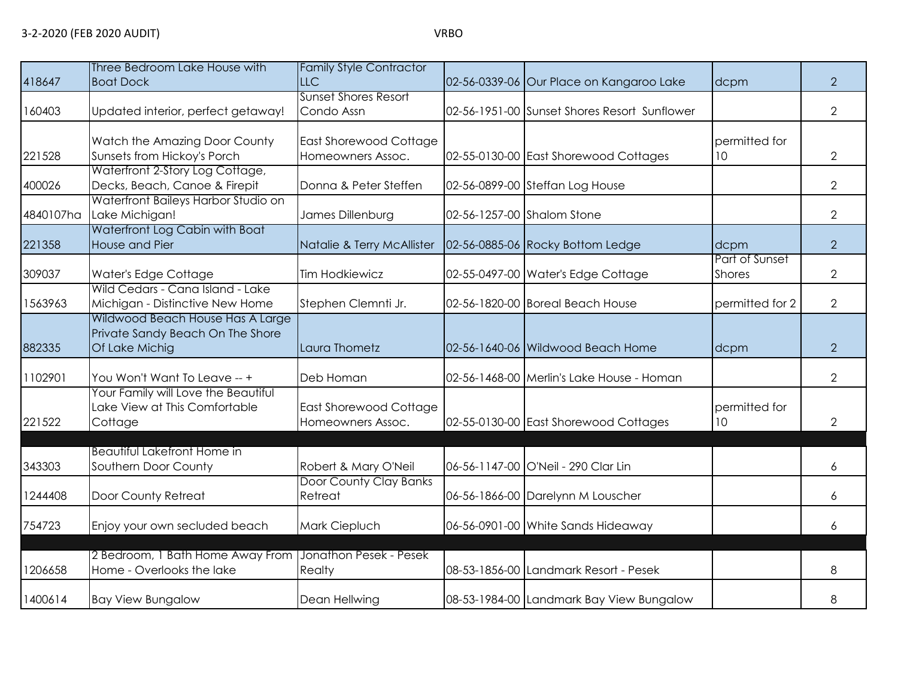3-2-2020 (FEB 2020 AUDIT) VRBO

| | | | | | | |
|---|---|---|---|---|---|---|
| 418647 | Three Bedroom Lake House with Boat Dock | Family Style Contractor LLC | 02-56-0339-06 | Our Place on Kangaroo Lake | dcpm | 2 |
| 160403 | Updated interior, perfect getaway! | Sunset Shores Resort Condo Assn | 02-56-1951-00 | Sunset Shores Resort Sunflower | | 2 |
| 221528 | Watch the Amazing Door County Sunsets from Hickoy's Porch | East Shorewood Cottage Homeowners Assoc. | 02-55-0130-00 | East Shorewood Cottages | permitted for 10 | 2 |
| 400026 | Waterfront 2-Story Log Cottage, Decks, Beach, Canoe & Firepit | Donna & Peter Steffen | 02-56-0899-00 | Steffan Log House | | 2 |
| 4840107ha | Waterfront Baileys Harbor Studio on Lake Michigan! | James Dillenburg | 02-56-1257-00 | Shalom Stone | | 2 |
| 221358 | Waterfront Log Cabin with Boat House and Pier | Natalie & Terry McAllister | 02-56-0885-06 | Rocky Bottom Ledge | dcpm | 2 |
| 309037 | Water's Edge Cottage | Tim Hodkiewicz | 02-55-0497-00 | Water's Edge Cottage | Part of Sunset Shores | 2 |
| 1563963 | Wild Cedars - Cana Island - Lake Michigan - Distinctive New Home | Stephen Clemnti Jr. | 02-56-1820-00 | Boreal Beach House | permitted for 2 | 2 |
| 882335 | Wildwood Beach House Has A Large Private Sandy Beach On The Shore Of Lake Michig | Laura Thometz | 02-56-1640-06 | Wildwood Beach Home | dcpm | 2 |
| 1102901 | You Won't Want To Leave -- + | Deb Homan | 02-56-1468-00 | Merlin's Lake House - Homan | | 2 |
| 221522 | Your Family will Love the Beautiful Lake View at This Comfortable Cottage | East Shorewood Cottage Homeowners Assoc. | 02-55-0130-00 | East Shorewood Cottages | permitted for 10 | 2 |
| | | | | | | |
| 343303 | Beautiful Lakefront Home in Southern Door County | Robert & Mary O'Neil | 06-56-1147-00 | O'Neil - 290 Clar Lin | | 6 |
| 1244408 | Door County Retreat | Door County Clay Banks Retreat | 06-56-1866-00 | Darelynn M Louscher | | 6 |
| 754723 | Enjoy your own secluded beach | Mark Ciepluch | 06-56-0901-00 | White Sands Hideaway | | 6 |
| | | | | | | |
| 1206658 | 2 Bedroom, 1 Bath Home Away From Home - Overlooks the lake | Jonathon Pesek - Pesek Realty | 08-53-1856-00 | Landmark Resort - Pesek | | 8 |
| 1400614 | Bay View Bungalow | Dean Hellwing | 08-53-1984-00 | Landmark Bay View Bungalow | | 8 |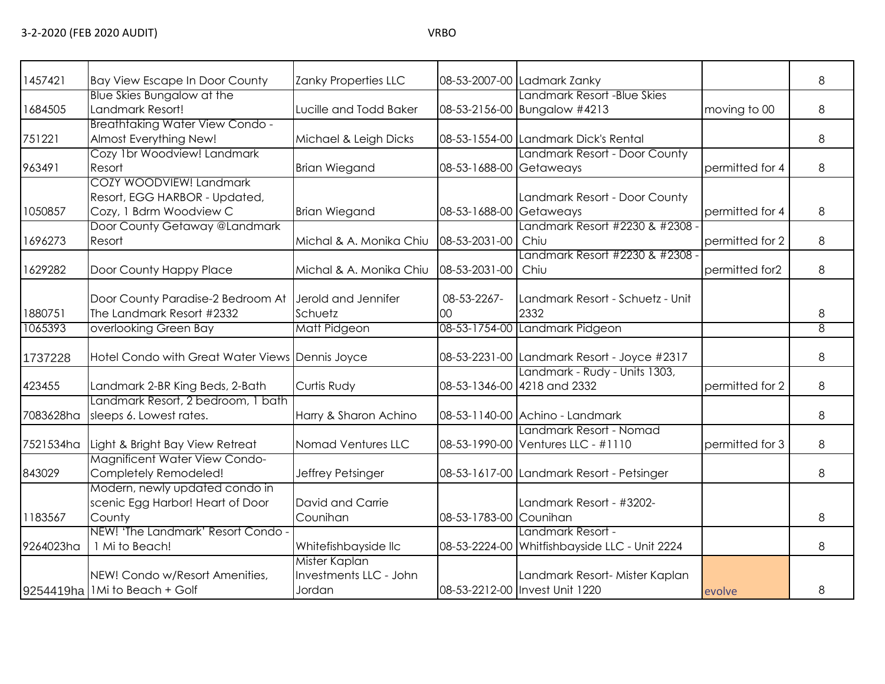| | | | | | | |
|---|---|---|---|---|---|---|
| 1457421 | Bay View Escape In Door County | Zanky Properties LLC | 08-53-2007-00 | Ladmark Zanky | | 8 |
| 1684505 | Blue Skies Bungalow at the Landmark Resort! | Lucille and Todd Baker | 08-53-2156-00 | Landmark Resort -Blue Skies Bungalow #4213 | moving to 00 | 8 |
| 751221 | Breathtaking Water View Condo - Almost Everything New! | Michael & Leigh Dicks | 08-53-1554-00 | Landmark Dick's Rental | | 8 |
| 963491 | Cozy 1br Woodview! Landmark Resort | Brian Wiegand | 08-53-1688-00 | Landmark Resort - Door County Getaweays | permitted for 4 | 8 |
| 1050857 | COZY WOODVIEW! Landmark Resort, EGG HARBOR - Updated, Cozy, 1 Bdrm Woodview C | Brian Wiegand | 08-53-1688-00 | Landmark Resort - Door County Getaweays | permitted for 4 | 8 |
| 1696273 | Door County Getaway @Landmark Resort | Michal & A. Monika Chiu | 08-53-2031-00 | Landmark Resort #2230 & #2308 - Chiu | permitted for 2 | 8 |
| 1629282 | Door County Happy Place | Michal & A. Monika Chiu | 08-53-2031-00 | Landmark Resort #2230 & #2308 - Chiu | permitted for2 | 8 |
| 1880751 | Door County Paradise-2 Bedroom At The Landmark Resort #2332 | Jerold and Jennifer Schuetz | 08-53-2267-00 | Landmark Resort - Schuetz - Unit 2332 | | 8 |
| 1065393 | overlooking Green Bay | Matt Pidgeon | 08-53-1754-00 | Landmark Pidgeon | | 8 |
| 1737228 | Hotel Condo with Great Water Views | Dennis Joyce | 08-53-2231-00 | Landmark Resort - Joyce #2317 | | 8 |
| 423455 | Landmark 2-BR King Beds, 2-Bath | Curtis Rudy | 08-53-1346-00 | Landmark - Rudy - Units 1303, 4218 and 2332 | permitted for 2 | 8 |
| 7083628ha | Landmark Resort, 2 bedroom, 1 bath sleeps 6. Lowest rates. | Harry & Sharon Achino | 08-53-1140-00 | Achino - Landmark | | 8 |
| 7521534ha | Light & Bright Bay View Retreat | Nomad Ventures LLC | 08-53-1990-00 | Landmark Resort - Nomad Ventures LLC - #1110 | permitted for 3 | 8 |
| 843029 | Magnificent Water View Condo-Completely Remodeled! | Jeffrey Petsinger | 08-53-1617-00 | Landmark Resort - Petsinger | | 8 |
| 1183567 | Modern, newly updated condo in scenic Egg Harbor! Heart of Door County | David and Carrie Counihan | 08-53-1783-00 | Landmark Resort - #3202-Counihan | | 8 |
| 9264023ha | NEW! 'The Landmark' Resort Condo - 1 Mi to Beach! | Whitefishbayside llc | 08-53-2224-00 | Landmark Resort - Whitfishbayside LLC - Unit 2224 | | 8 |
| 9254419ha | NEW! Condo w/Resort Amenities, 1Mi to Beach + Golf | Mister Kaplan Investments LLC - John Jordan | 08-53-2212-00 | Landmark Resort- Mister Kaplan Invest Unit 1220 | evolve | 8 |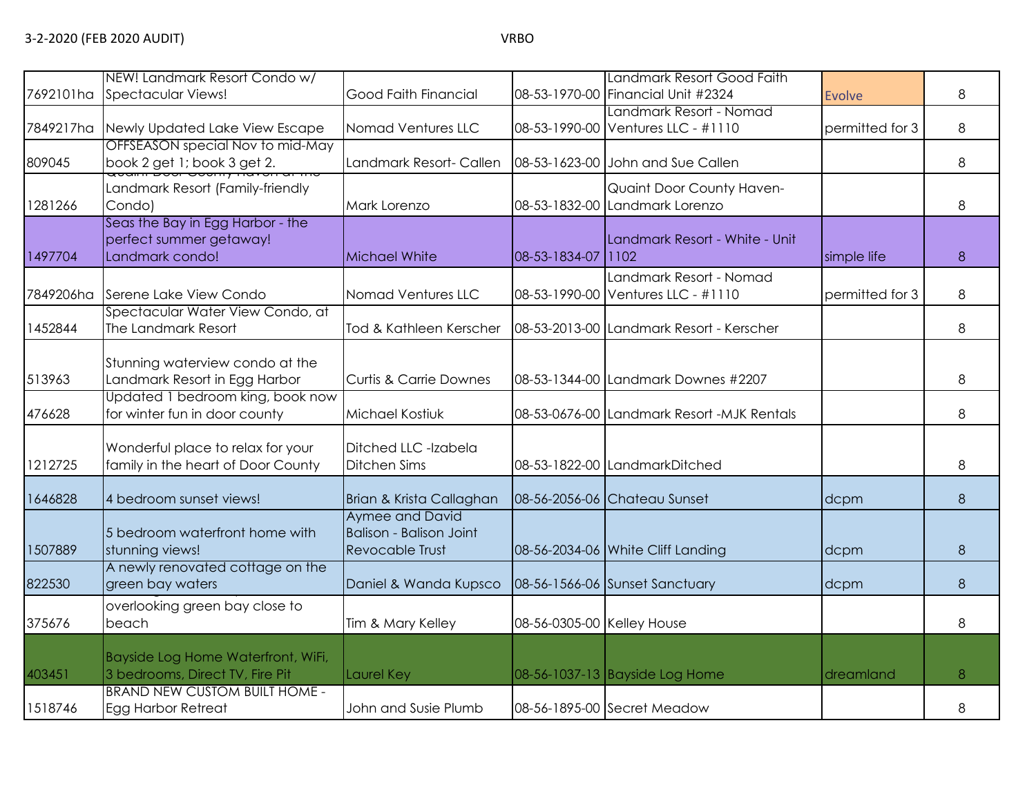3-2-2020 (FEB 2020 AUDIT) VRBO

| | | | | | | |
|---|---|---|---|---|---|---|
| 7692101ha | NEW! Landmark Resort Condo w/ Spectacular Views! | Good Faith Financial | 08-53-1970-00 | Landmark Resort Good Faith Financial Unit #2324 | Evolve | 8 |
| 7849217ha | Newly Updated Lake View Escape | Nomad Ventures LLC | 08-53-1990-00 | Landmark Resort - Nomad Ventures LLC - #1110 | permitted for 3 | 8 |
| 809045 | OFFSEASON special Nov to mid-May book 2 get 1; book 3 get 2. | Landmark Resort- Callen | 08-53-1623-00 | John and Sue Callen | | 8 |
| 1281266 | Quaint Door County Haven at the Landmark Resort (Family-friendly Condo) | Mark Lorenzo | 08-53-1832-00 | Quaint Door County Haven-Landmark Lorenzo | | 8 |
| 1497704 | Seas the Bay in Egg Harbor - the perfect summer getaway! Landmark condo! | Michael White | 08-53-1834-07 | Landmark Resort - White - Unit 1102 | simple life | 8 |
| 7849206ha | Serene Lake View Condo | Nomad Ventures LLC | 08-53-1990-00 | Landmark Resort - Nomad Ventures LLC - #1110 | permitted for 3 | 8 |
| 1452844 | Spectacular Water View Condo, at The Landmark Resort | Tod & Kathleen Kerscher | 08-53-2013-00 | Landmark Resort - Kerscher | | 8 |
| 513963 | Stunning waterview condo at the Landmark Resort in Egg Harbor | Curtis & Carrie Downes | 08-53-1344-00 | Landmark Downes #2207 | | 8 |
| 476628 | Updated 1 bedroom king, book now for winter fun in door county | Michael Kostiuk | 08-53-0676-00 | Landmark Resort -MJK Rentals | | 8 |
| 1212725 | Wonderful place to relax for your family in the heart of Door County | Ditched LLC -Izabela Ditchen Sims | 08-53-1822-00 | LandmarkDitched | | 8 |
| 1646828 | 4 bedroom sunset views! | Brian & Krista Callaghan | 08-56-2056-06 | Chateau Sunset | dcpm | 8 |
| 1507889 | 5 bedroom waterfront home with stunning views! | Aymee and David Balison - Balison Joint Revocable Trust | 08-56-2034-06 | White Cliff Landing | dcpm | 8 |
| 822530 | A newly renovated cottage on the green bay waters | Daniel & Wanda Kupsco | 08-56-1566-06 | Sunset Sanctuary | dcpm | 8 |
| 375676 | overlooking green bay close to beach | Tim & Mary Kelley | 08-56-0305-00 | Kelley House | | 8 |
| 403451 | Bayside Log Home Waterfront, WiFi, 3 bedrooms, Direct TV, Fire Pit | Laurel Key | 08-56-1037-13 | Bayside Log Home | dreamland | 8 |
| 1518746 | BRAND NEW CUSTOM BUILT HOME - Egg Harbor Retreat | John and Susie Plumb | 08-56-1895-00 | Secret Meadow | | 8 |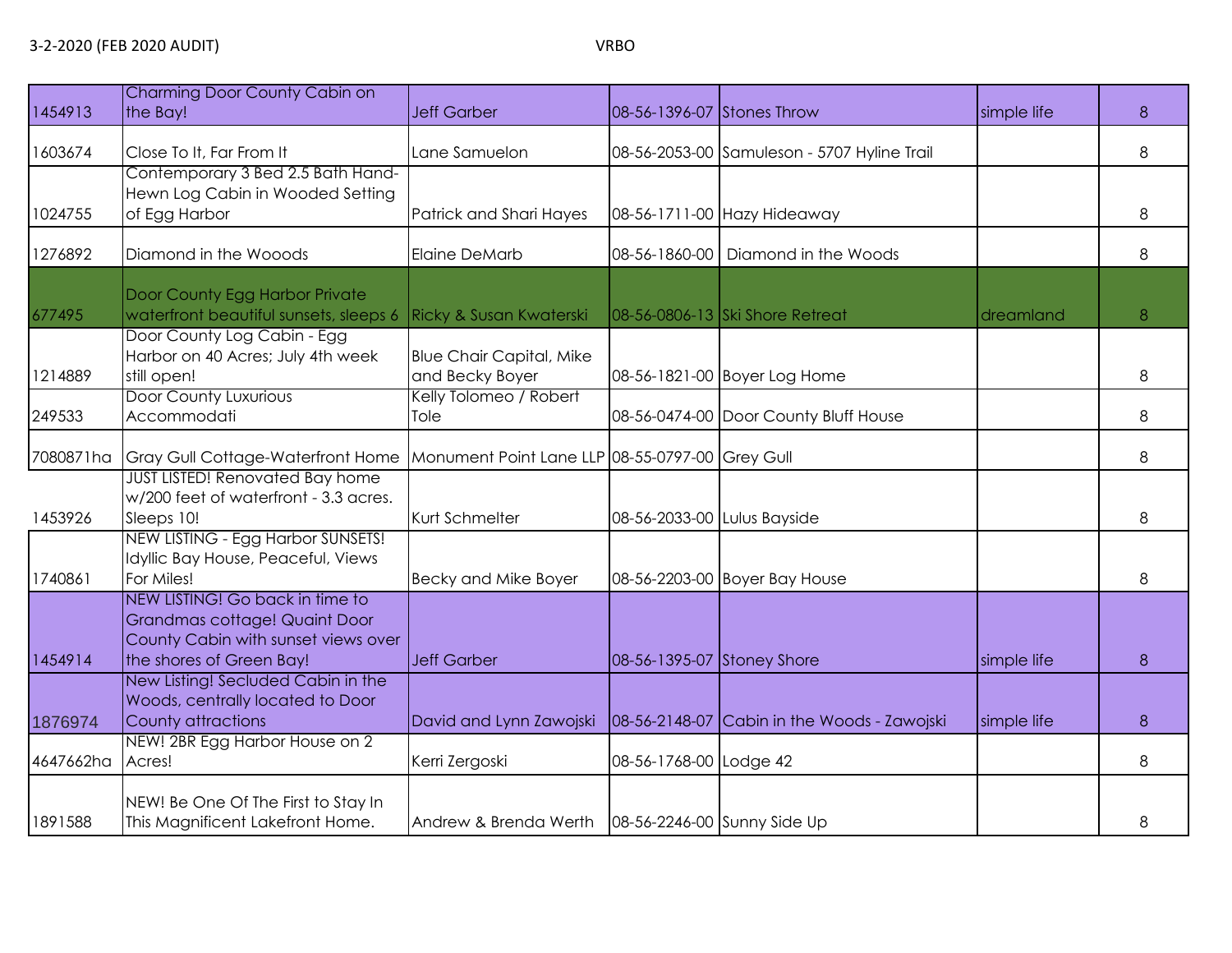| | | | | | | |
|---|---|---|---|---|---|---|
| 1454913 | Charming Door County Cabin on the Bay! | Jeff Garber | 08-56-1396-07 | Stones Throw | simple life | 8 |
| 1603674 | Close To It, Far From It | Lane Samuelon | 08-56-2053-00 | Samuleson - 5707 Hyline Trail | | 8 |
| 1024755 | Contemporary 3 Bed 2.5 Bath Hand-Hewn Log Cabin in Wooded Setting of Egg Harbor | Patrick and Shari Hayes | 08-56-1711-00 | Hazy Hideaway | | 8 |
| 1276892 | Diamond in the Wooods | Elaine DeMarb | 08-56-1860-00 | Diamond in the Woods | | 8 |
| 677495 | Door County Egg Harbor Private waterfront beautiful sunsets, sleeps 6 | Ricky & Susan Kwaterski | 08-56-0806-13 | Ski Shore Retreat | dreamland | 8 |
| 1214889 | Door County Log Cabin - Egg Harbor on 40 Acres; July 4th week still open! | Blue Chair Capital, Mike and Becky Boyer | 08-56-1821-00 | Boyer Log Home | | 8 |
| 249533 | Door County Luxurious Accommodati | Kelly Tolomeo / Robert Tole | 08-56-0474-00 | Door County Bluff House | | 8 |
| 7080871ha | Gray Gull Cottage-Waterfront Home | Monument Point Lane LLP | 08-55-0797-00 | Grey Gull | | 8 |
| 1453926 | JUST LISTED! Renovated Bay home w/200 feet of waterfront - 3.3 acres. Sleeps 10! | Kurt Schmelter | 08-56-2033-00 | Lulus Bayside | | 8 |
| 1740861 | NEW LISTING - Egg Harbor SUNSETS! Idyllic Bay House, Peaceful, Views For Miles! | Becky and Mike Boyer | 08-56-2203-00 | Boyer Bay House | | 8 |
| 1454914 | NEW LISTING! Go back in time to Grandmas cottage! Quaint Door County Cabin with sunset views over the shores of Green Bay! | Jeff Garber | 08-56-1395-07 | Stoney Shore | simple life | 8 |
| 1876974 | New Listing! Secluded Cabin in the Woods, centrally located to Door County attractions | David and Lynn Zawojski | 08-56-2148-07 | Cabin in the Woods - Zawojski | simple life | 8 |
| 4647662ha | NEW! 2BR Egg Harbor House on 2 Acres! | Kerri Zergoski | 08-56-1768-00 | Lodge 42 | | 8 |
| 1891588 | NEW! Be One Of The First to Stay In This Magnificent Lakefront Home. | Andrew & Brenda Werth | 08-56-2246-00 | Sunny Side Up | | 8 |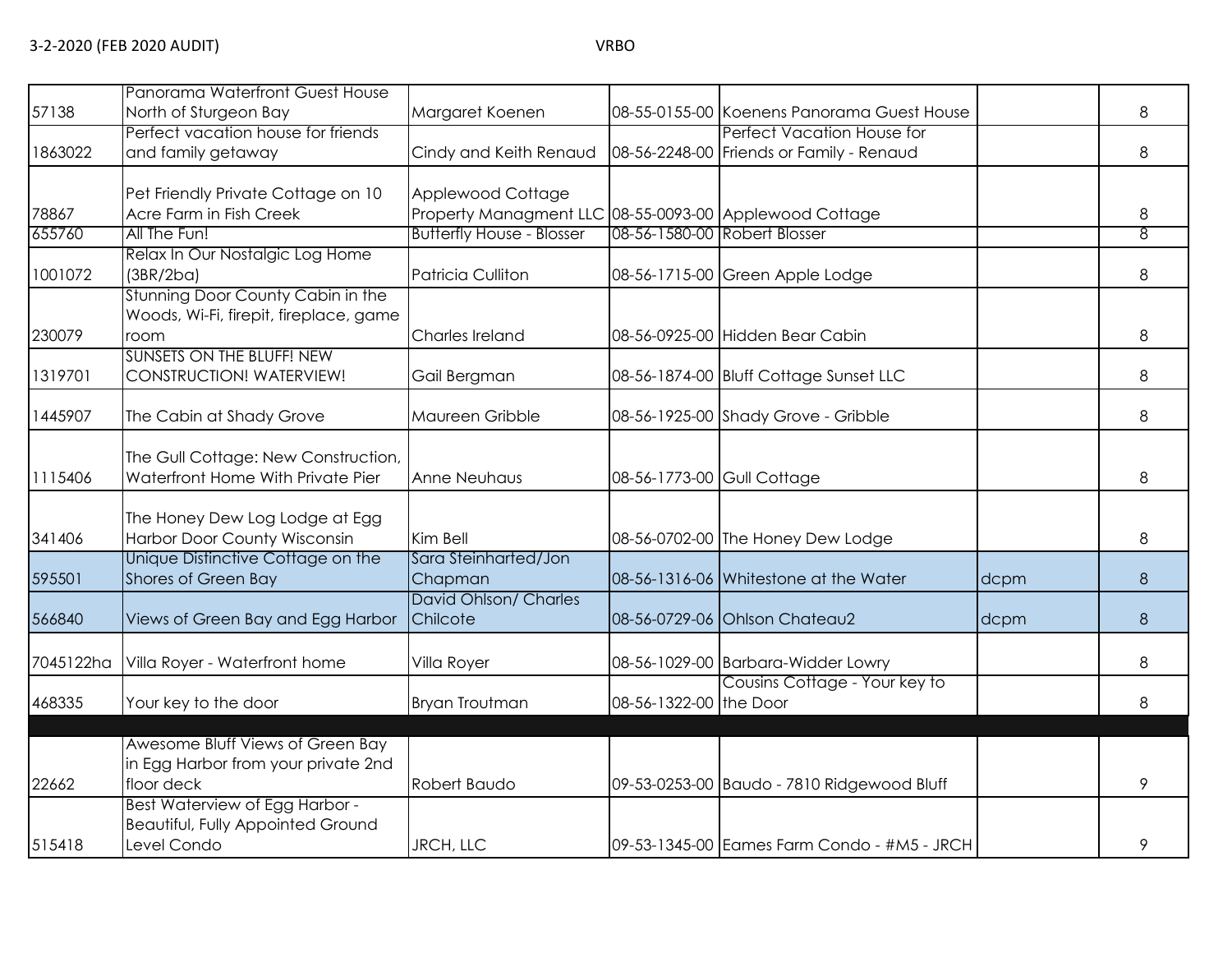3-2-2020 (FEB 2020 AUDIT) VRBO

| | | | | | | |
|---|---|---|---|---|---|---|
| 57138 | Panorama Waterfront Guest House North of Sturgeon Bay | Margaret Koenen | 08-55-0155-00 | Koenens Panorama Guest House | | 8 |
| 1863022 | Perfect vacation house for friends and family getaway | Cindy and Keith Renaud | 08-56-2248-00 | Perfect Vacation House for Friends or Family - Renaud | | 8 |
| 78867 | Pet Friendly Private Cottage on 10 Acre Farm in Fish Creek | Applewood Cottage Property Managment LLC | 08-55-0093-00 | Applewood Cottage | | 8 |
| 655760 | All The Fun! | Butterfly House - Blosser | 08-56-1580-00 | Robert Blosser | | 8 |
| 1001072 | Relax In Our Nostalgic Log Home (3BR/2ba) | Patricia Culliton | 08-56-1715-00 | Green Apple Lodge | | 8 |
| 230079 | Stunning Door County Cabin in the Woods, Wi-Fi, firepit, fireplace, game room | Charles Ireland | 08-56-0925-00 | Hidden Bear Cabin | | 8 |
| 1319701 | SUNSETS ON THE BLUFF! NEW CONSTRUCTION! WATERVIEW! | Gail Bergman | 08-56-1874-00 | Bluff Cottage Sunset LLC | | 8 |
| 1445907 | The Cabin at Shady Grove | Maureen Gribble | 08-56-1925-00 | Shady Grove - Gribble | | 8 |
| 1115406 | The Gull Cottage: New Construction, Waterfront Home With Private Pier | Anne Neuhaus | 08-56-1773-00 | Gull Cottage | | 8 |
| 341406 | The Honey Dew Log Lodge at Egg Harbor Door County Wisconsin | Kim Bell | 08-56-0702-00 | The Honey Dew Lodge | | 8 |
| 595501 | Unique Distinctive Cottage on the Shores of Green Bay | Sara Steinharted/Jon Chapman | 08-56-1316-06 | Whitestone at the Water | dcpm | 8 |
| 566840 | Views of Green Bay and Egg Harbor | David Ohlson/ Charles Chilcote | 08-56-0729-06 | Ohlson Chateau2 | dcpm | 8 |
| 7045122ha | Villa Royer - Waterfront home | Villa Royer | 08-56-1029-00 | Barbara-Widder Lowry | | 8 |
| 468335 | Your key to the door | Bryan Troutman | 08-56-1322-00 | Cousins Cottage - Your key to the Door | | 8 |
| | | | | | | |
| 22662 | Awesome Bluff Views of Green Bay in Egg Harbor from your private 2nd floor deck | Robert Baudo | 09-53-0253-00 | Baudo - 7810 Ridgewood Bluff | | 9 |
| 515418 | Best Waterview of Egg Harbor - Beautiful, Fully Appointed Ground Level Condo | JRCH, LLC | 09-53-1345-00 | Eames Farm Condo - #M5 - JRCH | | 9 |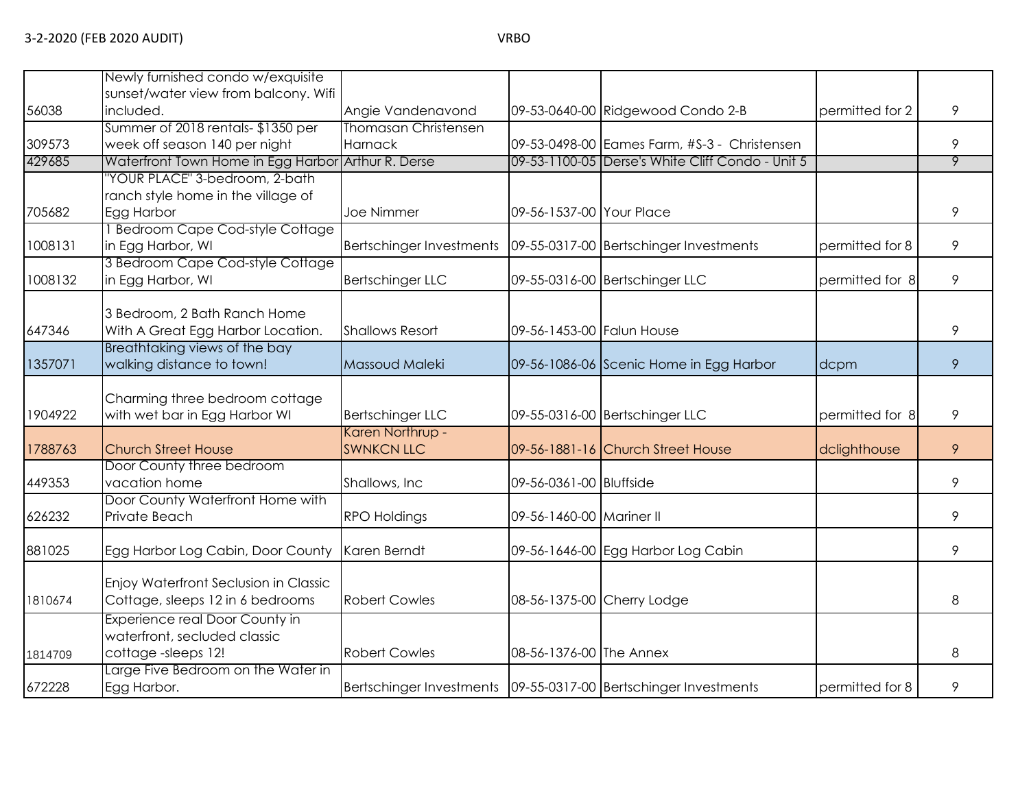| | | | | | | |
|---|---|---|---|---|---|---|
| 56038 | Newly furnished condo w/exquisite sunset/water view from balcony. Wifi included. | Angie Vandenavond | 09-53-0640-00 | Ridgewood Condo 2-B | permitted for 2 | 9 |
| 309573 | Summer of 2018 rentals- $1350 per week off season 140 per night | Thomasan Christensen Harnack | 09-53-0498-00 | Eames Farm, #S-3 - Christensen | | 9 |
| 429685 | Waterfront Town Home in Egg Harbor | Arthur R. Derse | 09-53-1100-05 | Derse's White Cliff Condo - Unit 5 | | 9 |
| 705682 | "YOUR PLACE" 3-bedroom, 2-bath ranch style home in the village of Egg Harbor | Joe Nimmer | 09-56-1537-00 | Your Place | | 9 |
| 1008131 | 1 Bedroom Cape Cod-style Cottage in Egg Harbor, WI | Bertschinger Investments | 09-55-0317-00 | Bertschinger Investments | permitted for 8 | 9 |
| 1008132 | 3 Bedroom Cape Cod-style Cottage in Egg Harbor, WI | Bertschinger LLC | 09-55-0316-00 | Bertschinger LLC | permitted for 8 | 9 |
| 647346 | 3 Bedroom, 2 Bath Ranch Home With A Great Egg Harbor Location. | Shallows Resort | 09-56-1453-00 | Falun House | | 9 |
| 1357071 | Breathtaking views of the bay walking distance to town! | Massoud Maleki | 09-56-1086-06 | Scenic Home in Egg Harbor | dcpm | 9 |
| 1904922 | Charming three bedroom cottage with wet bar in Egg Harbor WI | Bertschinger LLC | 09-55-0316-00 | Bertschinger LLC | permitted for 8 | 9 |
| 1788763 | Church Street House | Karen Northrup - SWNKCN LLC | 09-56-1881-16 | Church Street House | dclighthouse | 9 |
| 449353 | Door County three bedroom vacation home | Shallows, Inc | 09-56-0361-00 | Bluffside | | 9 |
| 626232 | Door County Waterfront Home with Private Beach | RPO Holdings | 09-56-1460-00 | Mariner II | | 9 |
| 881025 | Egg Harbor Log Cabin, Door County | Karen Berndt | 09-56-1646-00 | Egg Harbor Log Cabin | | 9 |
| 1810674 | Enjoy Waterfront Seclusion in Classic Cottage, sleeps 12 in 6 bedrooms | Robert Cowles | 08-56-1375-00 | Cherry Lodge | | 8 |
| 1814709 | Experience real Door County in waterfront, secluded classic cottage -sleeps 12! | Robert Cowles | 08-56-1376-00 | The Annex | | 8 |
| 672228 | Large Five Bedroom on the Water in Egg Harbor. | Bertschinger Investments | 09-55-0317-00 | Bertschinger Investments | permitted for 8 | 9 |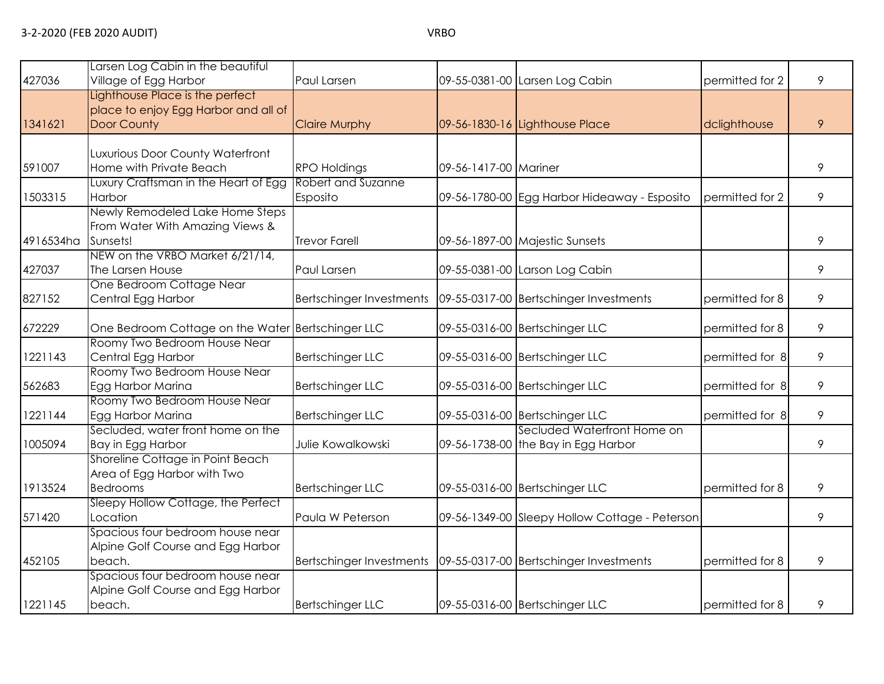3-2-2020 (FEB 2020 AUDIT) VRBO

| | | | | | | |
|---|---|---|---|---|---|---|
| 427036 | Larsen Log Cabin in the beautiful Village of Egg Harbor | Paul Larsen | 09-55-0381-00 | Larsen Log Cabin | permitted for 2 | 9 |
| 1341621 | Lighthouse Place is the perfect place to enjoy Egg Harbor and all of Door County | Claire Murphy | 09-56-1830-16 | Lighthouse Place | dclighthouse | 9 |
| 591007 | Luxurious Door County Waterfront Home with Private Beach | RPO Holdings | 09-56-1417-00 | Mariner | | 9 |
| 1503315 | Luxury Craftsman in the Heart of Egg Harbor | Robert and Suzanne Esposito | 09-56-1780-00 | Egg Harbor Hideaway - Esposito | permitted for 2 | 9 |
| 4916534ha | Newly Remodeled Lake Home Steps From Water With Amazing Views & Sunsets! | Trevor Farell | 09-56-1897-00 | Majestic Sunsets | | 9 |
| 427037 | NEW on the VRBO Market 6/21/14, The Larsen House | Paul Larsen | 09-55-0381-00 | Larson Log Cabin | | 9 |
| 827152 | One Bedroom Cottage Near Central Egg Harbor | Bertschinger Investments | 09-55-0317-00 | Bertschinger Investments | permitted for 8 | 9 |
| 672229 | One Bedroom Cottage on the Water | Bertschinger LLC | 09-55-0316-00 | Bertschinger LLC | permitted for 8 | 9 |
| 1221143 | Roomy Two Bedroom House Near Central Egg Harbor | Bertschinger LLC | 09-55-0316-00 | Bertschinger LLC | permitted for 8 | 9 |
| 562683 | Roomy Two Bedroom House Near Egg Harbor Marina | Bertschinger LLC | 09-55-0316-00 | Bertschinger LLC | permitted for 8 | 9 |
| 1221144 | Roomy Two Bedroom House Near Egg Harbor Marina | Bertschinger LLC | 09-55-0316-00 | Bertschinger LLC | permitted for 8 | 9 |
| 1005094 | Secluded, water front home on the Bay in Egg Harbor | Julie Kowalkowski | 09-56-1738-00 | Secluded Waterfront Home on the Bay in Egg Harbor | | 9 |
| 1913524 | Shoreline Cottage in Point Beach Area of Egg Harbor with Two Bedrooms | Bertschinger LLC | 09-55-0316-00 | Bertschinger LLC | permitted for 8 | 9 |
| 571420 | Sleepy Hollow Cottage, the Perfect Location | Paula W Peterson | 09-56-1349-00 | Sleepy Hollow Cottage - Peterson | | 9 |
| 452105 | Spacious four bedroom house near Alpine Golf Course and Egg Harbor beach. | Bertschinger Investments | 09-55-0317-00 | Bertschinger Investments | permitted for 8 | 9 |
| 1221145 | Spacious four bedroom house near Alpine Golf Course and Egg Harbor beach. | Bertschinger LLC | 09-55-0316-00 | Bertschinger LLC | permitted for 8 | 9 |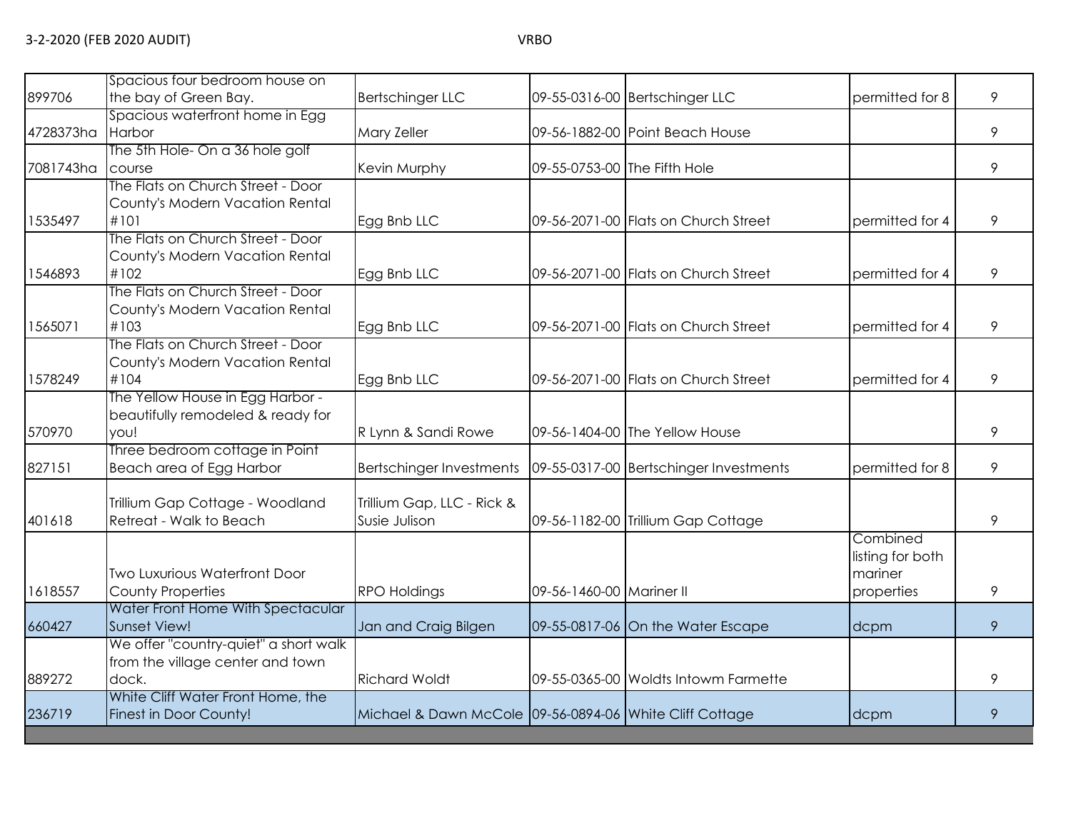3-2-2020 (FEB 2020 AUDIT) VRBO

| | | | | | | |
|---|---|---|---|---|---|---|
| 899706 | Spacious four bedroom house on the bay of Green Bay. | Bertschinger LLC | 09-55-0316-00 | Bertschinger LLC | permitted for 8 | 9 |
| 4728373ha | Spacious waterfront home in Egg Harbor | Mary Zeller | 09-56-1882-00 | Point Beach House | | 9 |
| 7081743ha | The 5th Hole- On a 36 hole golf course | Kevin Murphy | 09-55-0753-00 | The Fifth Hole | | 9 |
| 1535497 | The Flats on Church Street - Door County's Modern Vacation Rental #101 | Egg Bnb LLC | 09-56-2071-00 | Flats on Church Street | permitted for 4 | 9 |
| 1546893 | The Flats on Church Street - Door County's Modern Vacation Rental #102 | Egg Bnb LLC | 09-56-2071-00 | Flats on Church Street | permitted for 4 | 9 |
| 1565071 | The Flats on Church Street - Door County's Modern Vacation Rental #103 | Egg Bnb LLC | 09-56-2071-00 | Flats on Church Street | permitted for 4 | 9 |
| 1578249 | The Flats on Church Street - Door County's Modern Vacation Rental #104 | Egg Bnb LLC | 09-56-2071-00 | Flats on Church Street | permitted for 4 | 9 |
| 570970 | The Yellow House in Egg Harbor - beautifully remodeled & ready for you! | R Lynn & Sandi Rowe | 09-56-1404-00 | The Yellow House | | 9 |
| 827151 | Three bedroom cottage in Point Beach area of Egg Harbor | Bertschinger Investments | 09-55-0317-00 | Bertschinger Investments | permitted for 8 | 9 |
| 401618 | Trillium Gap Cottage - Woodland Retreat - Walk to Beach | Trillium Gap, LLC - Rick & Susie Julison | 09-56-1182-00 | Trillium Gap Cottage | | 9 |
| 1618557 | Two Luxurious Waterfront Door County Properties | RPO Holdings | 09-56-1460-00 | Mariner II | Combined listing for both mariner properties | 9 |
| 660427 | Water Front Home With Spectacular Sunset View! | Jan and Craig Bilgen | 09-55-0817-06 | On the Water Escape | dcpm | 9 |
| 889272 | We offer "country-quiet" a short walk from the village center and town dock. | Richard Woldt | 09-55-0365-00 | Woldts Intowm Farmette | | 9 |
| 236719 | White Cliff Water Front Home, the Finest in Door County! | Michael & Dawn McCole | 09-56-0894-06 | White Cliff Cottage | dcpm | 9 |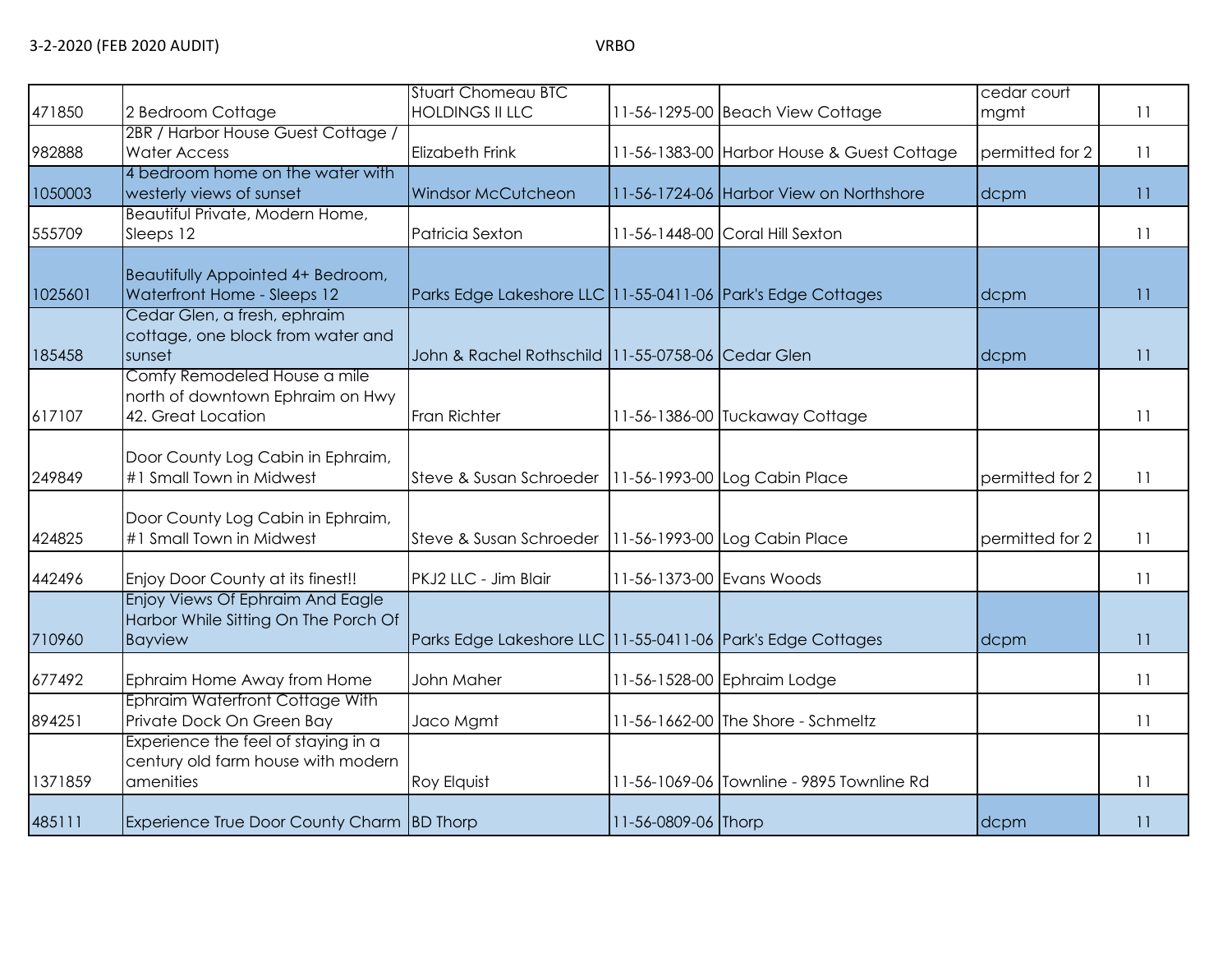3-2-2020 (FEB 2020 AUDIT) VRBO

| | | | | | | |
|---|---|---|---|---|---|---|
| 471850 | 2 Bedroom Cottage | Stuart Chomeau BTC HOLDINGS II LLC | 11-56-1295-00 | Beach View Cottage | cedar court mgmt | 11 |
| 982888 | 2BR / Harbor House Guest Cottage / Water Access | Elizabeth Frink | 11-56-1383-00 | Harbor House & Guest Cottage | permitted for 2 | 11 |
| 1050003 | 4 bedroom home on the water with westerly views of sunset | Windsor McCutcheon | 11-56-1724-06 | Harbor View on Northshore | dcpm | 11 |
| 555709 | Beautiful Private, Modern Home, Sleeps 12 | Patricia Sexton | 11-56-1448-00 | Coral Hill Sexton | | 11 |
| 1025601 | Beautifully Appointed 4+ Bedroom, Waterfront Home - Sleeps 12 | Parks Edge Lakeshore LLC | 11-55-0411-06 | Park's Edge Cottages | dcpm | 11 |
| 185458 | Cedar Glen, a fresh, ephraim cottage, one block from water and sunset | John & Rachel Rothschild | 11-55-0758-06 | Cedar Glen | dcpm | 11 |
| 617107 | Comfy Remodeled House a mile north of downtown Ephraim on Hwy 42. Great Location | Fran Richter | 11-56-1386-00 | Tuckaway Cottage | | 11 |
| 249849 | Door County Log Cabin in Ephraim, #1 Small Town in Midwest | Steve & Susan Schroeder | 11-56-1993-00 | Log Cabin Place | permitted for 2 | 11 |
| 424825 | Door County Log Cabin in Ephraim, #1 Small Town in Midwest | Steve & Susan Schroeder | 11-56-1993-00 | Log Cabin Place | permitted for 2 | 11 |
| 442496 | Enjoy Door County at its finest!! | PKJ2 LLC - Jim Blair | 11-56-1373-00 | Evans Woods | | 11 |
| 710960 | Enjoy Views Of Ephraim And Eagle Harbor While Sitting On The Porch Of Bayview | Parks Edge Lakeshore LLC | 11-55-0411-06 | Park's Edge Cottages | dcpm | 11 |
| 677492 | Ephraim Home Away from Home | John Maher | 11-56-1528-00 | Ephraim Lodge | | 11 |
| 894251 | Ephraim Waterfront Cottage With Private Dock On Green Bay | Jaco Mgmt | 11-56-1662-00 | The Shore - Schmeltz | | 11 |
| 1371859 | Experience the feel of staying in a century old farm house with modern amenities | Roy Elquist | 11-56-1069-06 | Townline - 9895 Townline Rd | | 11 |
| 485111 | Experience True Door County Charm | BD Thorp | 11-56-0809-06 | Thorp | dcpm | 11 |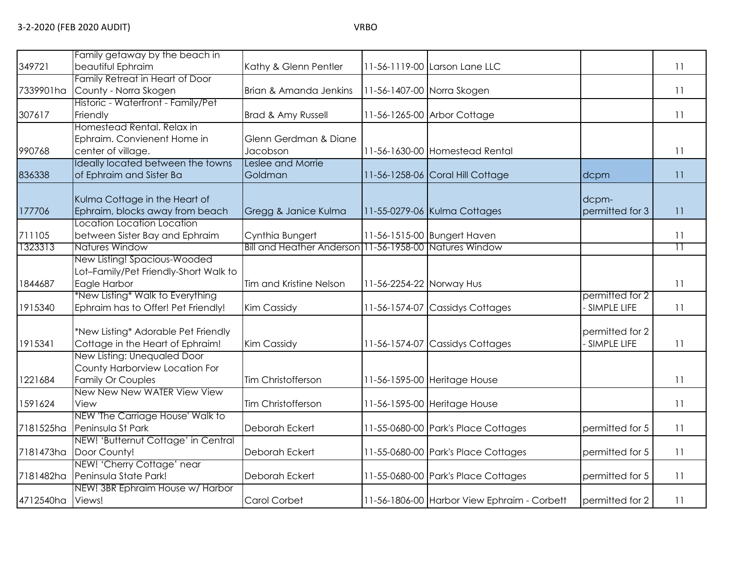| | | | | | | |
|---|---|---|---|---|---|---|
| 349721 | Family getaway by the beach in beautiful Ephraim | Kathy & Glenn Pentler | 11-56-1119-00 | Larson Lane LLC | | 11 |
| 7339901ha | Family Retreat in Heart of Door County - Norra Skogen | Brian & Amanda Jenkins | 11-56-1407-00 | Norra Skogen | | 11 |
| 307617 | Historic - Waterfront - Family/Pet Friendly | Brad & Amy Russell | 11-56-1265-00 | Arbor Cottage | | 11 |
| 990768 | Homestead Rental. Relax in Ephraim. Convienent Home in center of village. | Glenn Gerdman & Diane Jacobson | 11-56-1630-00 | Homestead Rental | | 11 |
| 836338 | Ideally located between the towns of Ephraim and Sister Ba | Leslee and Morrie Goldman | 11-56-1258-06 | Coral Hill Cottage | dcpm | 11 |
| 177706 | Kulma Cottage in the Heart of Ephraim, blocks away from beach | Gregg & Janice Kulma | 11-55-0279-06 | Kulma Cottages | dcpm-permitted for 3 | 11 |
| 711105 | Location Location Location between Sister Bay and Ephraim | Cynthia Bungert | 11-56-1515-00 | Bungert Haven | | 11 |
| 1323313 | Natures Window | Bill and Heather Anderson | 11-56-1958-00 | Natures Window | | 11 |
| 1844687 | New Listing! Spacious-Wooded Lot–Family/Pet Friendly-Short Walk to Eagle Harbor | Tim and Kristine Nelson | 11-56-2254-22 | Norway Hus | | 11 |
| 1915340 | *New Listing* Walk to Everything Ephraim has to Offer! Pet Friendly! | Kim Cassidy | 11-56-1574-07 | Cassidys Cottages | permitted for 2 - SIMPLE LIFE | 11 |
| 1915341 | *New Listing* Adorable Pet Friendly Cottage in the Heart of Ephraim! | Kim Cassidy | 11-56-1574-07 | Cassidys Cottages | permitted for 2 - SIMPLE LIFE | 11 |
| 1221684 | New Listing: Unequaled Door County Harborview Location For Family Or Couples | Tim Christofferson | 11-56-1595-00 | Heritage House | | 11 |
| 1591624 | New New New WATER View View View | Tim Christofferson | 11-56-1595-00 | Heritage House | | 11 |
| 7181525ha | NEW 'The Carriage House' Walk to Peninsula St Park | Deborah Eckert | 11-55-0680-00 | Park's Place Cottages | permitted for 5 | 11 |
| 7181473ha | NEW! 'Butternut Cottage' in Central Door County! | Deborah Eckert | 11-55-0680-00 | Park's Place Cottages | permitted for 5 | 11 |
| 7181482ha | NEW! 'Cherry Cottage' near Peninsula State Park! | Deborah Eckert | 11-55-0680-00 | Park's Place Cottages | permitted for 5 | 11 |
| 4712540ha | NEW! 3BR Ephraim House w/ Harbor Views! | Carol Corbet | 11-56-1806-00 | Harbor View Ephraim - Corbett | permitted for 2 | 11 |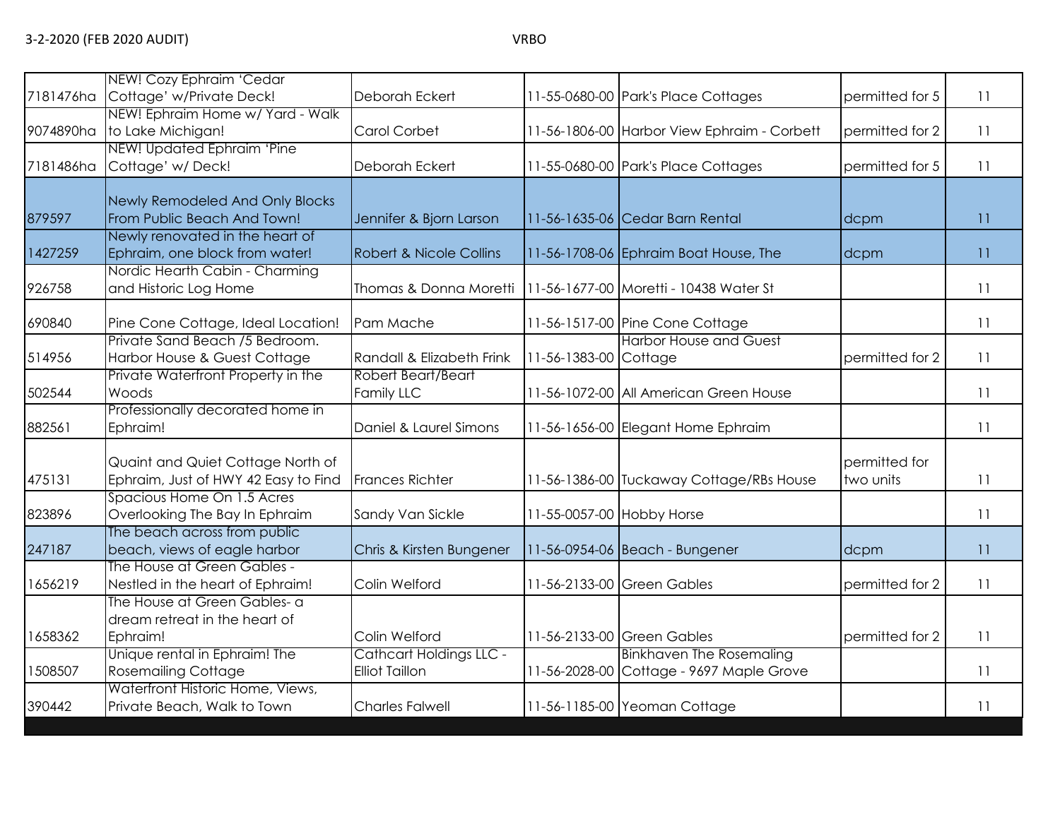3-2-2020 (FEB 2020 AUDIT) VRBO

| | | | | | | |
|---|---|---|---|---|---|---|
| 7181476ha | NEW! Cozy Ephraim 'Cedar Cottage' w/Private Deck! | Deborah Eckert | 11-55-0680-00 | Park's Place Cottages | permitted for 5 | 11 |
| 9074890ha | NEW! Ephraim Home w/ Yard - Walk to Lake Michigan! | Carol Corbet | 11-56-1806-00 | Harbor View Ephraim - Corbett | permitted for 2 | 11 |
| 7181486ha | NEW! Updated Ephraim 'Pine Cottage' w/ Deck! | Deborah Eckert | 11-55-0680-00 | Park's Place Cottages | permitted for 5 | 11 |
| 879597 | Newly Remodeled And Only Blocks From Public Beach And Town! | Jennifer & Bjorn Larson | 11-56-1635-06 | Cedar Barn Rental | dcpm | 11 |
| 1427259 | Newly renovated in the heart of Ephraim, one block from water! | Robert & Nicole Collins | 11-56-1708-06 | Ephraim Boat House, The | dcpm | 11 |
| 926758 | Nordic Hearth Cabin - Charming and Historic Log Home | Thomas & Donna Moretti | 11-56-1677-00 | Moretti - 10438 Water St | | 11 |
| 690840 | Pine Cone Cottage, Ideal Location! | Pam Mache | 11-56-1517-00 | Pine Cone Cottage | | 11 |
| 514956 | Private Sand Beach /5 Bedroom. Harbor House & Guest Cottage | Randall & Elizabeth Frink | 11-56-1383-00 | Harbor House and Guest Cottage | permitted for 2 | 11 |
| 502544 | Private Waterfront Property in the Woods | Robert Beart/Beart Family LLC | 11-56-1072-00 | All American Green House | | 11 |
| 882561 | Professionally decorated home in Ephraim! | Daniel & Laurel Simons | 11-56-1656-00 | Elegant Home Ephraim | | 11 |
| 475131 | Quaint and Quiet Cottage North of Ephraim, Just of HWY 42 Easy to Find | Frances Richter | 11-56-1386-00 | Tuckaway Cottage/RBs House | permitted for two units | 11 |
| 823896 | Spacious Home On 1.5 Acres Overlooking The Bay In Ephraim | Sandy Van Sickle | 11-55-0057-00 | Hobby Horse | | 11 |
| 247187 | The beach across from public beach, views of eagle harbor | Chris & Kirsten Bungener | 11-56-0954-06 | Beach - Bungener | dcpm | 11 |
| 1656219 | The House at Green Gables - Nestled in the heart of Ephraim! | Colin Welford | 11-56-2133-00 | Green Gables | permitted for 2 | 11 |
| 1658362 | The House at Green Gables- a dream retreat in the heart of Ephraim! | Colin Welford | 11-56-2133-00 | Green Gables | permitted for 2 | 11 |
| 1508507 | Unique rental in Ephraim! The Rosemailing Cottage | Cathcart Holdings LLC - Elliot Taillon | 11-56-2028-00 | Binkhaven The Rosemaling Cottage - 9697 Maple Grove | | 11 |
| 390442 | Waterfront Historic Home, Views, Private Beach, Walk to Town | Charles Falwell | 11-56-1185-00 | Yeoman Cottage | | 11 |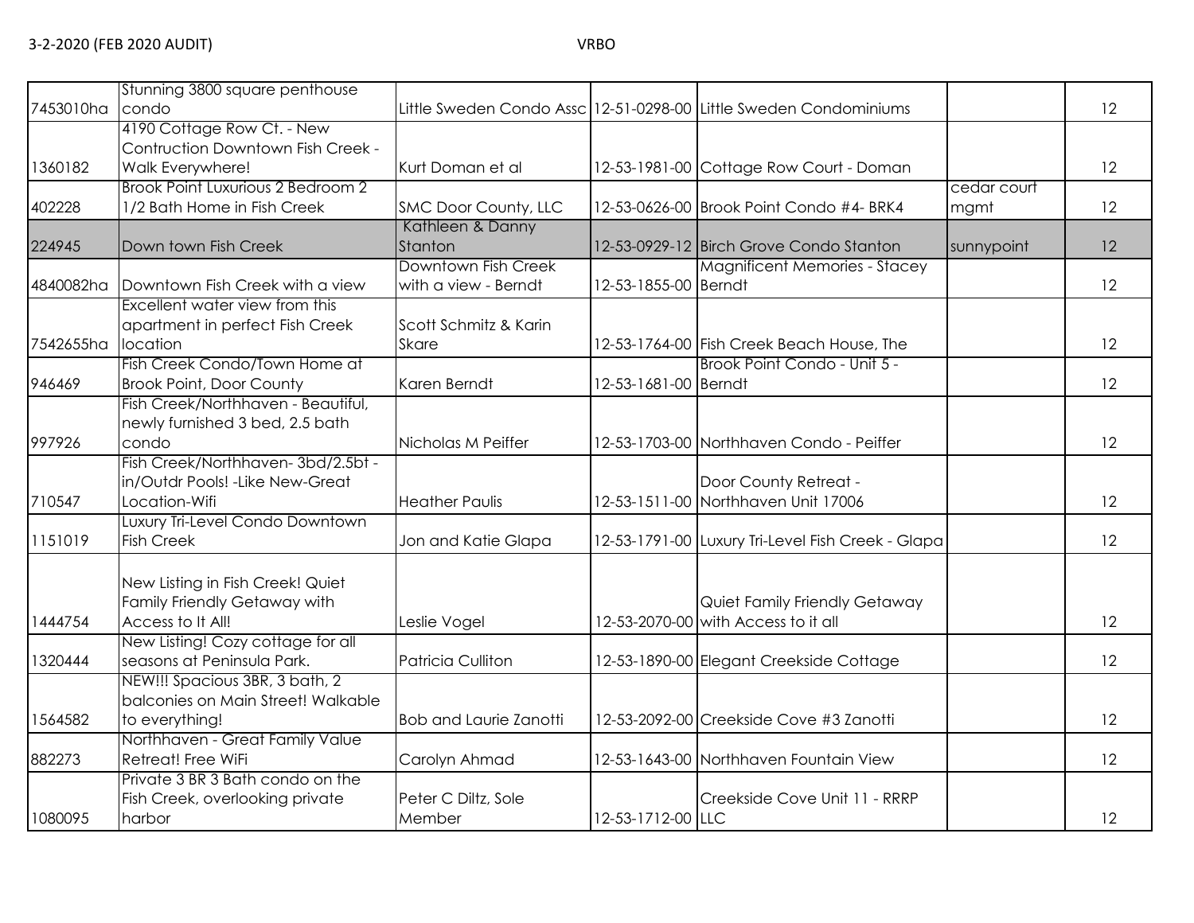| | | | | | | |
|---|---|---|---|---|---|---|
| 7453010ha | Stunning 3800 square penthouse condo | Little Sweden Condo Assc | 12-51-0298-00 | Little Sweden Condominiums | | 12 |
| 1360182 | 4190 Cottage Row Ct. - New Contruction Downtown Fish Creek - Walk Everywhere! | Kurt Doman et al | 12-53-1981-00 | Cottage Row Court - Doman | | 12 |
| 402228 | Brook Point Luxurious 2 Bedroom 2 1/2 Bath Home in Fish Creek | SMC Door County, LLC | 12-53-0626-00 | Brook Point Condo #4- BRK4 | cedar court mgmt | 12 |
| 224945 | Down town Fish Creek | Kathleen & Danny Stanton | 12-53-0929-12 | Birch Grove Condo Stanton | sunnypoint | 12 |
| 4840082ha | Downtown Fish Creek with a view | Downtown Fish Creek with a view - Berndt | 12-53-1855-00 | Magnificent Memories - Stacey Berndt | | 12 |
| 7542655ha | Excellent water view from this apartment in perfect Fish Creek location | Scott Schmitz & Karin Skare | 12-53-1764-00 | Fish Creek Beach House, The | | 12 |
| 946469 | Fish Creek Condo/Town Home at Brook Point, Door County | Karen Berndt | 12-53-1681-00 | Brook Point Condo - Unit 5 - Berndt | | 12 |
| 997926 | Fish Creek/Northhaven - Beautiful, newly furnished 3 bed, 2.5 bath condo | Nicholas M Peiffer | 12-53-1703-00 | Northhaven Condo - Peiffer | | 12 |
| 710547 | Fish Creek/Northhaven- 3bd/2.5bt - in/Outdr Pools! -Like New-Great Location-Wifi | Heather Paulis | 12-53-1511-00 | Door County Retreat - Northhaven Unit 17006 | | 12 |
| 1151019 | Luxury Tri-Level Condo Downtown Fish Creek | Jon and Katie Glapa | 12-53-1791-00 | Luxury Tri-Level Fish Creek - Glapa | | 12 |
| 1444754 | New Listing in Fish Creek! Quiet Family Friendly Getaway with Access to It All! | Leslie Vogel | 12-53-2070-00 | Quiet Family Friendly Getaway with Access to it all | | 12 |
| 1320444 | New Listing! Cozy cottage for all seasons at Peninsula Park. | Patricia Culliton | 12-53-1890-00 | Elegant Creekside Cottage | | 12 |
| 1564582 | NEW!!! Spacious 3BR, 3 bath, 2 balconies on Main Street! Walkable to everything! | Bob and Laurie Zanotti | 12-53-2092-00 | Creekside Cove #3 Zanotti | | 12 |
| 882273 | Northhaven - Great Family Value Retreat! Free WiFi | Carolyn Ahmad | 12-53-1643-00 | Northhaven Fountain View | | 12 |
| 1080095 | Private 3 BR 3 Bath condo on the Fish Creek, overlooking private harbor | Peter C Diltz, Sole Member | 12-53-1712-00 | Creekside Cove Unit 11 - RRRP LLC | | 12 |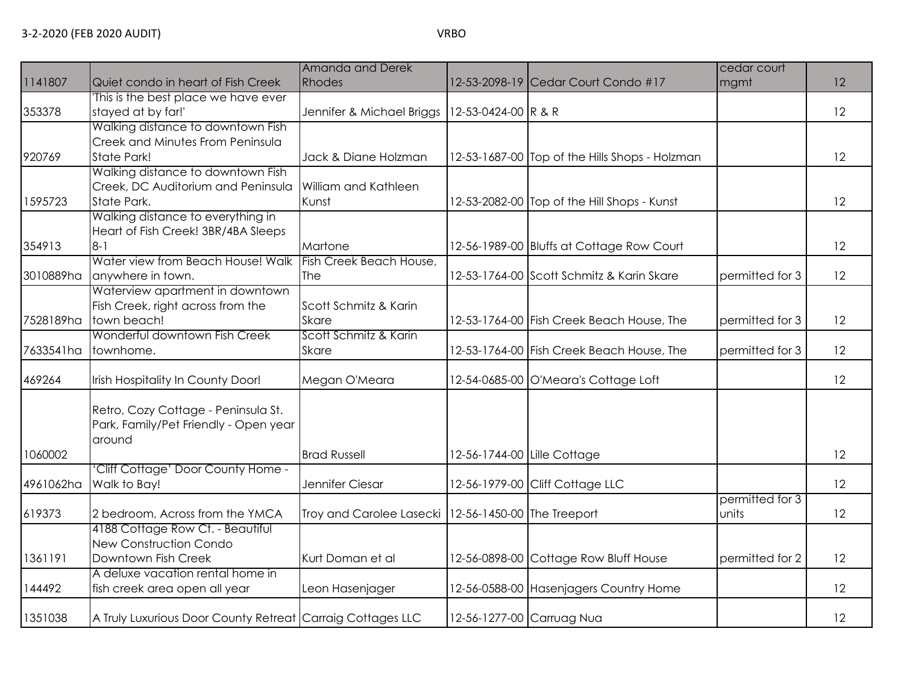| | | | | | | |
|---|---|---|---|---|---|---|
| 1141807 | Quiet condo in heart of Fish Creek | Amanda and Derek Rhodes | 12-53-2098-19 | Cedar Court Condo #17 | cedar court mgmt | 12 |
| 353378 | 'This is the best place we have ever stayed at by far!' | Jennifer & Michael Briggs | 12-53-0424-00 | R & R | | 12 |
| 920769 | Walking distance to downtown Fish Creek and Minutes From Peninsula State Park! | Jack & Diane Holzman | 12-53-1687-00 | Top of the Hills Shops - Holzman | | 12 |
| 1595723 | Walking distance to downtown Fish Creek, DC Auditorium and Peninsula State Park. | William and Kathleen Kunst | 12-53-2082-00 | Top of the Hill Shops - Kunst | | 12 |
| 354913 | Walking distance to everything in Heart of Fish Creek! 3BR/4BA Sleeps 8-1 | Martone | 12-56-1989-00 | Bluffs at Cottage Row Court | | 12 |
| 3010889ha | Water view from Beach House! Walk anywhere in town. | Fish Creek Beach House, The | 12-53-1764-00 | Scott Schmitz & Karin Skare | permitted for 3 | 12 |
| 7528189ha | Waterview apartment in downtown Fish Creek, right across from the town beach! | Scott Schmitz & Karin Skare | 12-53-1764-00 | Fish Creek Beach House, The | permitted for 3 | 12 |
| 7633541ha | Wonderful downtown Fish Creek townhome. | Scott Schmitz & Karin Skare | 12-53-1764-00 | Fish Creek Beach House, The | permitted for 3 | 12 |
| 469264 | Irish Hospitality In County Door! | Megan O'Meara | 12-54-0685-00 | O'Meara's Cottage Loft | | 12 |
| 1060002 | Retro, Cozy Cottage - Peninsula St. Park, Family/Pet Friendly - Open year around | Brad Russell | 12-56-1744-00 | Lille Cottage | | 12 |
| 4961062ha | 'Cliff Cottage' Door County Home - Walk to Bay! | Jennifer Ciesar | 12-56-1979-00 | Cliff Cottage LLC | | 12 |
| 619373 | 2 bedroom, Across from the YMCA | Troy and Carolee Lasecki | 12-56-1450-00 | The Treeport | permitted for 3 units | 12 |
| 1361191 | 4188 Cottage Row Ct. - Beautiful New Construction Condo Downtown Fish Creek | Kurt Doman et al | 12-56-0898-00 | Cottage Row Bluff House | permitted for 2 | 12 |
| 144492 | A deluxe vacation rental home in fish creek area open all year | Leon Hasenjager | 12-56-0588-00 | Hasenjagers Country Home | | 12 |
| 1351038 | A Truly Luxurious Door County Retreat | Carraig Cottages LLC | 12-56-1277-00 | Carruag Nua | | 12 |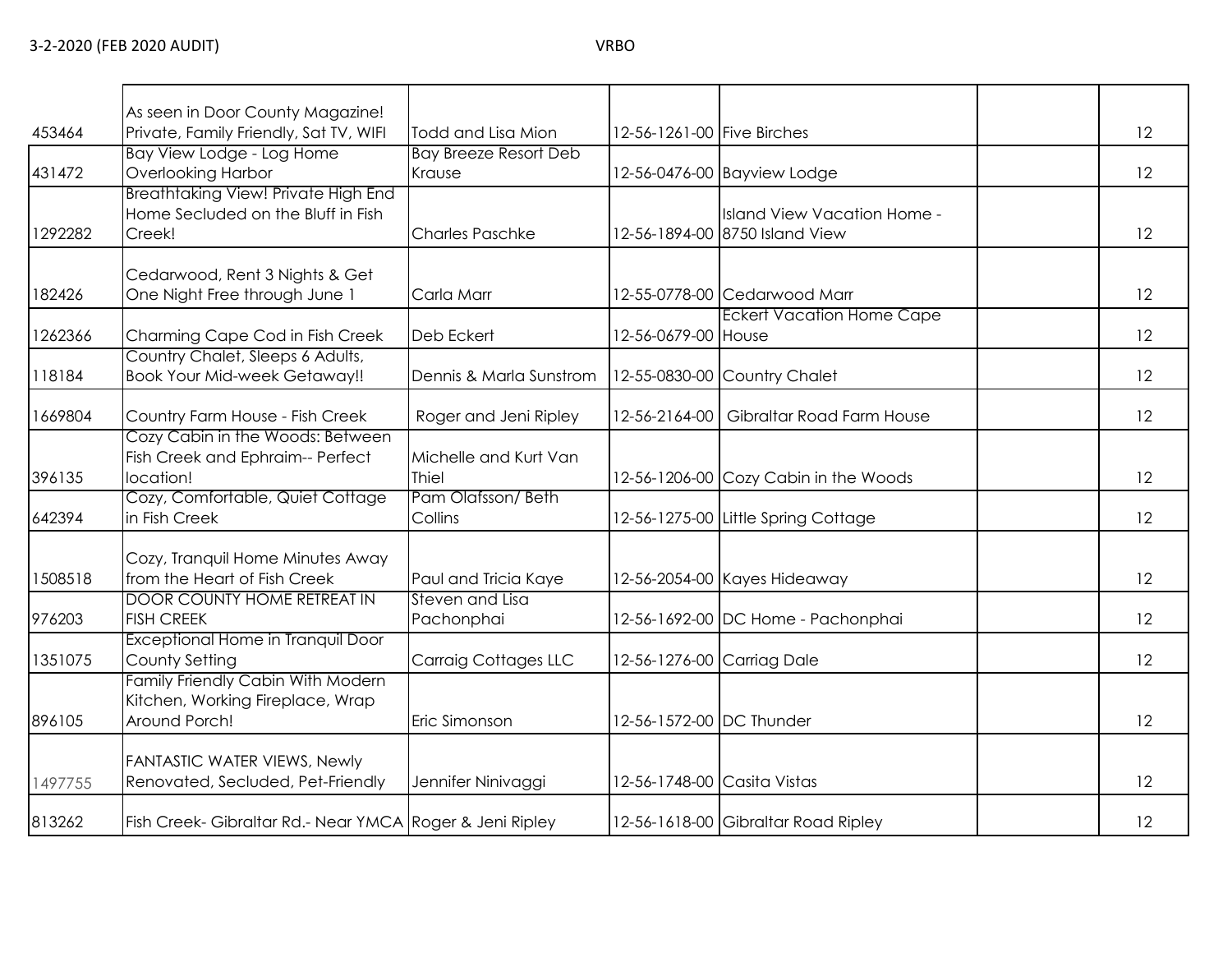3-2-2020 (FEB 2020 AUDIT) VRBO

| | | | | | | |
|---|---|---|---|---|---|---|
| 453464 | As seen in Door County Magazine! Private, Family Friendly, Sat TV, WIFI | Todd and Lisa Mion | 12-56-1261-00 | Five Birches | | 12 |
| 431472 | Bay View Lodge - Log Home Overlooking Harbor | Bay Breeze Resort Deb Krause | 12-56-0476-00 | Bayview Lodge | | 12 |
| 1292282 | Breathtaking View! Private High End Home Secluded on the Bluff in Fish Creek! | Charles Paschke | 12-56-1894-00 | Island View Vacation Home - 8750 Island View | | 12 |
| 182426 | Cedarwood, Rent 3 Nights & Get One Night Free through June 1 | Carla Marr | 12-55-0778-00 | Cedarwood Marr | | 12 |
| 1262366 | Charming Cape Cod in Fish Creek | Deb Eckert | 12-56-0679-00 | Eckert Vacation Home Cape House | | 12 |
| 118184 | Country Chalet, Sleeps 6 Adults, Book Your Mid-week Getaway!! | Dennis & Marla Sunstrom | 12-55-0830-00 | Country Chalet | | 12 |
| 1669804 | Country Farm House - Fish Creek | Roger and Jeni Ripley | 12-56-2164-00 | Gibraltar Road Farm House | | 12 |
| 396135 | Cozy Cabin in the Woods: Between Fish Creek and Ephraim-- Perfect location! | Michelle and Kurt Van Thiel | 12-56-1206-00 | Cozy Cabin in the Woods | | 12 |
| 642394 | Cozy, Comfortable, Quiet Cottage in Fish Creek | Pam Olafsson/ Beth Collins | 12-56-1275-00 | Little Spring Cottage | | 12 |
| 1508518 | Cozy, Tranquil Home Minutes Away from the Heart of Fish Creek | Paul and Tricia Kaye | 12-56-2054-00 | Kayes Hideaway | | 12 |
| 976203 | DOOR COUNTY HOME RETREAT IN FISH CREEK | Steven and Lisa Pachonphai | 12-56-1692-00 | DC Home - Pachonphai | | 12 |
| 1351075 | Exceptional Home in Tranquil Door County Setting | Carraig Cottages LLC | 12-56-1276-00 | Carriag Dale | | 12 |
| 896105 | Family Friendly Cabin With Modern Kitchen, Working Fireplace, Wrap Around Porch! | Eric Simonson | 12-56-1572-00 | DC Thunder | | 12 |
| 1497755 | FANTASTIC WATER VIEWS, Newly Renovated, Secluded, Pet-Friendly | Jennifer Ninivaggi | 12-56-1748-00 | Casita Vistas | | 12 |
| 813262 | Fish Creek- Gibraltar Rd.- Near YMCA | Roger & Jeni Ripley | 12-56-1618-00 | Gibraltar Road Ripley | | 12 |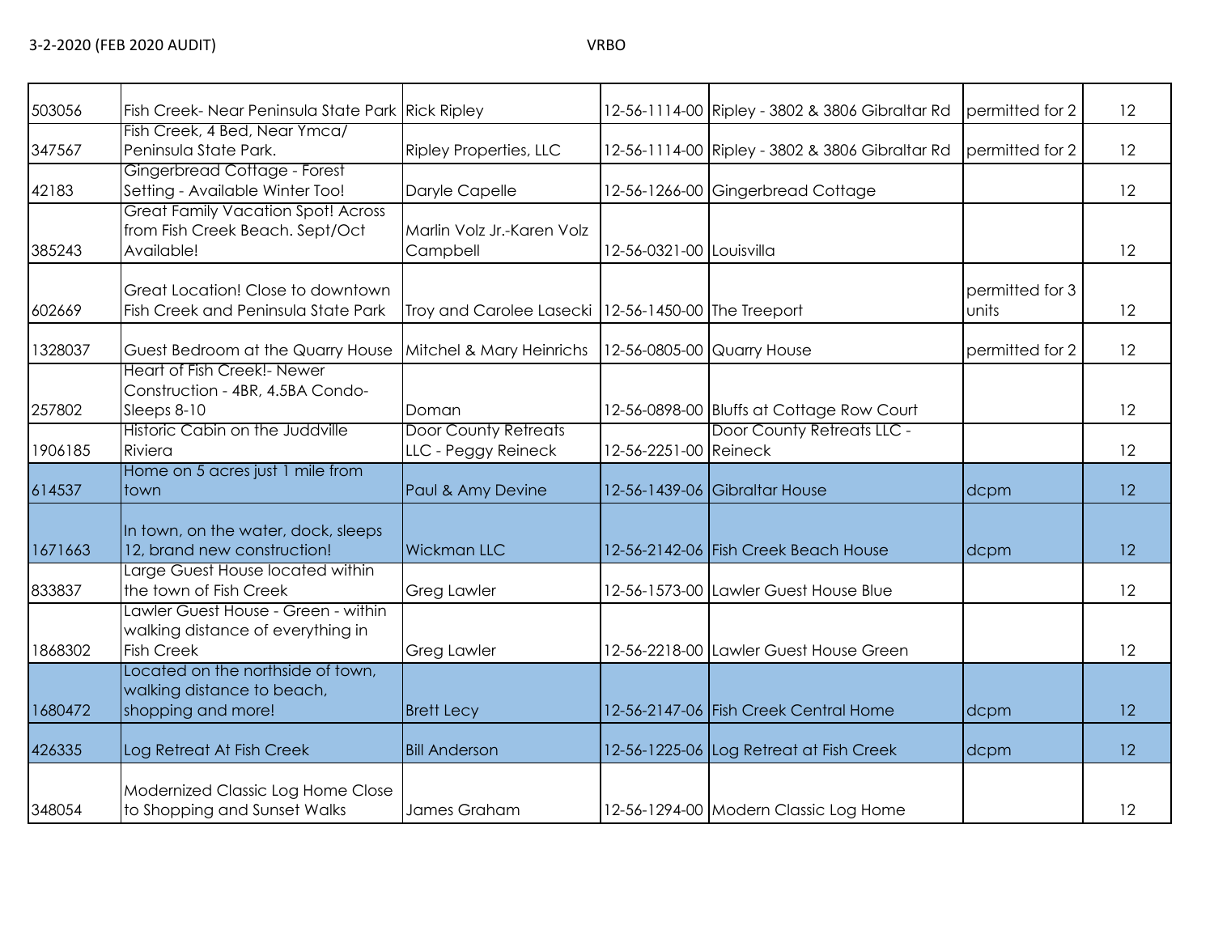3-2-2020 (FEB 2020 AUDIT) VRBO

| | | | | | | |
|---|---|---|---|---|---|---|
| 503056 | Fish Creek- Near Peninsula State Park | Rick Ripley | 12-56-1114-00 | Ripley - 3802 & 3806 Gibraltar Rd | permitted for 2 | 12 |
| 347567 | Fish Creek, 4 Bed, Near Ymca/ Peninsula State Park. | Ripley Properties, LLC | 12-56-1114-00 | Ripley - 3802 & 3806 Gibraltar Rd | permitted for 2 | 12 |
| 42183 | Gingerbread Cottage - Forest Setting - Available Winter Too! | Daryle Capelle | 12-56-1266-00 | Gingerbread Cottage | | 12 |
| 385243 | Great Family Vacation Spot! Across from Fish Creek Beach. Sept/Oct Available! | Marlin Volz Jr.-Karen Volz Campbell | 12-56-0321-00 | Louisvilla | | 12 |
| 602669 | Great Location! Close to downtown Fish Creek and Peninsula State Park | Troy and Carolee Lasecki | 12-56-1450-00 | The Treeport | permitted for 3 units | 12 |
| 1328037 | Guest Bedroom at the Quarry House | Mitchel & Mary Heinrichs | 12-56-0805-00 | Quarry House | permitted for 2 | 12 |
| 257802 | Heart of Fish Creek!- Newer Construction - 4BR, 4.5BA Condo- Sleeps 8-10 | Doman | 12-56-0898-00 | Bluffs at Cottage Row Court | | 12 |
| 1906185 | Historic Cabin on the Juddville Riviera | Door County Retreats LLC - Peggy Reineck | 12-56-2251-00 | Door County Retreats LLC - Reineck | | 12 |
| 614537 | Home on 5 acres just 1 mile from town | Paul & Amy Devine | 12-56-1439-06 | Gibraltar House | dcpm | 12 |
| 1671663 | In town, on the water, dock, sleeps 12, brand new construction! | Wickman LLC | 12-56-2142-06 | Fish Creek Beach House | dcpm | 12 |
| 833837 | Large Guest House located within the town of Fish Creek | Greg Lawler | 12-56-1573-00 | Lawler Guest House Blue | | 12 |
| 1868302 | Lawler Guest House - Green - within walking distance of everything in Fish Creek | Greg Lawler | 12-56-2218-00 | Lawler Guest House Green | | 12 |
| 1680472 | Located on the northside of town, walking distance to beach, shopping and more! | Brett Lecy | 12-56-2147-06 | Fish Creek Central Home | dcpm | 12 |
| 426335 | Log Retreat At Fish Creek | Bill Anderson | 12-56-1225-06 | Log Retreat at Fish Creek | dcpm | 12 |
| 348054 | Modernized Classic Log Home Close to Shopping and Sunset Walks | James Graham | 12-56-1294-00 | Modern Classic Log Home | | 12 |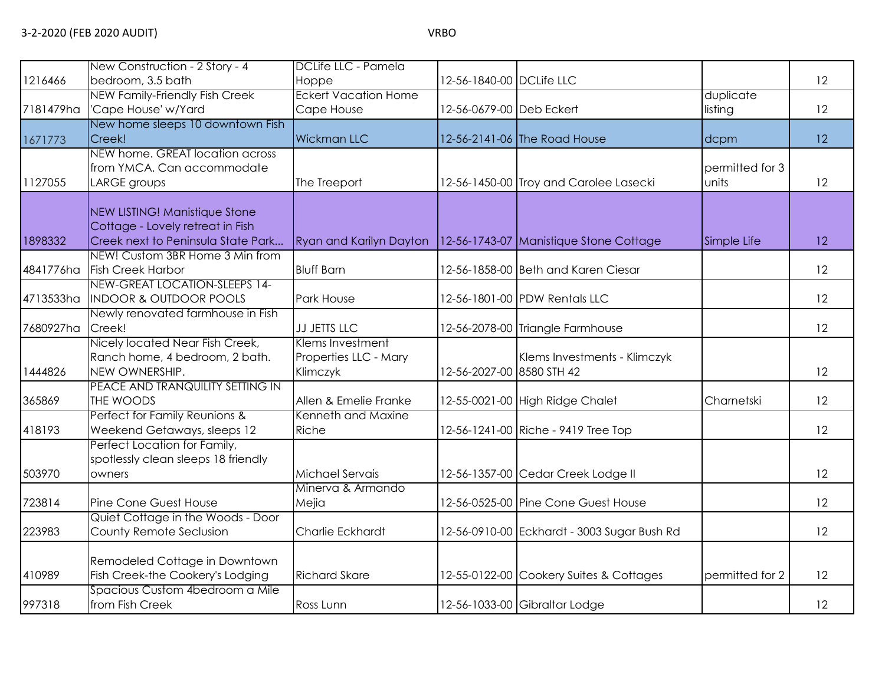| | | | | | | |
|---|---|---|---|---|---|---|
| 1216466 | New Construction - 2 Story - 4 bedroom, 3.5 bath | DCLife LLC - Pamela Hoppe | 12-56-1840-00 | DCLife LLC | | 12 |
| 7181479ha | NEW Family-Friendly Fish Creek 'Cape House' w/Yard | Eckert Vacation Home Cape House | 12-56-0679-00 | Deb Eckert | duplicate listing | 12 |
| 1671773 | New home sleeps 10 downtown Fish Creek! | Wickman LLC | 12-56-2141-06 | The Road House | dcpm | 12 |
| 1127055 | NEW home. GREAT location across from YMCA. Can accommodate LARGE groups | The Treeport | 12-56-1450-00 | Troy and Carolee Lasecki | permitted for 3 units | 12 |
| 1898332 | NEW LISTING! Manistique Stone Cottage - Lovely retreat in Fish Creek next to Peninsula State Park... | Ryan and Karilyn Dayton | 12-56-1743-07 | Manistique Stone Cottage | Simple Life | 12 |
| 4841776ha | NEW! Custom 3BR Home 3 Min from Fish Creek Harbor | Bluff Barn | 12-56-1858-00 | Beth and Karen Ciesar | | 12 |
| 4713533ha | NEW-GREAT LOCATION-SLEEPS 14- INDOOR & OUTDOOR POOLS | Park House | 12-56-1801-00 | PDW Rentals LLC | | 12 |
| 7680927ha | Newly renovated farmhouse in Fish Creek! | JJ JETTS LLC | 12-56-2078-00 | Triangle Farmhouse | | 12 |
| 1444826 | Nicely located Near Fish Creek, Ranch home, 4 bedroom, 2 bath. NEW OWNERSHIP. | Klems Investment Properties LLC - Mary Klimczyk | 12-56-2027-00 | Klems Investments - Klimczyk 8580 STH 42 | | 12 |
| 365869 | PEACE AND TRANQUILITY SETTING IN THE WOODS | Allen & Emelie Franke | 12-55-0021-00 | High Ridge Chalet | Charnetski | 12 |
| 418193 | Perfect for Family Reunions & Weekend Getaways, sleeps 12 | Kenneth and Maxine Riche | 12-56-1241-00 | Riche - 9419 Tree Top | | 12 |
| 503970 | Perfect Location for Family, spotlessly clean sleeps 18 friendly owners | Michael Servais | 12-56-1357-00 | Cedar Creek Lodge II | | 12 |
| 723814 | Pine Cone Guest House | Minerva & Armando Mejia | 12-56-0525-00 | Pine Cone Guest House | | 12 |
| 223983 | Quiet Cottage in the Woods - Door County Remote Seclusion | Charlie Eckhardt | 12-56-0910-00 | Eckhardt - 3003 Sugar Bush Rd | | 12 |
| 410989 | Remodeled Cottage in Downtown Fish Creek-the Cookery's Lodging | Richard Skare | 12-55-0122-00 | Cookery Suites & Cottages | permitted for 2 | 12 |
| 997318 | Spacious Custom 4bedroom a Mile from Fish Creek | Ross Lunn | 12-56-1033-00 | Gibraltar Lodge | | 12 |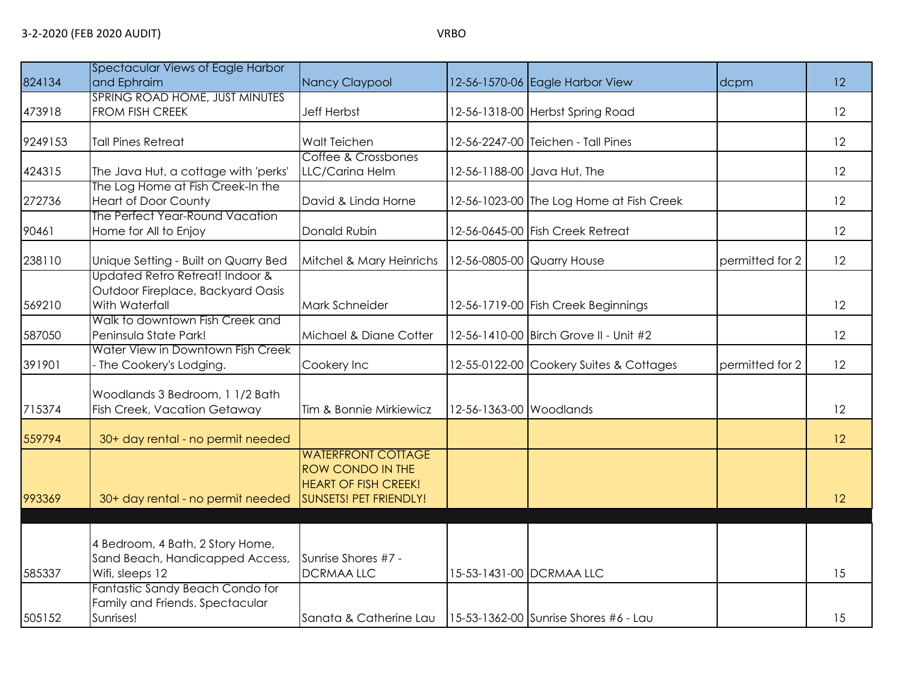3-2-2020 (FEB 2020 AUDIT) VRBO

| | | | | | | |
|---|---|---|---|---|---|---|
| 824134 | Spectacular Views of Eagle Harbor and Ephraim | Nancy Claypool | 12-56-1570-06 | Eagle Harbor View | dcpm | 12 |
| 473918 | SPRING ROAD HOME, JUST MINUTES FROM FISH CREEK | Jeff Herbst | 12-56-1318-00 | Herbst Spring Road | | 12 |
| 9249153 | Tall Pines Retreat | Walt Teichen | 12-56-2247-00 | Teichen - Tall Pines | | 12 |
| 424315 | The Java Hut, a cottage with 'perks' | Coffee & Crossbones LLC/Carina Helm | 12-56-1188-00 | Java Hut, The | | 12 |
| 272736 | The Log Home at Fish Creek-In the Heart of Door County | David & Linda Horne | 12-56-1023-00 | The Log Home at Fish Creek | | 12 |
| 90461 | The Perfect Year-Round Vacation Home for All to Enjoy | Donald Rubin | 12-56-0645-00 | Fish Creek Retreat | | 12 |
| 238110 | Unique Setting - Built on Quarry Bed | Mitchel & Mary Heinrichs | 12-56-0805-00 | Quarry House | permitted for 2 | 12 |
| 569210 | Updated Retro Retreat! Indoor & Outdoor Fireplace, Backyard Oasis With Waterfall | Mark Schneider | 12-56-1719-00 | Fish Creek Beginnings | | 12 |
| 587050 | Walk to downtown Fish Creek and Peninsula State Park! | Michael & Diane Cotter | 12-56-1410-00 | Birch Grove II - Unit #2 | | 12 |
| 391901 | Water View in Downtown Fish Creek - The Cookery's Lodging. | Cookery Inc | 12-55-0122-00 | Cookery Suites & Cottages | permitted for 2 | 12 |
| 715374 | Woodlands 3 Bedroom, 1 1/2 Bath Fish Creek, Vacation Getaway | Tim & Bonnie Mirkiewicz | 12-56-1363-00 | Woodlands | | 12 |
| 559794 | 30+ day rental - no permit needed | | | | | 12 |
| 993369 | 30+ day rental - no permit needed | WATERFRONT COTTAGE ROW CONDO IN THE HEART OF FISH CREEK! SUNSETS! PET FRIENDLY! | | | | 12 |
| | | | | | | |
| 585337 | 4 Bedroom, 4 Bath, 2 Story Home, Sand Beach, Handicapped Access, Wifi, sleeps 12 | Sunrise Shores #7 - DCRMAA LLC | 15-53-1431-00 | DCRMAA LLC | | 15 |
| 505152 | Fantastic Sandy Beach Condo for Family and Friends. Spectacular Sunrises! | Sanata & Catherine Lau | 15-53-1362-00 | Sunrise Shores #6 - Lau | | 15 |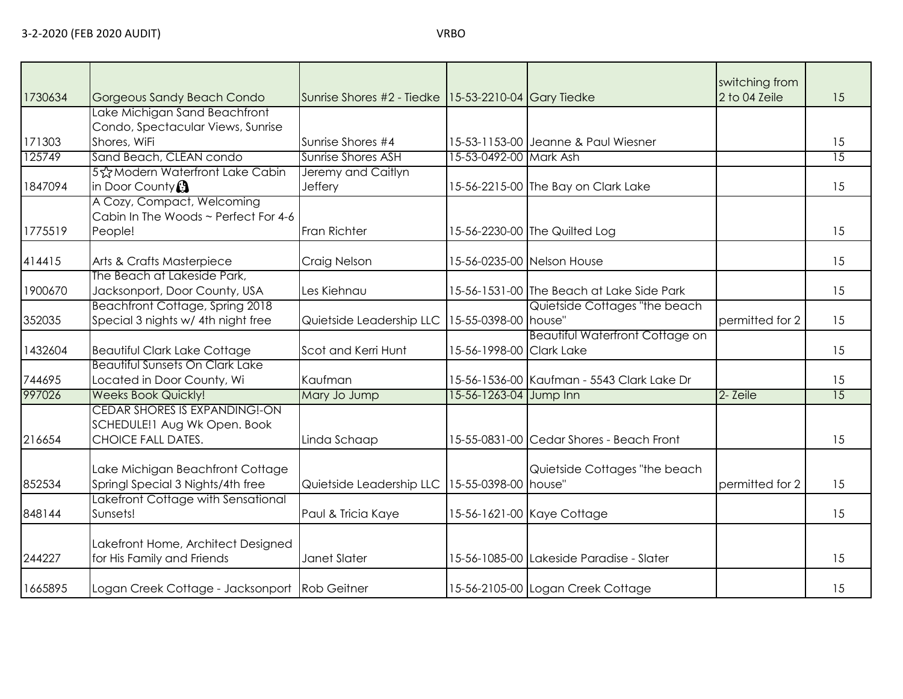3-2-2020 (FEB 2020 AUDIT) VRBO

| | | | | | | |
|---|---|---|---|---|---|---|
| 1730634 | Gorgeous Sandy Beach Condo | Sunrise Shores #2 - Tiedke | 15-53-2210-04 | Gary Tiedke | switching from 2 to 04 Zeile | 15 |
| 171303 | Lake Michigan Sand Beachfront Condo, Spectacular Views, Sunrise Shores, WiFi | Sunrise Shores #4 | 15-53-1153-00 | Jeanne & Paul Wiesner | | 15 |
| 125749 | Sand Beach, CLEAN condo | Sunrise Shores ASH | 15-53-0492-00 | Mark Ash | | 15 |
| 1847094 | 5☆Modern Waterfront Lake Cabin in Door County | Jeremy and Caitlyn Jeffery | 15-56-2215-00 | The Bay on Clark Lake | | 15 |
| 1775519 | A Cozy, Compact, Welcoming Cabin In The Woods ~ Perfect For 4-6 People! | Fran Richter | 15-56-2230-00 | The Quilted Log | | 15 |
| 414415 | Arts & Crafts Masterpiece | Craig Nelson | 15-56-0235-00 | Nelson House | | 15 |
| 1900670 | The Beach at Lakeside Park, Jacksonport, Door County, USA | Les Kiehnau | 15-56-1531-00 | The Beach at Lake Side Park | | 15 |
| 352035 | Beachfront Cottage, Spring 2018 Special 3 nights w/ 4th night free | Quietside Leadership LLC | 15-55-0398-00 | Quietside Cottages "the beach house" | permitted for 2 | 15 |
| 1432604 | Beautiful Clark Lake Cottage | Scot and Kerri Hunt | 15-56-1998-00 | Beautiful Waterfront Cottage on Clark Lake | | 15 |
| 744695 | Beautiful Sunsets On Clark Lake Located in Door County, Wi | Kaufman | 15-56-1536-00 | Kaufman - 5543 Clark Lake Dr | | 15 |
| 997026 | Weeks Book Quickly! | Mary Jo Jump | 15-56-1263-04 | Jump Inn | 2- Zeile | 15 |
| 216654 | CEDAR SHORES IS EXPANDING!-ON SCHEDULE!1 Aug Wk Open. Book CHOICE FALL DATES. | Linda Schaap | 15-55-0831-00 | Cedar Shores - Beach Front | | 15 |
| 852534 | Lake Michigan Beachfront Cottage Springl Special 3 Nights/4th free | Quietside Leadership LLC | 15-55-0398-00 | Quietside Cottages "the beach house" | permitted for 2 | 15 |
| 848144 | Lakefront Cottage with Sensational Sunsets! | Paul & Tricia Kaye | 15-56-1621-00 | Kaye Cottage | | 15 |
| 244227 | Lakefront Home, Architect Designed for His Family and Friends | Janet Slater | 15-56-1085-00 | Lakeside Paradise - Slater | | 15 |
| 1665895 | Logan Creek Cottage - Jacksonport | Rob Geitner | 15-56-2105-00 | Logan Creek Cottage | | 15 |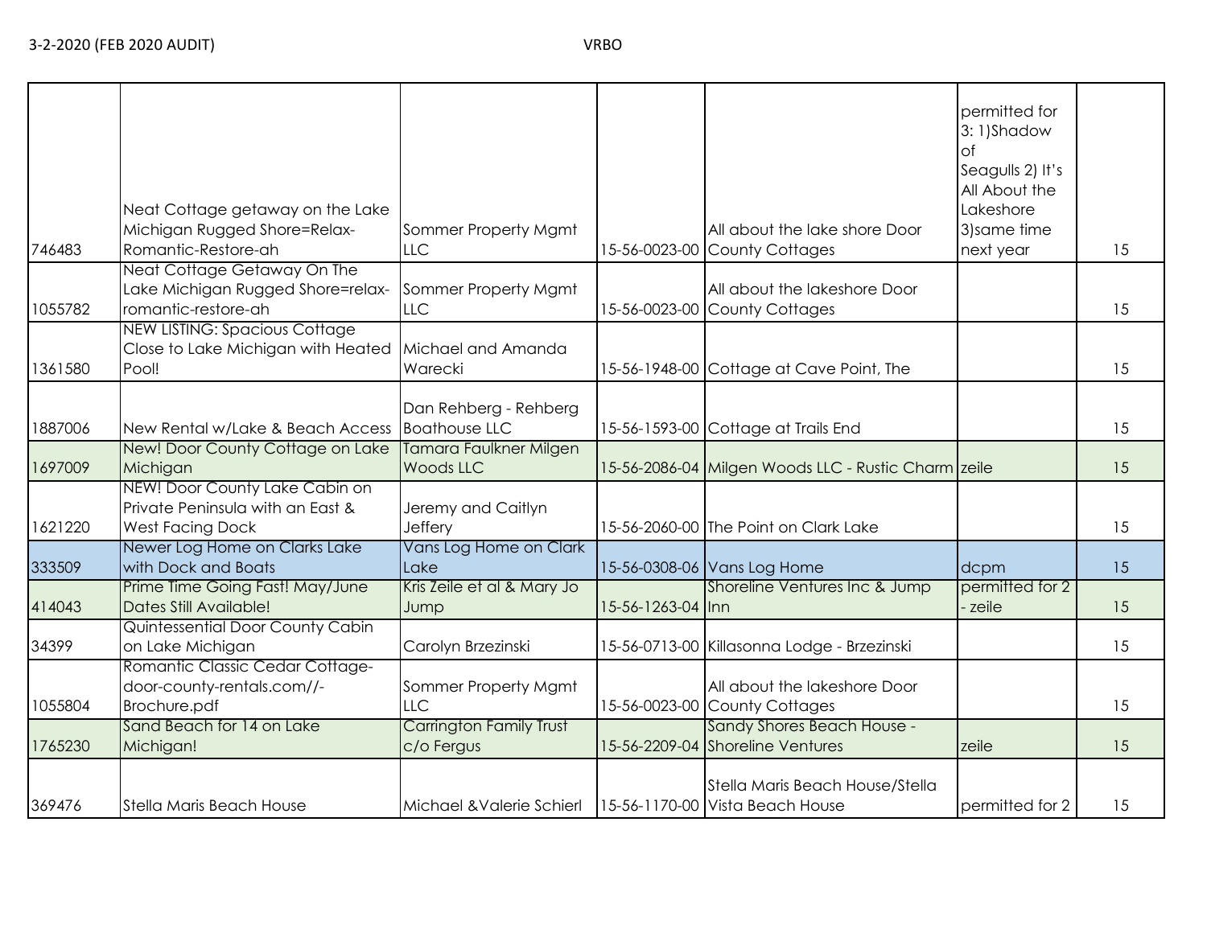| | | | | | | |
|---|---|---|---|---|---|---|
| 746483 | Neat Cottage getaway on the Lake Michigan Rugged Shore=Relax-Romantic-Restore-ah | Sommer Property Mgmt LLC | 15-56-0023-00 | All about the lake shore Door County Cottages | permitted for 3: 1)Shadow of Seagulls 2) It's All About the Lakeshore 3)same time next year | 15 |
| 1055782 | Neat Cottage Getaway On The Lake Michigan Rugged Shore=relax-romantic-restore-ah | Sommer Property Mgmt LLC | 15-56-0023-00 | All about the lakeshore Door County Cottages | | 15 |
| 1361580 | NEW LISTING: Spacious Cottage Close to Lake Michigan with Heated Pool! | Michael and Amanda Warecki | 15-56-1948-00 | Cottage at Cave Point, The | | 15 |
| 1887006 | New Rental w/Lake & Beach Access | Dan Rehberg - Rehberg Boathouse LLC | 15-56-1593-00 | Cottage at Trails End | | 15 |
| 1697009 | New! Door County Cottage on Lake Michigan | Tamara Faulkner Milgen Woods LLC | 15-56-2086-04 | Milgen Woods LLC - Rustic Charm | zeile | 15 |
| 1621220 | NEW! Door County Lake Cabin on Private Peninsula with an East & West Facing Dock | Jeremy and Caitlyn Jeffery | 15-56-2060-00 | The Point on Clark Lake | | 15 |
| 333509 | Newer Log Home on Clarks Lake with Dock and Boats | Vans Log Home on Clark Lake | 15-56-0308-06 | Vans Log Home | dcpm | 15 |
| 414043 | Prime Time Going Fast! May/June Dates Still Available! | Kris Zeile et al & Mary Jo Jump | 15-56-1263-04 | Shoreline Ventures Inc & Jump Inn | permitted for 2 - zeile | 15 |
| 34399 | Quintessential Door County Cabin on Lake Michigan | Carolyn Brzezinski | 15-56-0713-00 | Killasonna Lodge - Brzezinski | | 15 |
| 1055804 | Romantic Classic Cedar Cottage-door-county-rentals.com//-Brochure.pdf | Sommer Property Mgmt LLC | 15-56-0023-00 | All about the lakeshore Door County Cottages | | 15 |
| 1765230 | Sand Beach for 14 on Lake Michigan! | Carrington Family Trust c/o Fergus | 15-56-2209-04 | Sandy Shores Beach House - Shoreline Ventures | zeile | 15 |
| 369476 | Stella Maris Beach House | Michael &Valerie Schierl | 15-56-1170-00 | Stella Maris Beach House/Stella Vista Beach House | permitted for 2 | 15 |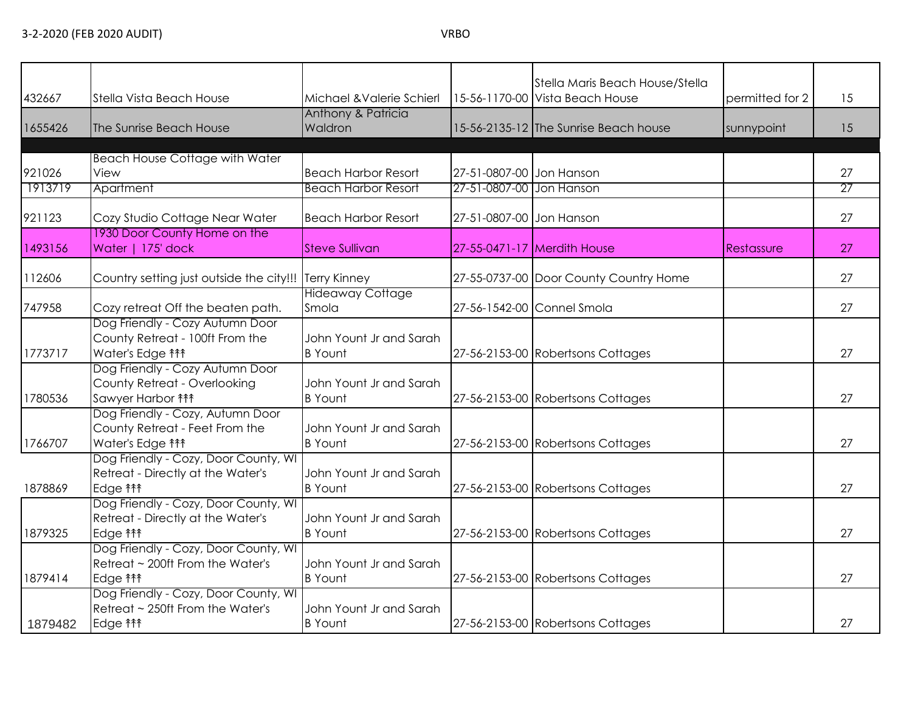3-2-2020 (FEB 2020 AUDIT) VRBO

| | | | | | | |
|---|---|---|---|---|---|---|
| 432667 | Stella Vista Beach House | Michael &Valerie Schierl | 15-56-1170-00 | Stella Maris Beach House/Stella Vista Beach House | permitted for 2 | 15 |
| 1655426 | The Sunrise Beach House | Anthony & Patricia Waldron | 15-56-2135-12 | The Sunrise Beach house | sunnypoint | 15 |
| | | | | | | |
| 921026 | Beach House Cottage with Water View | Beach Harbor Resort | 27-51-0807-00 | Jon Hanson | | 27 |
| 1913719 | Apartment | Beach Harbor Resort | 27-51-0807-00 | Jon Hanson | | 27 |
| 921123 | Cozy Studio Cottage Near Water | Beach Harbor Resort | 27-51-0807-00 | Jon Hanson | | 27 |
| 1493156 | 1930 Door County Home on the Water \| 175' dock | Steve Sullivan | 27-55-0471-17 | Merdith House | Restassure | 27 |
| 112606 | Country setting just outside the city!!! | Terry Kinney | 27-55-0737-00 | Door County Country Home | | 27 |
| 747958 | Cozy retreat Off the beaten path. | Hideaway Cottage Smola | 27-56-1542-00 | Connel Smola | | 27 |
| 1773717 | Dog Friendly - Cozy Autumn Door County Retreat - 100ft From the Water's Edge ↟↟↟ | John Yount Jr and Sarah B Yount | 27-56-2153-00 | Robertsons Cottages | | 27 |
| 1780536 | Dog Friendly - Cozy Autumn Door County Retreat - Overlooking Sawyer Harbor ↟↟↟ | John Yount Jr and Sarah B Yount | 27-56-2153-00 | Robertsons Cottages | | 27 |
| 1766707 | Dog Friendly - Cozy, Autumn Door County Retreat - Feet From the Water's Edge ↟↟↟ | John Yount Jr and Sarah B Yount | 27-56-2153-00 | Robertsons Cottages | | 27 |
| 1878869 | Dog Friendly - Cozy, Door County, WI Retreat - Directly at the Water's Edge ↟↟↟ | John Yount Jr and Sarah B Yount | 27-56-2153-00 | Robertsons Cottages | | 27 |
| 1879325 | Dog Friendly - Cozy, Door County, WI Retreat - Directly at the Water's Edge ↟↟↟ | John Yount Jr and Sarah B Yount | 27-56-2153-00 | Robertsons Cottages | | 27 |
| 1879414 | Dog Friendly - Cozy, Door County, WI Retreat ~ 200ft From the Water's Edge ↟↟↟ | John Yount Jr and Sarah B Yount | 27-56-2153-00 | Robertsons Cottages | | 27 |
| 1879482 | Dog Friendly - Cozy, Door County, WI Retreat ~ 250ft From the Water's Edge ↟↟↟ | John Yount Jr and Sarah B Yount | 27-56-2153-00 | Robertsons Cottages | | 27 |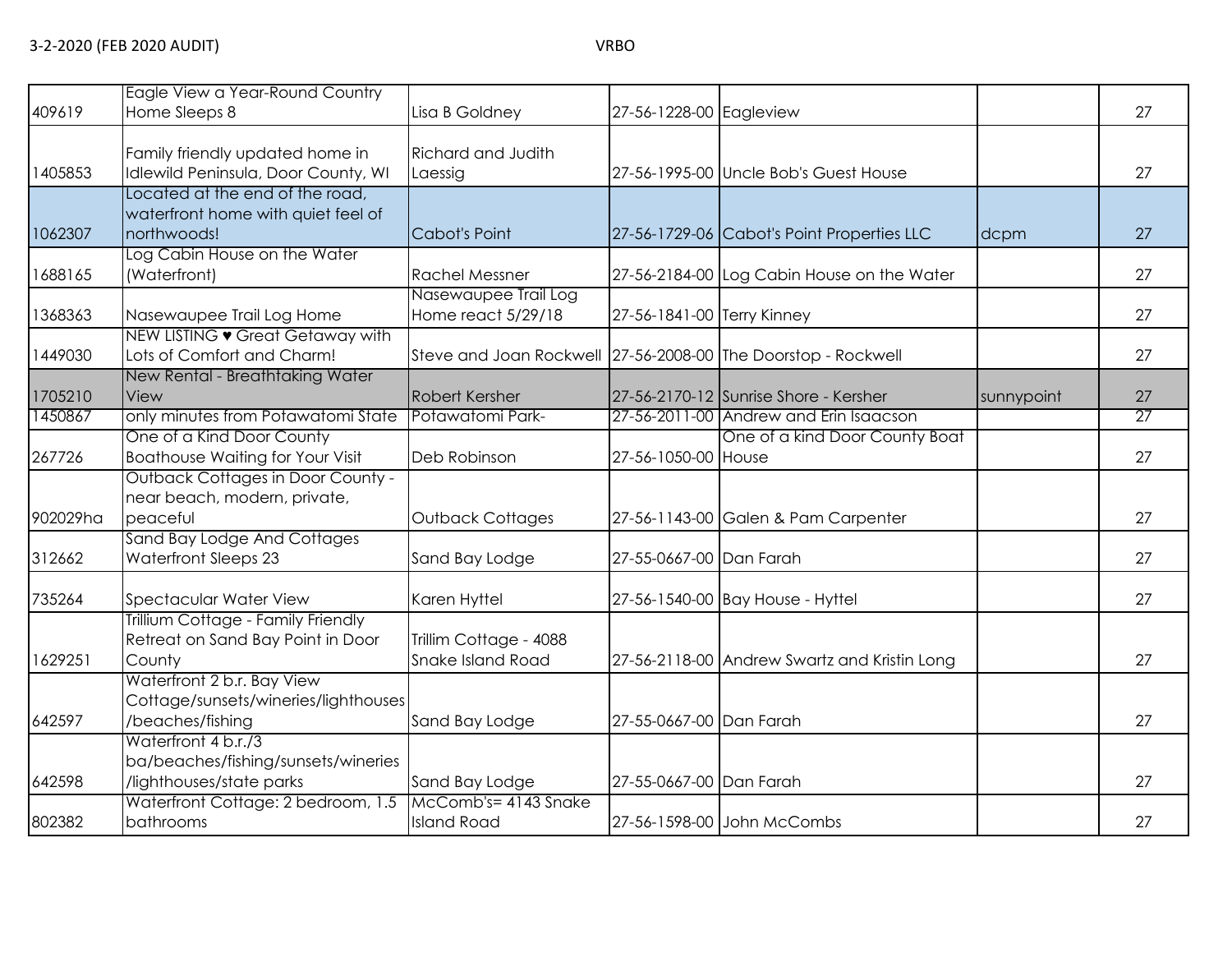| | | | | | | |
|---|---|---|---|---|---|---|
| 409619 | Eagle View a Year-Round Country Home Sleeps 8 | Lisa B Goldney | 27-56-1228-00 | Eagleview | | 27 |
| 1405853 | Family friendly updated home in Idlewild Peninsula, Door County, WI | Richard and Judith Laessig | 27-56-1995-00 | Uncle Bob's Guest House | | 27 |
| 1062307 | Located at the end of the road, waterfront home with quiet feel of northwoods! | Cabot's Point | 27-56-1729-06 | Cabot's Point Properties LLC | dcpm | 27 |
| 1688165 | Log Cabin House on the Water (Waterfront) | Rachel Messner | 27-56-2184-00 | Log Cabin House on the Water | | 27 |
| 1368363 | Nasewaupee Trail Log Home | Nasewaupee Trail Log Home react 5/29/18 | 27-56-1841-00 | Terry Kinney | | 27 |
| 1449030 | NEW LISTING ♥ Great Getaway with Lots of Comfort and Charm! | Steve and Joan Rockwell | 27-56-2008-00 | The Doorstop - Rockwell | | 27 |
| 1705210 | New Rental - Breathtaking Water View | Robert Kersher | 27-56-2170-12 | Sunrise Shore - Kersher | sunnypoint | 27 |
| 1450867 | only minutes from Potawatomi State | Potawatomi Park- | 27-56-2011-00 | Andrew and Erin Isaacson | | 27 |
| 267726 | One of a Kind Door County Boathouse Waiting for Your Visit | Deb Robinson | 27-56-1050-00 | One of a kind Door County Boat House | | 27 |
| 902029ha | Outback Cottages in Door County - near beach, modern, private, peaceful | Outback Cottages | 27-56-1143-00 | Galen & Pam Carpenter | | 27 |
| 312662 | Sand Bay Lodge And Cottages Waterfront Sleeps 23 | Sand Bay Lodge | 27-55-0667-00 | Dan Farah | | 27 |
| 735264 | Spectacular Water View | Karen Hyttel | 27-56-1540-00 | Bay House - Hyttel | | 27 |
| 1629251 | Trillium Cottage - Family Friendly Retreat on Sand Bay Point in Door County | Trillim Cottage - 4088 Snake Island Road | 27-56-2118-00 | Andrew Swartz and Kristin Long | | 27 |
| 642597 | Waterfront 2 b.r. Bay View Cottage/sunsets/wineries/lighthouses/beaches/fishing | Sand Bay Lodge | 27-55-0667-00 | Dan Farah | | 27 |
| 642598 | Waterfront 4 b.r./3 ba/beaches/fishing/sunsets/wineries/lighthouses/state parks | Sand Bay Lodge | 27-55-0667-00 | Dan Farah | | 27 |
| 802382 | Waterfront Cottage: 2 bedroom, 1.5 bathrooms | McComb's= 4143 Snake Island Road | 27-56-1598-00 | John McCombs | | 27 |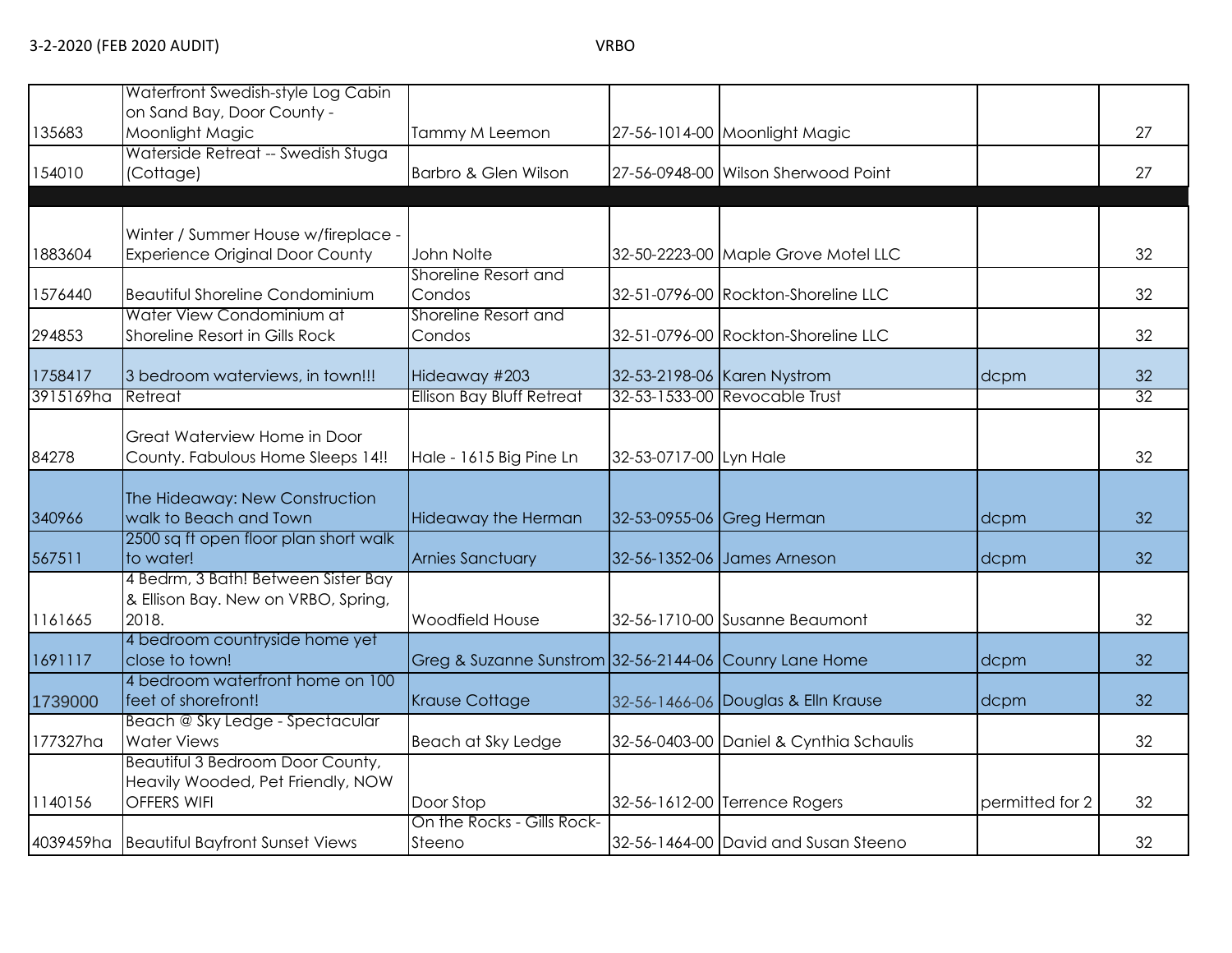| | | | | | | |
|---|---|---|---|---|---|---|
| 135683 | Waterfront Swedish-style Log Cabin on Sand Bay, Door County - Moonlight Magic | Tammy M Leemon | 27-56-1014-00 | Moonlight Magic | | 27 |
| 154010 | Waterside Retreat -- Swedish Stuga (Cottage) | Barbro & Glen Wilson | 27-56-0948-00 | Wilson Sherwood Point | | 27 |
| | | | | | | |
| 1883604 | Winter / Summer House w/fireplace - Experience Original Door County | John Nolte | 32-50-2223-00 | Maple Grove Motel LLC | | 32 |
| 1576440 | Beautiful Shoreline Condominium | Shoreline Resort and Condos | 32-51-0796-00 | Rockton-Shoreline LLC | | 32 |
| 294853 | Water View Condominium at Shoreline Resort in Gills Rock | Shoreline Resort and Condos | 32-51-0796-00 | Rockton-Shoreline LLC | | 32 |
| 1758417 | 3 bedroom waterviews, in town!!! | Hideaway #203 | 32-53-2198-06 | Karen Nystrom | dcpm | 32 |
| 3915169ha | Retreat | Ellison Bay Bluff Retreat | 32-53-1533-00 | Revocable Trust | | 32 |
| 84278 | Great Waterview Home in Door County. Fabulous Home Sleeps 14!! | Hale - 1615 Big Pine Ln | 32-53-0717-00 | Lyn Hale | | 32 |
| 340966 | The Hideaway: New Construction walk to Beach and Town | Hideaway the Herman | 32-53-0955-06 | Greg Herman | dcpm | 32 |
| 567511 | 2500 sq ft open floor plan short walk to water! | Arnies Sanctuary | 32-56-1352-06 | James Arneson | dcpm | 32 |
| 1161665 | 4 Bedrm, 3 Bath! Between Sister Bay & Ellison Bay. New on VRBO, Spring, 2018. | Woodfield House | 32-56-1710-00 | Susanne Beaumont | | 32 |
| 1691117 | 4 bedroom countryside home yet close to town! | Greg & Suzanne Sunstrom | 32-56-2144-06 | Couny Lane Home | dcpm | 32 |
| 1739000 | 4 bedroom waterfront home on 100 feet of shorefront! | Krause Cottage | 32-56-1466-06 | Douglas & Elln Krause | dcpm | 32 |
| 177327ha | Beach @ Sky Ledge - Spectacular Water Views | Beach at Sky Ledge | 32-56-0403-00 | Daniel & Cynthia Schaulis | | 32 |
| 1140156 | Beautiful 3 Bedroom Door County, Heavily Wooded, Pet Friendly, NOW OFFERS WIFI | Door Stop | 32-56-1612-00 | Terrence Rogers | permitted for 2 | 32 |
| 4039459ha | Beautiful Bayfront Sunset Views | On the Rocks - Gills Rock-Steeno | 32-56-1464-00 | David and Susan Steeno | | 32 |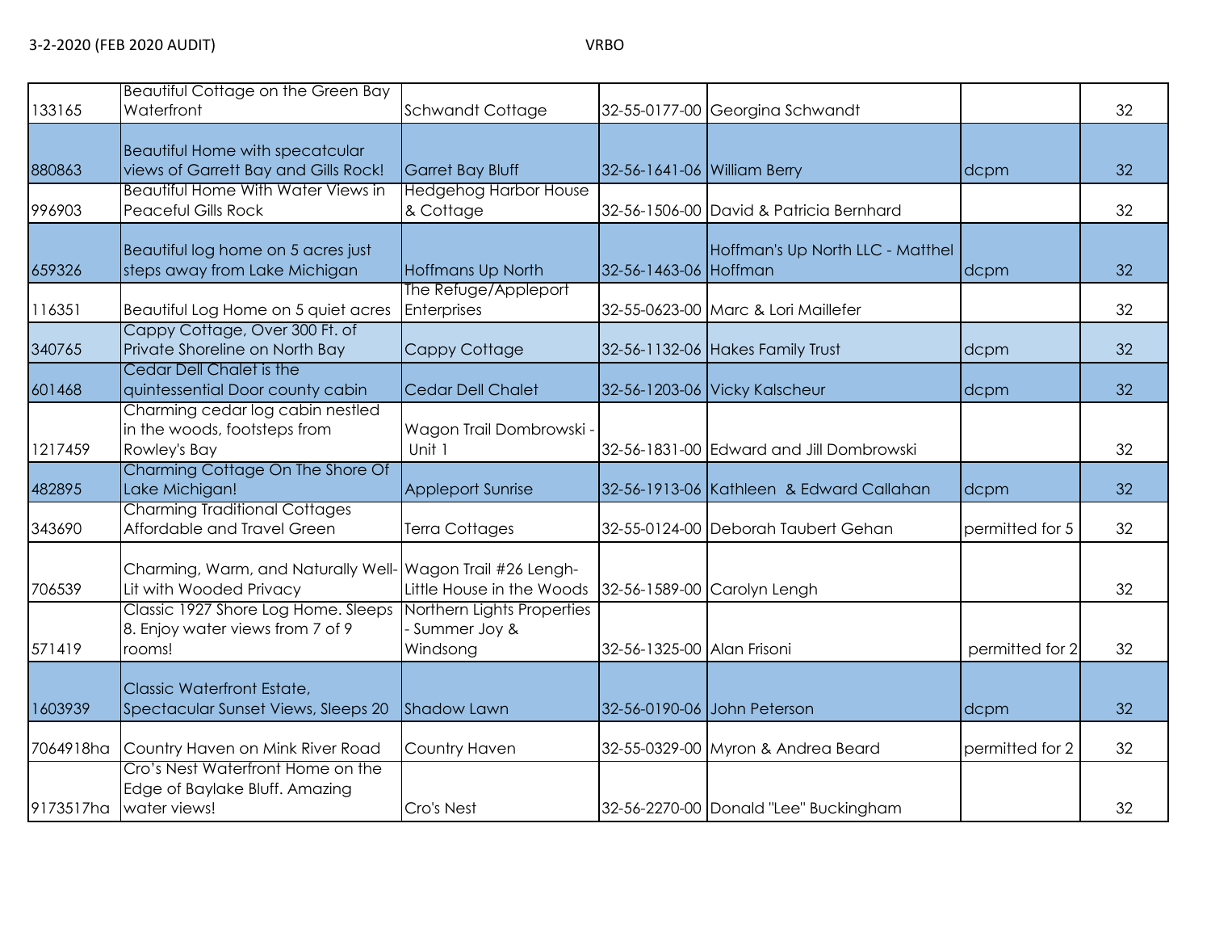| | | | | | | |
|---|---|---|---|---|---|---|
| 133165 | Beautiful Cottage on the Green Bay Waterfront | Schwandt Cottage | 32-55-0177-00 | Georgina Schwandt | | 32 |
| 880863 | Beautiful Home with specatcular views of Garrett Bay and Gills Rock! | Garret Bay Bluff | 32-56-1641-06 | William Berry | dcpm | 32 |
| 996903 | Beautiful Home With Water Views in Peaceful Gills Rock | Hedgehog Harbor House & Cottage | 32-56-1506-00 | David & Patricia Bernhard | | 32 |
| 659326 | Beautiful log home on 5 acres just steps away from Lake Michigan | Hoffmans Up North | 32-56-1463-06 | Hoffman's Up North LLC - Matthel Hoffman | dcpm | 32 |
| 116351 | Beautiful Log Home on 5 quiet acres | The Refuge/Appleport Enterprises | 32-55-0623-00 | Marc & Lori Maillefer | | 32 |
| 340765 | Cappy Cottage, Over 300 Ft. of Private Shoreline on North Bay | Cappy Cottage | 32-56-1132-06 | Hakes Family Trust | dcpm | 32 |
| 601468 | Cedar Dell Chalet is the quintessential Door county cabin | Cedar Dell Chalet | 32-56-1203-06 | Vicky Kalscheur | dcpm | 32 |
| 1217459 | Charming cedar log cabin nestled in the woods, footsteps from Rowley's Bay | Wagon Trail Dombrowski - Unit 1 | 32-56-1831-00 | Edward and Jill Dombrowski | | 32 |
| 482895 | Charming Cottage On The Shore Of Lake Michigan! | Appleport Sunrise | 32-56-1913-06 | Kathleen & Edward Callahan | dcpm | 32 |
| 343690 | Charming Traditional Cottages Affordable and Travel Green | Terra Cottages | 32-55-0124-00 | Deborah Taubert Gehan | permitted for 5 | 32 |
| 706539 | Charming, Warm, and Naturally Well-Lit with Wooded Privacy | Wagon Trail #26 Lengh-Little House in the Woods | 32-56-1589-00 | Carolyn Lengh | | 32 |
| 571419 | Classic 1927 Shore Log Home. Sleeps 8. Enjoy water views from 7 of 9 rooms! | Northern Lights Properties - Summer Joy & Windsong | 32-56-1325-00 | Alan Frisoni | permitted for 2 | 32 |
| 1603939 | Classic Waterfront Estate, Spectacular Sunset Views, Sleeps 20 | Shadow Lawn | 32-56-0190-06 | John Peterson | dcpm | 32 |
| 7064918ha | Country Haven on Mink River Road | Country Haven | 32-55-0329-00 | Myron & Andrea Beard | permitted for 2 | 32 |
| 9173517ha | Cro's Nest Waterfront Home on the Edge of Baylake Bluff. Amazing water views! | Cro's Nest | 32-56-2270-00 | Donald "Lee" Buckingham | | 32 |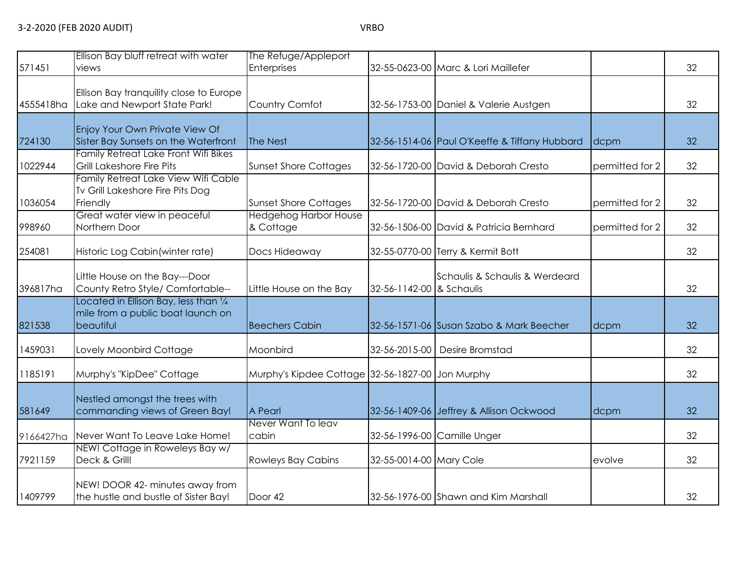| | | | | | | |
|---|---|---|---|---|---|---|
| 571451 | Ellison Bay bluff retreat with water views | The Refuge/Appleport Enterprises | 32-55-0623-00 | Marc & Lori Maillefer | | 32 |
| 4555418ha | Ellison Bay tranquility close to Europe Lake and Newport State Park! | Country Comfot | 32-56-1753-00 | Daniel & Valerie Austgen | | 32 |
| 724130 | Enjoy Your Own Private View Of Sister Bay Sunsets on the Waterfront | The Nest | 32-56-1514-06 | Paul O'Keeffe & Tiffany Hubbard | dcpm | 32 |
| 1022944 | Family Retreat Lake Front Wifi Bikes Grill Lakeshore Fire Pits | Sunset Shore Cottages | 32-56-1720-00 | David & Deborah Cresto | permitted for 2 | 32 |
| 1036054 | Family Retreat Lake View Wifi Cable Tv Grill Lakeshore Fire Pits Dog Friendly | Sunset Shore Cottages | 32-56-1720-00 | David & Deborah Cresto | permitted for 2 | 32 |
| 998960 | Great water view in peaceful Northern Door | Hedgehog Harbor House & Cottage | 32-56-1506-00 | David & Patricia Bernhard | permitted for 2 | 32 |
| 254081 | Historic Log Cabin(winter rate) | Docs Hideaway | 32-55-0770-00 | Terry & Kermit Bott | | 32 |
| 396817ha | Little House on the Bay---Door County Retro Style/ Comfortable-- | Little House on the Bay | 32-56-1142-00 | Schaulis & Schaulis & Werdeard & Schaulis | | 32 |
| 821538 | Located in Ellison Bay, less than ¼ mile from a public boat launch on beautiful | Beechers Cabin | 32-56-1571-06 | Susan Szabo & Mark Beecher | dcpm | 32 |
| 1459031 | Lovely Moonbird Cottage | Moonbird | 32-56-2015-00 | Desire Bromstad | | 32 |
| 1185191 | Murphy's "KipDee" Cottage | Murphy's Kipdee Cottage | 32-56-1827-00 | Jon Murphy | | 32 |
| 581649 | Nestled amongst the trees with commanding views of Green Bay! | A Pearl | 32-56-1409-06 | Jeffrey & Allison Ockwood | dcpm | 32 |
| 9166427ha | Never Want To Leave Lake Home! | Never Want To leav cabin | 32-56-1996-00 | Camille Unger | | 32 |
| 7921159 | NEW! Cottage in Roweleys Bay w/ Deck & Grill! | Rowleys Bay Cabins | 32-55-0014-00 | Mary Cole | evolve | 32 |
| 1409799 | NEW! DOOR 42- minutes away from the hustle and bustle of Sister Bay! | Door 42 | 32-56-1976-00 | Shawn and Kim Marshall | | 32 |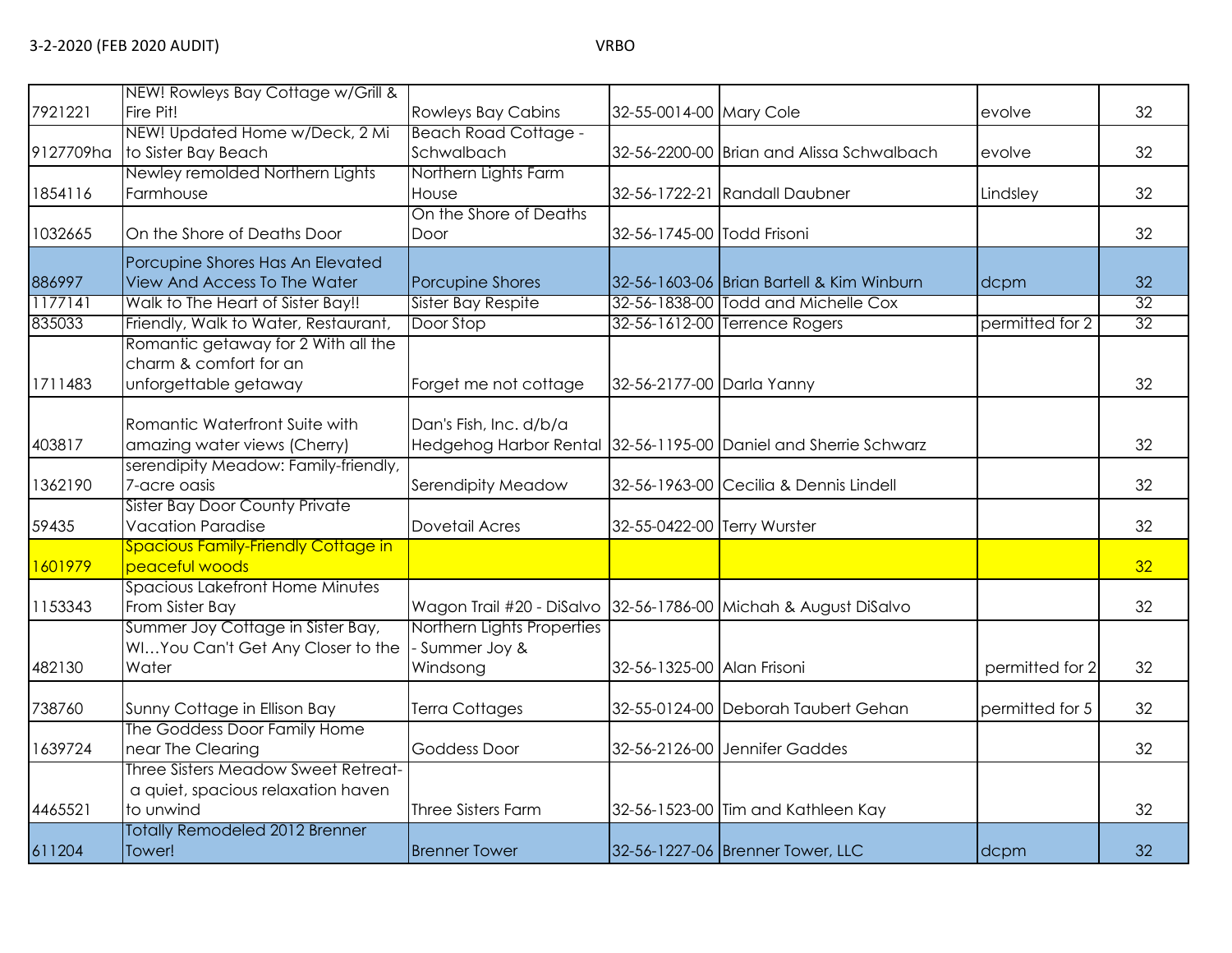| | | | | | | |
|---|---|---|---|---|---|---|
| 7921221 | NEW! Rowleys Bay Cottage w/Grill & Fire Pit! | Rowleys Bay Cabins | 32-55-0014-00 | Mary Cole | evolve | 32 |
| 9127709ha | NEW! Updated Home w/Deck, 2 Mi to Sister Bay Beach | Beach Road Cottage - Schwalbach | 32-56-2200-00 | Brian and Alissa Schwalbach | evolve | 32 |
| 1854116 | Newley remolded Northern Lights Farmhouse | Northern Lights Farm House | 32-56-1722-21 | Randall Daubner | Lindsley | 32 |
| 1032665 | On the Shore of Deaths Door | On the Shore of Deaths Door | 32-56-1745-00 | Todd Frisoni | | 32 |
| 886997 | Porcupine Shores Has An Elevated View And Access To The Water | Porcupine Shores | 32-56-1603-06 | Brian Bartell & Kim Winburn | dcpm | 32 |
| 1177141 | Walk to The Heart of Sister Bay!! | Sister Bay Respite | 32-56-1838-00 | Todd and Michelle Cox | | 32 |
| 835033 | Friendly, Walk to Water, Restaurant, | Door Stop | 32-56-1612-00 | Terrence Rogers | permitted for 2 | 32 |
| 1711483 | Romantic getaway for 2 With all the charm & comfort for an unforgettable getaway | Forget me not cottage | 32-56-2177-00 | Darla Yanny | | 32 |
| 403817 | Romantic Waterfront Suite with amazing water views (Cherry) | Dan's Fish, Inc. d/b/a Hedgehog Harbor Rental | 32-56-1195-00 | Daniel and Sherrie Schwarz | | 32 |
| 1362190 | serendipity Meadow: Family-friendly, 7-acre oasis | Serendipity Meadow | 32-56-1963-00 | Cecilia & Dennis Lindell | | 32 |
| 59435 | Sister Bay Door County Private Vacation Paradise | Dovetail Acres | 32-55-0422-00 | Terry Wurster | | 32 |
| 1601979 | Spacious Family-Friendly Cottage in peaceful woods | | | | | 32 |
| 1153343 | Spacious Lakefront Home Minutes From Sister Bay | Wagon Trail #20 - DiSalvo | 32-56-1786-00 | Michah & August DiSalvo | | 32 |
| 482130 | Summer Joy Cottage in Sister Bay, WI…You Can't Get Any Closer to the Water | Northern Lights Properties - Summer Joy & Windsong | 32-56-1325-00 | Alan Frisoni | permitted for 2 | 32 |
| 738760 | Sunny Cottage in Ellison Bay | Terra Cottages | 32-55-0124-00 | Deborah Taubert Gehan | permitted for 5 | 32 |
| 1639724 | The Goddess Door Family Home near The Clearing | Goddess Door | 32-56-2126-00 | Jennifer Gaddes | | 32 |
| 4465521 | Three Sisters Meadow Sweet Retreat- a quiet, spacious relaxation haven to unwind | Three Sisters Farm | 32-56-1523-00 | Tim and Kathleen Kay | | 32 |
| 611204 | Totally Remodeled 2012 Brenner Tower! | Brenner Tower | 32-56-1227-06 | Brenner Tower, LLC | dcpm | 32 |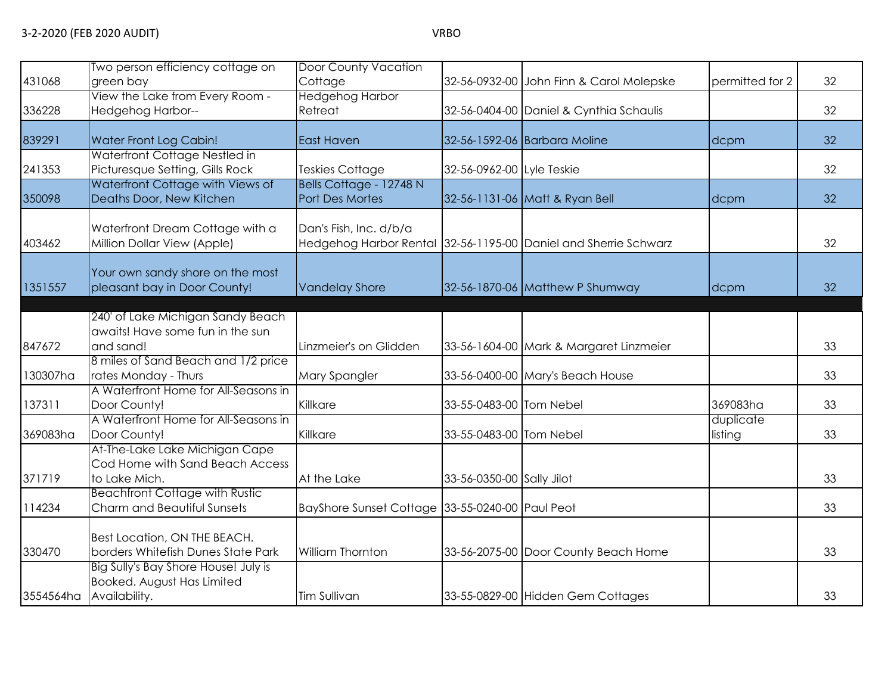| | | | | | | |
|---|---|---|---|---|---|---|
| 431068 | Two person efficiency cottage on green bay | Door County Vacation Cottage | 32-56-0932-00 | John Finn & Carol Molepske | permitted for 2 | 32 |
| 336228 | View the Lake from Every Room - Hedgehog Harbor-- | Hedgehog Harbor Retreat | 32-56-0404-00 | Daniel & Cynthia Schaulis | | 32 |
| 839291 | Water Front Log Cabin! | East Haven | 32-56-1592-06 | Barbara Moline | dcpm | 32 |
| 241353 | Waterfront Cottage Nestled in Picturesque Setting, Gills Rock | Teskies Cottage | 32-56-0962-00 | Lyle Teskie | | 32 |
| 350098 | Waterfront Cottage with Views of Deaths Door, New Kitchen | Bells Cottage - 12748 N Port Des Mortes | 32-56-1131-06 | Matt & Ryan Bell | dcpm | 32 |
| 403462 | Waterfront Dream Cottage with a Million Dollar View (Apple) | Dan's Fish, Inc. d/b/a Hedgehog Harbor Rental | 32-56-1195-00 | Daniel and Sherrie Schwarz | | 32 |
| 1351557 | Your own sandy shore on the most pleasant bay in Door County! | Vandelay Shore | 32-56-1870-06 | Matthew P Shumway | dcpm | 32 |
| | | | | | | |
| 847672 | 240' of Lake Michigan Sandy Beach awaits! Have some fun in the sun and sand! | Linzmeier's on Glidden | 33-56-1604-00 | Mark & Margaret Linzmeier | | 33 |
| 130307ha | 8 miles of Sand Beach and 1/2 price rates Monday - Thurs | Mary Spangler | 33-56-0400-00 | Mary's Beach House | | 33 |
| 137311 | A Waterfront Home for All-Seasons in Door County! | Killkare | 33-55-0483-00 | Tom Nebel | 369083ha | 33 |
| 369083ha | A Waterfront Home for All-Seasons in Door County! | Killkare | 33-55-0483-00 | Tom Nebel | duplicate listing | 33 |
| 371719 | At-The-Lake Lake Michigan Cape Cod Home with Sand Beach Access to Lake Mich. | At the Lake | 33-56-0350-00 | Sally Jilot | | 33 |
| 114234 | Beachfront Cottage with Rustic Charm and Beautiful Sunsets | BayShore Sunset Cottage | 33-55-0240-00 | Paul Peot | | 33 |
| 330470 | Best Location, ON THE BEACH. borders Whitefish Dunes State Park | William Thornton | 33-56-2075-00 | Door County Beach Home | | 33 |
| 3554564ha | Big Sully's Bay Shore House! July is Booked. August Has Limited Availability. | Tim Sullivan | 33-55-0829-00 | Hidden Gem Cottages | | 33 |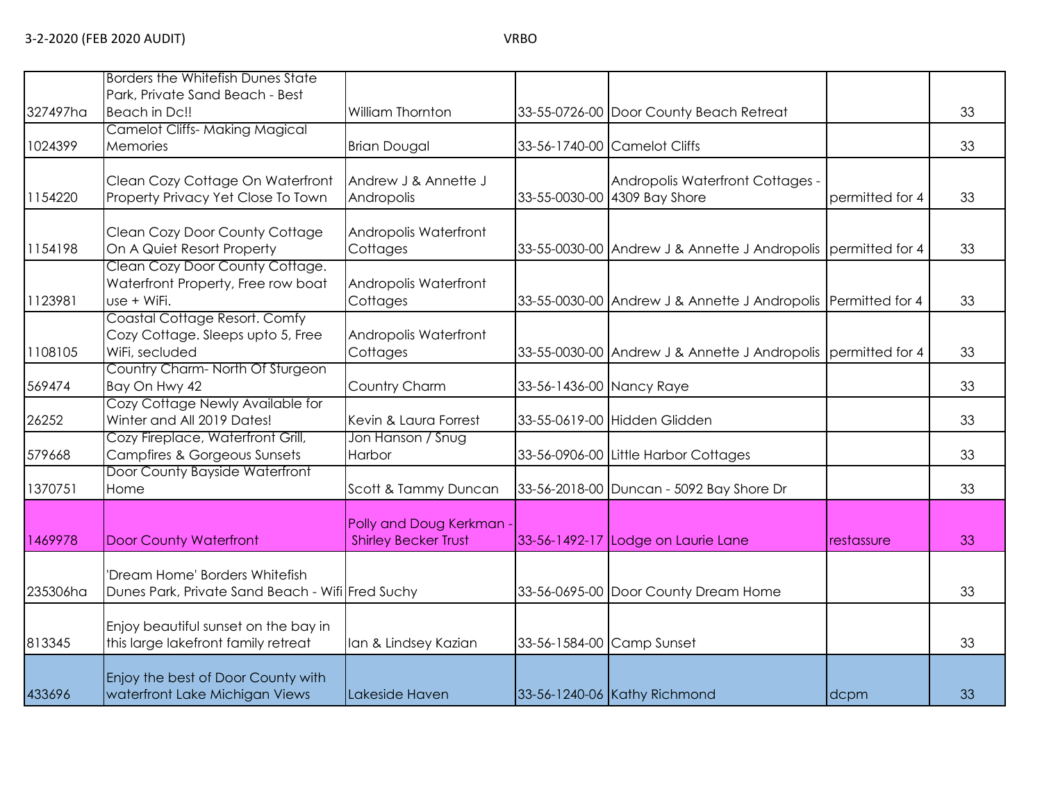| | | | | | | |
|---|---|---|---|---|---|---|
| 327497ha | Borders the Whitefish Dunes State Park, Private Sand Beach - Best Beach in Dc!! | William Thornton | 33-55-0726-00 | Door County Beach Retreat | | 33 |
| 1024399 | Camelot Cliffs- Making Magical Memories | Brian Dougal | 33-56-1740-00 | Camelot Cliffs | | 33 |
| 1154220 | Clean Cozy Cottage On Waterfront Property Privacy Yet Close To Town | Andrew J & Annette J Andropolis | 33-55-0030-00 | Andropolis Waterfront Cottages - 4309 Bay Shore | permitted for 4 | 33 |
| 1154198 | Clean Cozy Door County Cottage On A Quiet Resort Property | Andropolis Waterfront Cottages | 33-55-0030-00 | Andrew J & Annette J Andropolis | permitted for 4 | 33 |
| 1123981 | Clean Cozy Door County Cottage. Waterfront Property, Free row boat use + WiFi. | Andropolis Waterfront Cottages | 33-55-0030-00 | Andrew J & Annette J Andropolis | Permitted for 4 | 33 |
| 1108105 | Coastal Cottage Resort. Comfy Cozy Cottage. Sleeps upto 5, Free WiFi, secluded | Andropolis Waterfront Cottages | 33-55-0030-00 | Andrew J & Annette J Andropolis | permitted for 4 | 33 |
| 569474 | Country Charm- North Of Sturgeon Bay On Hwy 42 | Country Charm | 33-56-1436-00 | Nancy Raye | | 33 |
| 26252 | Cozy Cottage Newly Available for Winter and All 2019 Dates! | Kevin & Laura Forrest | 33-55-0619-00 | Hidden Glidden | | 33 |
| 579668 | Cozy Fireplace, Waterfront Grill, Campfires & Gorgeous Sunsets | Jon Hanson / Snug Harbor | 33-56-0906-00 | Little Harbor Cottages | | 33 |
| 1370751 | Door County Bayside Waterfront Home | Scott & Tammy Duncan | 33-56-2018-00 | Duncan - 5092 Bay Shore Dr | | 33 |
| 1469978 | Door County Waterfront | Polly and Doug Kerkman - Shirley Becker Trust | 33-56-1492-17 | Lodge on Laurie Lane | restassure | 33 |
| 235306ha | 'Dream Home' Borders Whitefish Dunes Park, Private Sand Beach - Wifi | Fred Suchy | 33-56-0695-00 | Door County Dream Home | | 33 |
| 813345 | Enjoy beautiful sunset on the bay in this large lakefront family retreat | Ian & Lindsey Kazian | 33-56-1584-00 | Camp Sunset | | 33 |
| 433696 | Enjoy the best of Door County with waterfront Lake Michigan Views | Lakeside Haven | 33-56-1240-06 | Kathy Richmond | dcpm | 33 |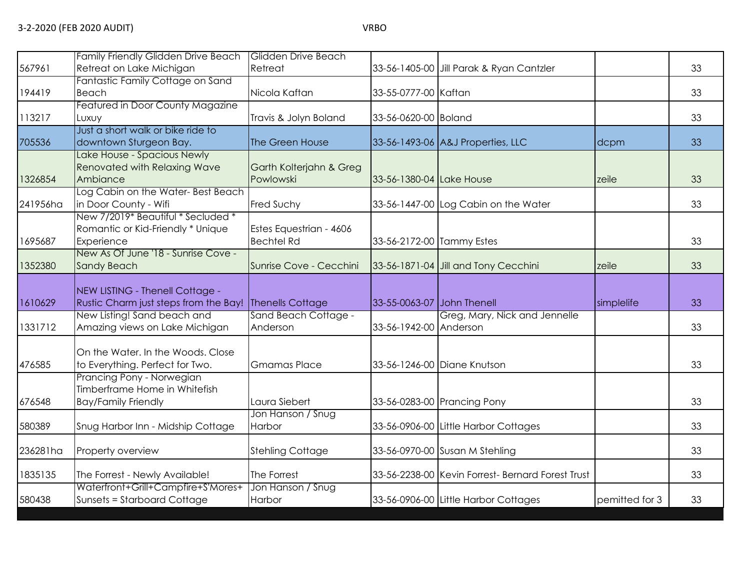| | | | | | | |
|---|---|---|---|---|---|---|
| 567961 | Family Friendly Glidden Drive Beach Retreat on Lake Michigan | Glidden Drive Beach Retreat | 33-56-1405-00 | Jill Parak & Ryan Cantzler | | 33 |
| 194419 | Fantastic Family Cottage on Sand Beach | Nicola Kaftan | 33-55-0777-00 | Kaftan | | 33 |
| 113217 | Featured in Door County Magazine Luxuy | Travis & Jolyn Boland | 33-56-0620-00 | Boland | | 33 |
| 705536 | Just a short walk or bike ride to downtown Sturgeon Bay. | The Green House | 33-56-1493-06 | A&J Properties, LLC | dcpm | 33 |
| 1326854 | Lake House - Spacious Newly Renovated with Relaxing Wave Ambiance | Garth Kolterjahn & Greg Powlowski | 33-56-1380-04 | Lake House | zeile | 33 |
| 241956ha | Log Cabin on the Water- Best Beach in Door County - Wifi | Fred Suchy | 33-56-1447-00 | Log Cabin on the Water | | 33 |
| 1695687 | New 7/2019* Beautiful * Secluded * Romantic or Kid-Friendly * Unique Experience | Estes Equestrian - 4606 Bechtel Rd | 33-56-2172-00 | Tammy Estes | | 33 |
| 1352380 | New As Of June '18 - Sunrise Cove - Sandy Beach | Sunrise Cove - Cecchini | 33-56-1871-04 | Jill and Tony Cecchini | zeile | 33 |
| 1610629 | NEW LISTING - Thenell Cottage - Rustic Charm just steps from the Bay! | Thenells Cottage | 33-55-0063-07 | John Thenell | simplelife | 33 |
| 1331712 | New Listing! Sand beach and Amazing views on Lake Michigan | Sand Beach Cottage - Anderson | 33-56-1942-00 | Greg, Mary, Nick and Jennelle Anderson | | 33 |
| 476585 | On the Water. In the Woods. Close to Everything. Perfect for Two. | Gmamas Place | 33-56-1246-00 | Diane Knutson | | 33 |
| 676548 | Prancing Pony - Norwegian Timberframe Home in Whitefish Bay/Family Friendly | Laura Siebert | 33-56-0283-00 | Prancing Pony | | 33 |
| 580389 | Snug Harbor Inn - Midship Cottage | Jon Hanson / Snug Harbor | 33-56-0906-00 | Little Harbor Cottages | | 33 |
| 236281ha | Property overview | Stehling Cottage | 33-56-0970-00 | Susan M Stehling | | 33 |
| 1835135 | The Forrest - Newly Available! | The Forrest | 33-56-2238-00 | Kevin Forrest- Bernard Forest Trust | | 33 |
| 580438 | Waterfront+Grill+Campfire+S'Mores+ Sunsets = Starboard Cottage | Jon Hanson / Snug Harbor | 33-56-0906-00 | Little Harbor Cottages | pemitted for 3 | 33 |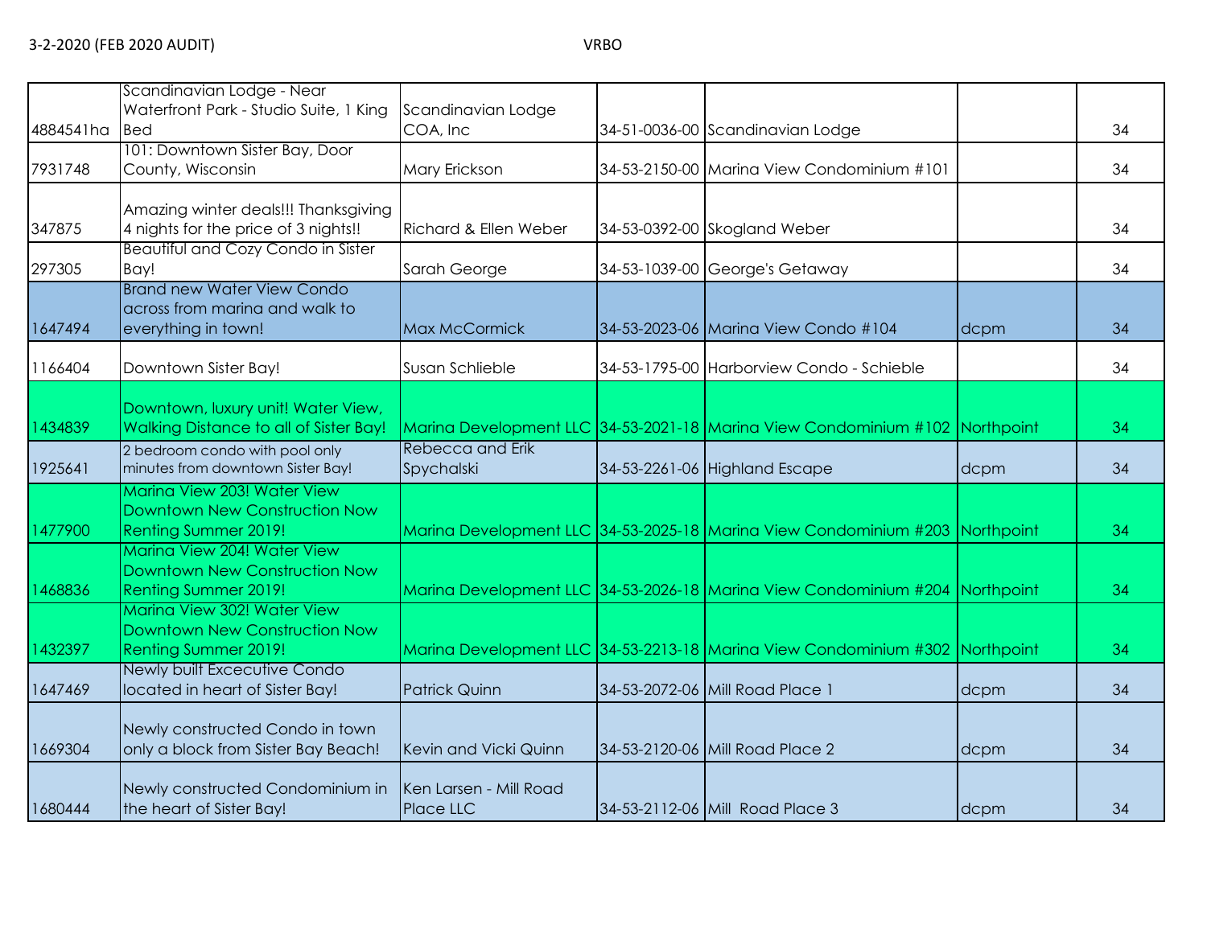| | | | | | | |
|---|---|---|---|---|---|---|
| 4884541ha | Scandinavian Lodge - Near Waterfront Park - Studio Suite, 1 King Bed | Scandinavian Lodge COA, Inc | 34-51-0036-00 | Scandinavian Lodge | | 34 |
| 7931748 | 101: Downtown Sister Bay, Door County, Wisconsin | Mary Erickson | 34-53-2150-00 | Marina View Condominium #101 | | 34 |
| 347875 | Amazing winter deals!!! Thanksgiving 4 nights for the price of 3 nights!! | Richard & Ellen Weber | 34-53-0392-00 | Skogland Weber | | 34 |
| 297305 | Beautiful and Cozy Condo in Sister Bay! | Sarah George | 34-53-1039-00 | George's Getaway | | 34 |
| 1647494 | Brand new Water View Condo across from marina and walk to everything in town! | Max McCormick | 34-53-2023-06 | Marina View Condo #104 | dcpm | 34 |
| 1166404 | Downtown Sister Bay! | Susan Schlieble | 34-53-1795-00 | Harborview Condo - Schieble | | 34 |
| 1434839 | Downtown, luxury unit! Water View, Walking Distance to all of Sister Bay! | Marina Development LLC | 34-53-2021-18 | Marina View Condominium #102 | Northpoint | 34 |
| 1925641 | 2 bedroom condo with pool only minutes from downtown Sister Bay! | Rebecca and Erik Spychalski | 34-53-2261-06 | Highland Escape | dcpm | 34 |
| 1477900 | Marina View 203! Water View Downtown New Construction Now Renting Summer 2019! | Marina Development LLC | 34-53-2025-18 | Marina View Condominium #203 | Northpoint | 34 |
| 1468836 | Marina View 204! Water View Downtown New Construction Now Renting Summer 2019! | Marina Development LLC | 34-53-2026-18 | Marina View Condominium #204 | Northpoint | 34 |
| 1432397 | Marina View 302! Water View Downtown New Construction Now Renting Summer 2019! | Marina Development LLC | 34-53-2213-18 | Marina View Condominium #302 | Northpoint | 34 |
| 1647469 | Newly built Excecutive Condo located in heart of Sister Bay! | Patrick Quinn | 34-53-2072-06 | Mill Road Place 1 | dcpm | 34 |
| 1669304 | Newly constructed Condo in town only a block from Sister Bay Beach! | Kevin and Vicki Quinn | 34-53-2120-06 | Mill Road Place 2 | dcpm | 34 |
| 1680444 | Newly constructed Condominium in the heart of Sister Bay! | Ken Larsen - Mill Road Place LLC | 34-53-2112-06 | Mill Road Place 3 | dcpm | 34 |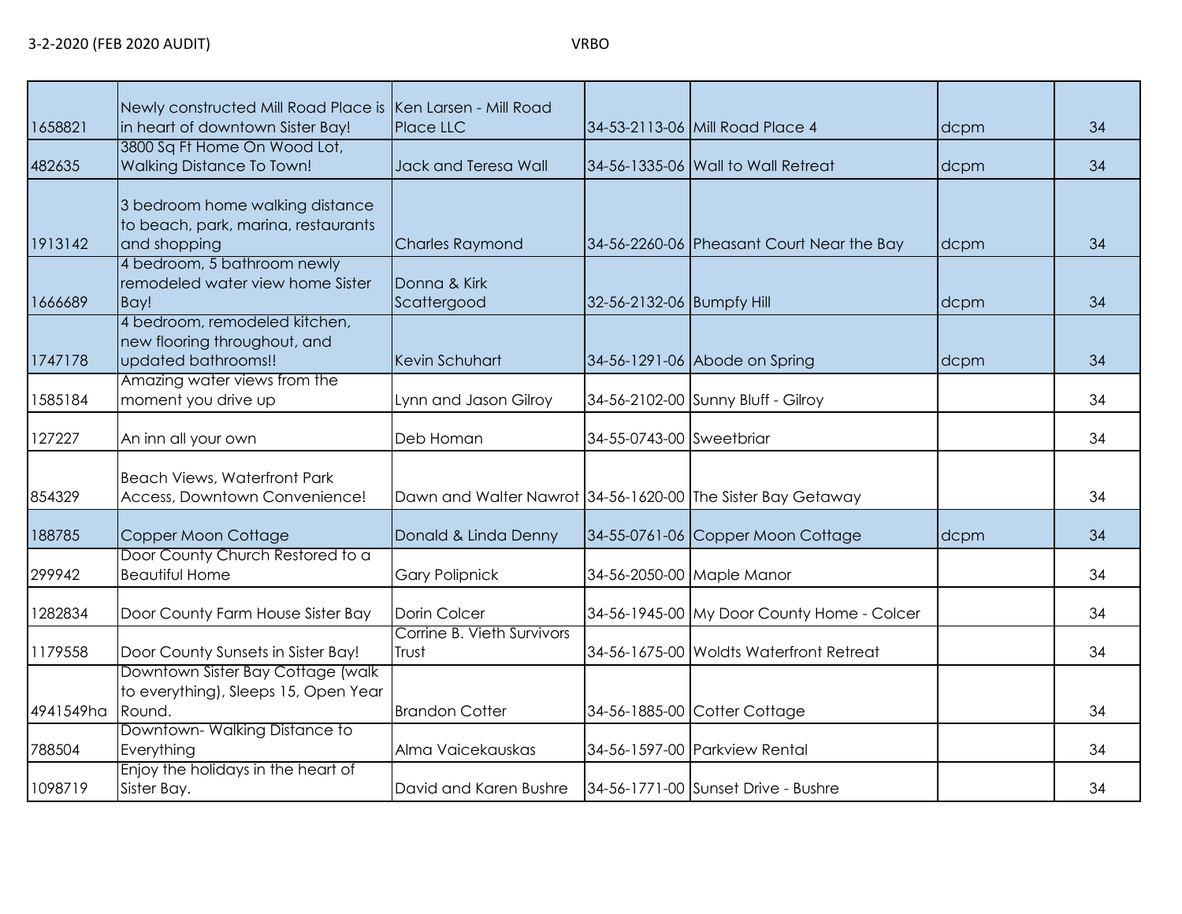3-2-2020 (FEB 2020 AUDIT) VRBO

| | | | | | | |
|---|---|---|---|---|---|---|
| 1658821 | Newly constructed Mill Road Place is in heart of downtown Sister Bay! | Ken Larsen - Mill Road Place LLC | 34-53-2113-06 | Mill Road Place 4 | dcpm | 34 |
| 482635 | 3800 Sq Ft Home On Wood Lot, Walking Distance To Town! | Jack and Teresa Wall | 34-56-1335-06 | Wall to Wall Retreat | dcpm | 34 |
| 1913142 | 3 bedroom home walking distance to beach, park, marina, restaurants and shopping | Charles Raymond | 34-56-2260-06 | Pheasant Court Near the Bay | dcpm | 34 |
| 1666689 | 4 bedroom, 5 bathroom newly remodeled water view home Sister Bay! | Donna & Kirk Scattergood | 32-56-2132-06 | Bumpfy Hill | dcpm | 34 |
| 1747178 | 4 bedroom, remodeled kitchen, new flooring throughout, and updated bathrooms!! | Kevin Schuhart | 34-56-1291-06 | Abode on Spring | dcpm | 34 |
| 1585184 | Amazing water views from the moment you drive up | Lynn and Jason Gilroy | 34-56-2102-00 | Sunny Bluff - Gilroy | | 34 |
| 127227 | An inn all your own | Deb Homan | 34-55-0743-00 | Sweetbriar | | 34 |
| 854329 | Beach Views, Waterfront Park Access, Downtown Convenience! | Dawn and Walter Nawrot | 34-56-1620-00 | The Sister Bay Getaway | | 34 |
| 188785 | Copper Moon Cottage | Donald & Linda Denny | 34-55-0761-06 | Copper Moon Cottage | dcpm | 34 |
| 299942 | Door County Church Restored to a Beautiful Home | Gary Polipnick | 34-56-2050-00 | Maple Manor | | 34 |
| 1282834 | Door County Farm House Sister Bay | Dorin Colcer | 34-56-1945-00 | My Door County Home - Colcer | | 34 |
| 1179558 | Door County Sunsets in Sister Bay! | Corrine B. Vieth Survivors Trust | 34-56-1675-00 | Woldts Waterfront Retreat | | 34 |
| 4941549ha | Downtown Sister Bay Cottage (walk to everything), Sleeps 15, Open Year Round. | Brandon Cotter | 34-56-1885-00 | Cotter Cottage | | 34 |
| 788504 | Downtown- Walking Distance to Everything | Alma Vaicekauskas | 34-56-1597-00 | Parkview Rental | | 34 |
| 1098719 | Enjoy the holidays in the heart of Sister Bay. | David and Karen Bushre | 34-56-1771-00 | Sunset Drive - Bushre | | 34 |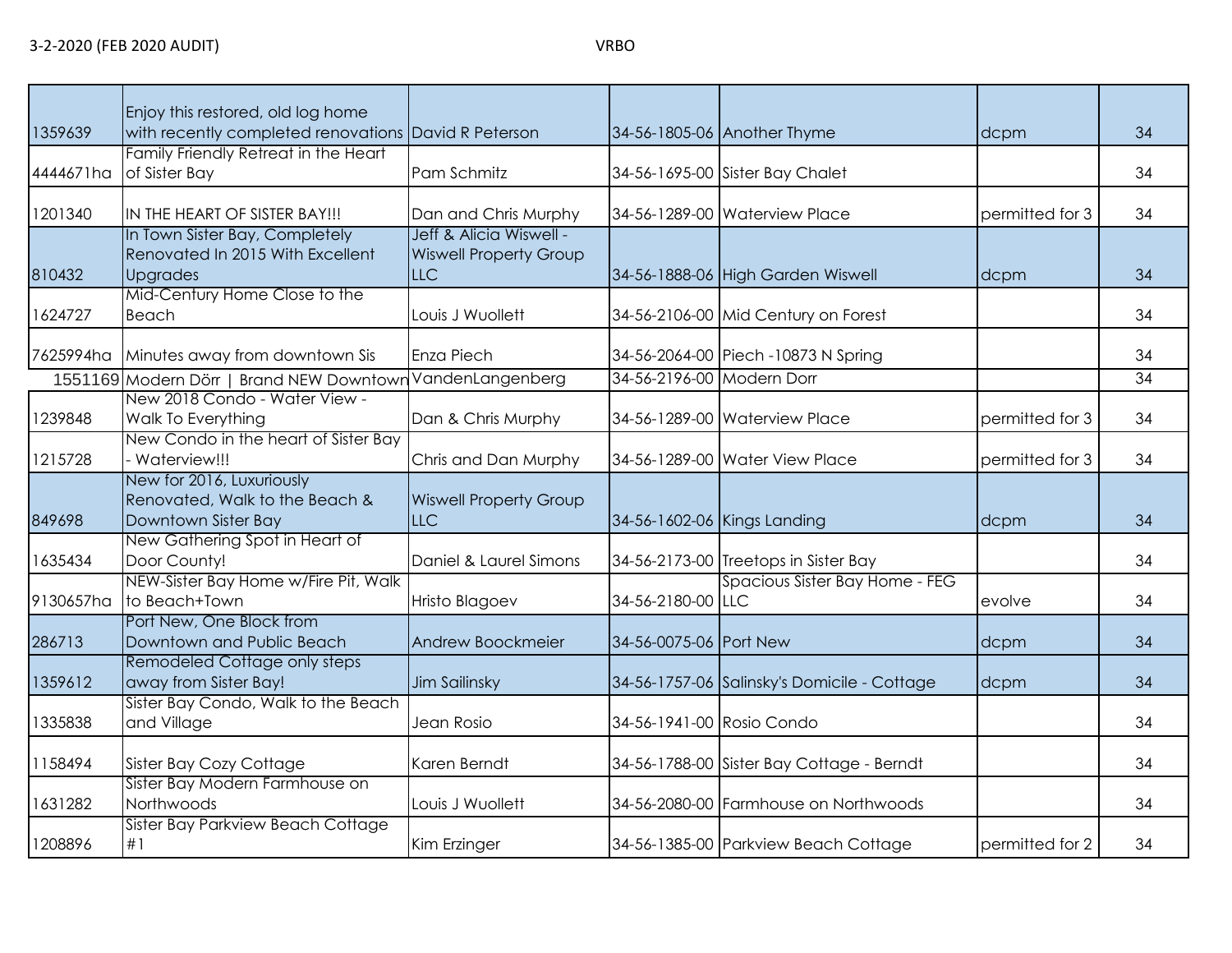3-2-2020 (FEB 2020 AUDIT)

VRBO

| | | | | | | |
|---|---|---|---|---|---|---|
| 1359639 | Enjoy this restored, old log home with recently completed renovations | David R Peterson | 34-56-1805-06 | Another Thyme | dcpm | 34 |
| 4444671ha | Family Friendly Retreat in the Heart of Sister Bay | Pam Schmitz | 34-56-1695-00 | Sister Bay Chalet | | 34 |
| 1201340 | IN THE HEART OF SISTER BAY!!! | Dan and Chris Murphy | 34-56-1289-00 | Waterview Place | permitted for 3 | 34 |
| 810432 | In Town Sister Bay, Completely Renovated In 2015 With Excellent Upgrades | Jeff & Alicia Wiswell - Wiswell Property Group LLC | 34-56-1888-06 | High Garden Wiswell | dcpm | 34 |
| 1624727 | Mid-Century Home Close to the Beach | Louis J Wuollett | 34-56-2106-00 | Mid Century on Forest | | 34 |
| 7625994ha | Minutes away from downtown Sis | Enza Piech | 34-56-2064-00 | Piech -10873 N Spring | | 34 |
| 1551169 | Modern Dörr \| Brand NEW Downtown | VandenLangenberg | 34-56-2196-00 | Modern Dorr | | 34 |
| 1239848 | New 2018 Condo - Water View - Walk To Everything | Dan & Chris Murphy | 34-56-1289-00 | Waterview Place | permitted for 3 | 34 |
| 1215728 | New Condo in the heart of Sister Bay - Waterview!!! | Chris and Dan Murphy | 34-56-1289-00 | Water View Place | permitted for 3 | 34 |
| 849698 | New for 2016, Luxuriously Renovated, Walk to the Beach & Downtown Sister Bay | Wiswell Property Group LLC | 34-56-1602-06 | Kings Landing | dcpm | 34 |
| 1635434 | New Gathering Spot in Heart of Door County! | Daniel & Laurel Simons | 34-56-2173-00 | Treetops in Sister Bay | | 34 |
| 9130657ha | NEW-Sister Bay Home w/Fire Pit, Walk to Beach+Town | Hristo Blagoev | 34-56-2180-00 | Spacious Sister Bay Home - FEG LLC | evolve | 34 |
| 286713 | Port New, One Block from Downtown and Public Beach | Andrew Boockmeier | 34-56-0075-06 | Port New | dcpm | 34 |
| 1359612 | Remodeled Cottage only steps away from Sister Bay! | Jim Sailinsky | 34-56-1757-06 | Salinsky's Domicile - Cottage | dcpm | 34 |
| 1335838 | Sister Bay Condo, Walk to the Beach and Village | Jean Rosio | 34-56-1941-00 | Rosio Condo | | 34 |
| 1158494 | Sister Bay Cozy Cottage | Karen Berndt | 34-56-1788-00 | Sister Bay Cottage - Berndt | | 34 |
| 1631282 | Sister Bay Modern Farmhouse on Northwoods | Louis J Wuollett | 34-56-2080-00 | Farmhouse on Northwoods | | 34 |
| 1208896 | Sister Bay Parkview Beach Cottage #1 | Kim Erzinger | 34-56-1385-00 | Parkview Beach Cottage | permitted for 2 | 34 |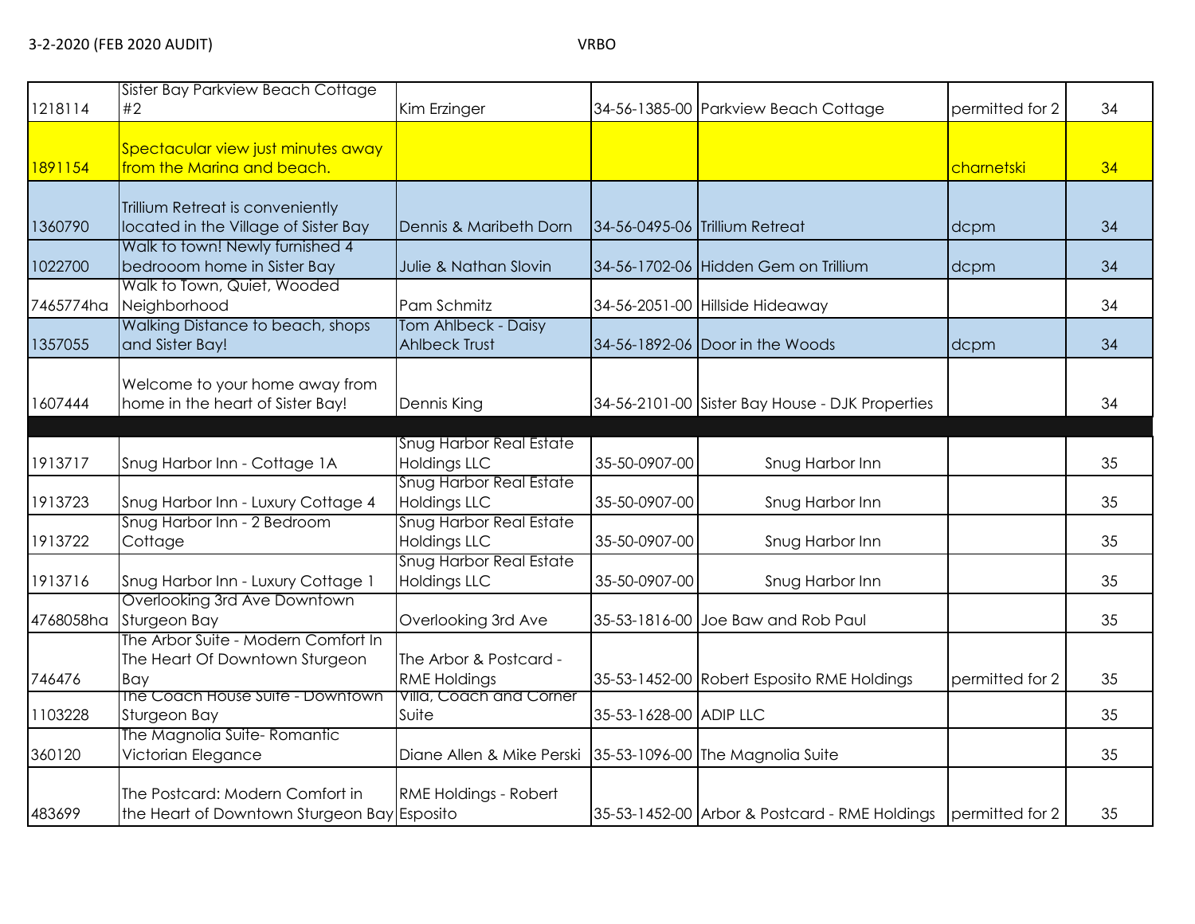| | | | | | | |
|---|---|---|---|---|---|---|
| 1218114 | Sister Bay Parkview Beach Cottage #2 | Kim Erzinger | 34-56-1385-00 | Parkview Beach Cottage | permitted for 2 | 34 |
| 1891154 | Spectacular view just minutes away from the Marina and beach. | | | | charnetski | 34 |
| 1360790 | Trillium Retreat is conveniently located in the Village of Sister Bay | Dennis & Maribeth Dorn | 34-56-0495-06 | Trillium Retreat | dcpm | 34 |
| 1022700 | Walk to town! Newly furnished 4 bedrooom home in Sister Bay | Julie & Nathan Slovin | 34-56-1702-06 | Hidden Gem on Trillium | dcpm | 34 |
| 7465774ha | Walk to Town, Quiet, Wooded Neighborhood | Pam Schmitz | 34-56-2051-00 | Hillside Hideaway | | 34 |
| 1357055 | Walking Distance to beach, shops and Sister Bay! | Tom Ahlbeck - Daisy Ahlbeck Trust | 34-56-1892-06 | Door in the Woods | dcpm | 34 |
| 1607444 | Welcome to your home away from home in the heart of Sister Bay! | Dennis King | 34-56-2101-00 | Sister Bay House - DJK Properties | | 34 |
| | | | | | | |
| 1913717 | Snug Harbor Inn - Cottage 1A | Snug Harbor Real Estate Holdings LLC | 35-50-0907-00 | Snug Harbor Inn | | 35 |
| 1913723 | Snug Harbor Inn - Luxury Cottage 4 | Snug Harbor Real Estate Holdings LLC | 35-50-0907-00 | Snug Harbor Inn | | 35 |
| 1913722 | Snug Harbor Inn - 2 Bedroom Cottage | Snug Harbor Real Estate Holdings LLC | 35-50-0907-00 | Snug Harbor Inn | | 35 |
| 1913716 | Snug Harbor Inn - Luxury Cottage 1 | Snug Harbor Real Estate Holdings LLC | 35-50-0907-00 | Snug Harbor Inn | | 35 |
| 4768058ha | Overlooking 3rd Ave Downtown Sturgeon Bay | Overlooking 3rd Ave | 35-53-1816-00 | Joe Baw and Rob Paul | | 35 |
| 746476 | The Arbor Suite - Modern Comfort In The Heart Of Downtown Sturgeon Bay | The Arbor & Postcard - RME Holdings | 35-53-1452-00 | Robert Esposito RME Holdings | permitted for 2 | 35 |
| 1103228 | The Coach House Suite - Downtown Sturgeon Bay | Villa, Coach and Corner Suite | 35-53-1628-00 | ADIP LLC | | 35 |
| 360120 | The Magnolia Suite- Romantic Victorian Elegance | Diane Allen & Mike Perski | 35-53-1096-00 | The Magnolia Suite | | 35 |
| 483699 | The Postcard: Modern Comfort in the Heart of Downtown Sturgeon Bay | RME Holdings - Robert Esposito | 35-53-1452-00 | Arbor & Postcard - RME Holdings | permitted for 2 | 35 |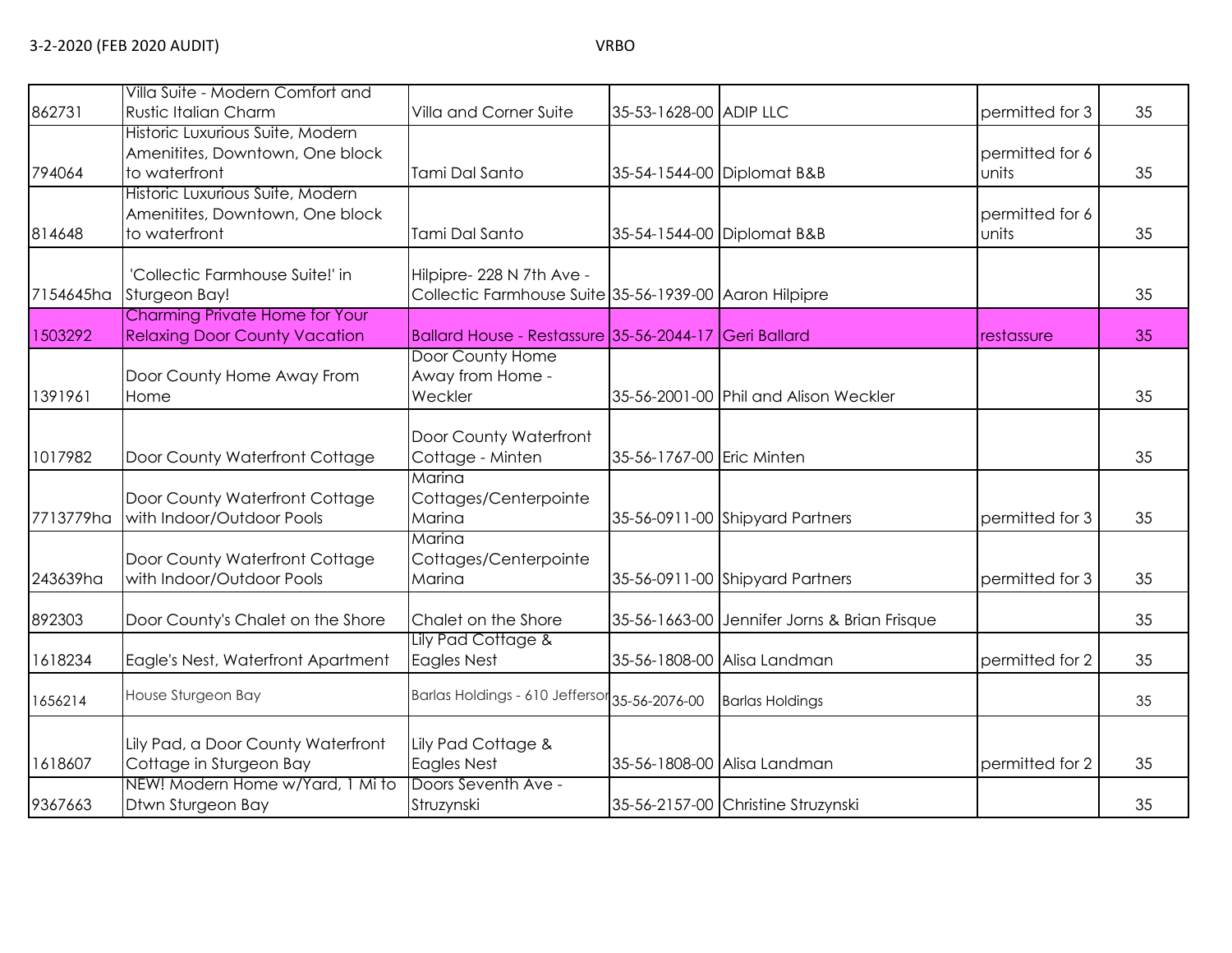3-2-2020 (FEB 2020 AUDIT) VRBO

| | | | | | | |
|---|---|---|---|---|---|---|
| 862731 | Villa Suite - Modern Comfort and Rustic Italian Charm | Villa and Corner Suite | 35-53-1628-00 | ADIP LLC | permitted for 3 | 35 |
| 794064 | Historic Luxurious Suite, Modern Amenitites, Downtown, One block to waterfront | Tami Dal Santo | 35-54-1544-00 | Diplomat B&B | permitted for 6 units | 35 |
| 814648 | Historic Luxurious Suite, Modern Amenitites, Downtown, One block to waterfront | Tami Dal Santo | 35-54-1544-00 | Diplomat B&B | permitted for 6 units | 35 |
| 7154645ha | 'Collectic Farmhouse Suite!' in Sturgeon Bay! | Hilpipre- 228 N 7th Ave - Collectic Farmhouse Suite | 35-56-1939-00 | Aaron Hilpipre | | 35 |
| 1503292 | Charming Private Home for Your Relaxing Door County Vacation | Ballard House - Restassure | 35-56-2044-17 | Geri Ballard | restassure | 35 |
| 1391961 | Door County Home Away From Home | Door County Home Away from Home - Weckler | 35-56-2001-00 | Phil and Alison Weckler | | 35 |
| 1017982 | Door County Waterfront Cottage | Door County Waterfront Cottage - Minten | 35-56-1767-00 | Eric Minten | | 35 |
| 7713779ha | Door County Waterfront Cottage with Indoor/Outdoor Pools | Marina Cottages/Centerpointe Marina | 35-56-0911-00 | Shipyard Partners | permitted for 3 | 35 |
| 243639ha | Door County Waterfront Cottage with Indoor/Outdoor Pools | Marina Cottages/Centerpointe Marina | 35-56-0911-00 | Shipyard Partners | permitted for 3 | 35 |
| 892303 | Door County's Chalet on the Shore | Chalet on the Shore | 35-56-1663-00 | Jennifer Jorns & Brian Frisque | | 35 |
| 1618234 | Eagle's Nest, Waterfront Apartment | Lily Pad Cottage & Eagles Nest | 35-56-1808-00 | Alisa Landman | permitted for 2 | 35 |
| 1656214 | House Sturgeon Bay | Barlas Holdings - 610 Jefferson | 35-56-2076-00 | Barlas Holdings | | 35 |
| 1618607 | Lily Pad, a Door County Waterfront Cottage in Sturgeon Bay | Lily Pad Cottage & Eagles Nest | 35-56-1808-00 | Alisa Landman | permitted for 2 | 35 |
| 9367663 | NEW! Modern Home w/Yard, 1 Mi to Dtwn Sturgeon Bay | Doors Seventh Ave - Struzynski | 35-56-2157-00 | Christine Struzynski | | 35 |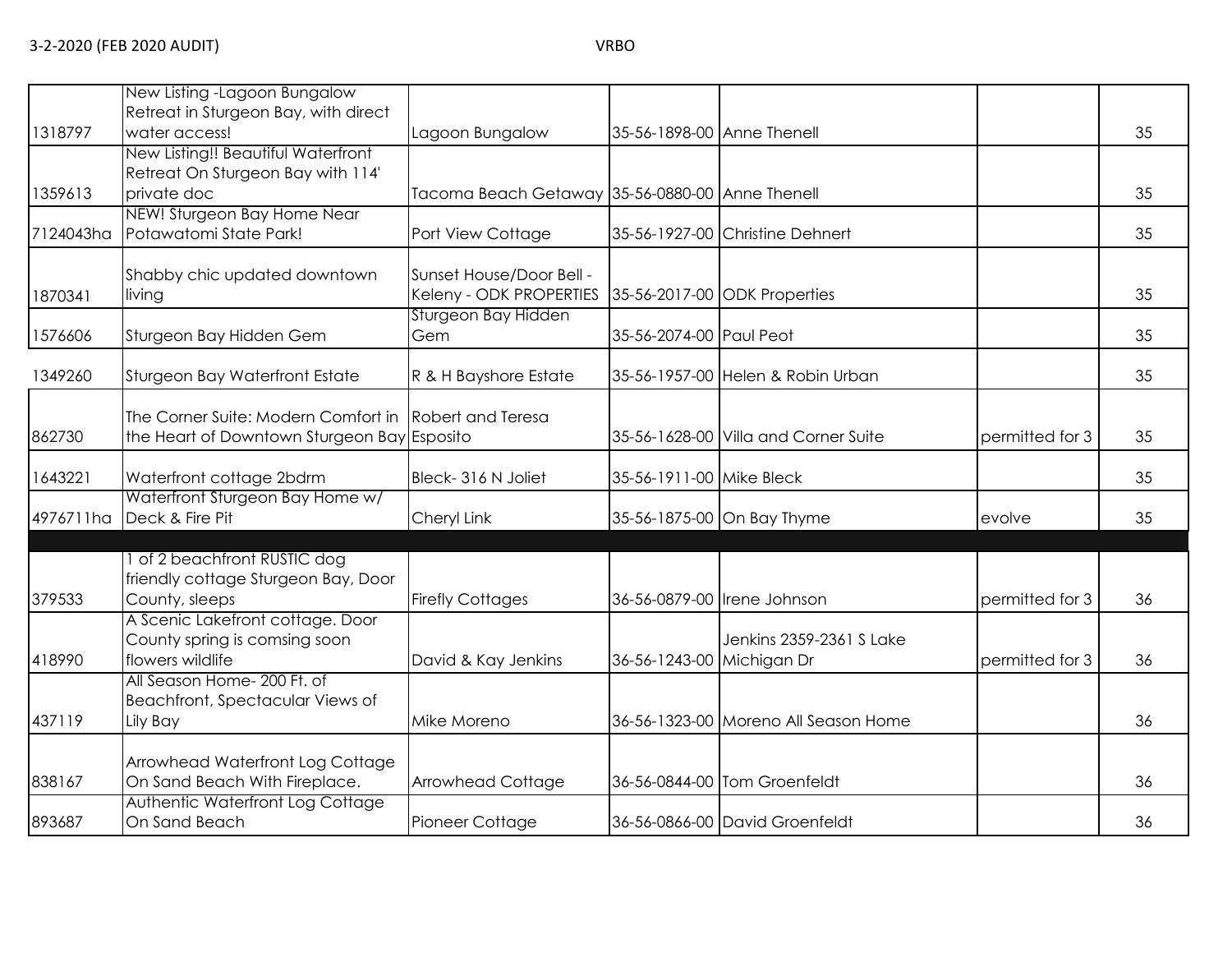3-2-2020 (FEB 2020 AUDIT) VRBO

| | | | | | | |
|---|---|---|---|---|---|---|
| 1318797 | New Listing -Lagoon Bungalow Retreat in Sturgeon Bay, with direct water access! | Lagoon Bungalow | 35-56-1898-00 | Anne Thenell | | 35 |
| 1359613 | New Listing!! Beautiful Waterfront Retreat On Sturgeon Bay with 114' private doc | Tacoma Beach Getaway | 35-56-0880-00 | Anne Thenell | | 35 |
| 7124043ha | NEW! Sturgeon Bay Home Near Potawatomi State Park! | Port View Cottage | 35-56-1927-00 | Christine Dehnert | | 35 |
| 1870341 | Shabby chic updated downtown living | Sunset House/Door Bell - Keleny - ODK PROPERTIES | 35-56-2017-00 | ODK Properties | | 35 |
| 1576606 | Sturgeon Bay Hidden Gem | Sturgeon Bay Hidden Gem | 35-56-2074-00 | Paul Peot | | 35 |
| 1349260 | Sturgeon Bay Waterfront Estate | R & H Bayshore Estate | 35-56-1957-00 | Helen & Robin Urban | | 35 |
| 862730 | The Corner Suite: Modern Comfort in the Heart of Downtown Sturgeon Bay | Robert and Teresa Esposito | 35-56-1628-00 | Villa and Corner Suite | permitted for 3 | 35 |
| 1643221 | Waterfront cottage 2bdrm | Bleck- 316 N Joliet | 35-56-1911-00 | Mike Bleck | | 35 |
| 4976711ha | Waterfront Sturgeon Bay Home w/ Deck & Fire Pit | Cheryl Link | 35-56-1875-00 | On Bay Thyme | evolve | 35 |
| | | | | | | |
| 379533 | 1 of 2 beachfront RUSTIC dog friendly cottage Sturgeon Bay, Door County, sleeps | Firefly Cottages | 36-56-0879-00 | Irene Johnson | permitted for 3 | 36 |
| 418990 | A Scenic Lakefront cottage. Door County spring is comsing soon flowers wildlife | David & Kay Jenkins | 36-56-1243-00 | Jenkins 2359-2361 S Lake Michigan Dr | permitted for 3 | 36 |
| 437119 | All Season Home- 200 Ft. of Beachfront, Spectacular Views of Lily Bay | Mike Moreno | 36-56-1323-00 | Moreno All Season Home | | 36 |
| 838167 | Arrowhead Waterfront Log Cottage On Sand Beach With Fireplace. | Arrowhead Cottage | 36-56-0844-00 | Tom Groenfeldt | | 36 |
| 893687 | Authentic Waterfront Log Cottage On Sand Beach | Pioneer Cottage | 36-56-0866-00 | David Groenfeldt | | 36 |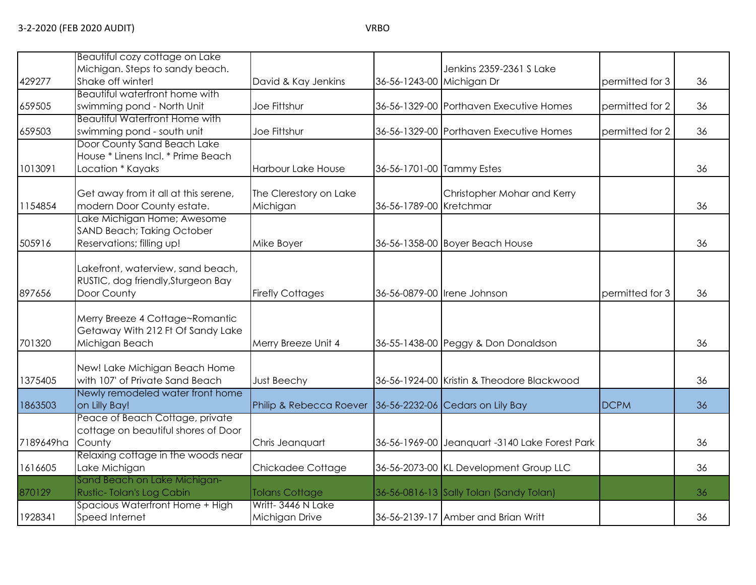| | | | | | | |
|---|---|---|---|---|---|---|
| 429277 | Beautiful cozy cottage on Lake Michigan. Steps to sandy beach. Shake off winter! | David & Kay Jenkins | 36-56-1243-00 | Jenkins 2359-2361 S Lake Michigan Dr | permitted for 3 | 36 |
| 659505 | Beautiful waterfront home with swimming pond - North Unit | Joe Fittshur | 36-56-1329-00 | Porthaven Executive Homes | permitted for 2 | 36 |
| 659503 | Beautiful Waterfront Home with swimming pond - south unit | Joe Fittshur | 36-56-1329-00 | Porthaven Executive Homes | permitted for 2 | 36 |
| 1013091 | Door County Sand Beach Lake House * Linens Incl. * Prime Beach Location * Kayaks | Harbour Lake House | 36-56-1701-00 | Tammy Estes | | 36 |
| 1154854 | Get away from it all at this serene, modern Door County estate. | The Clerestory on Lake Michigan | 36-56-1789-00 | Christopher Mohar and Kerry Kretchmar | | 36 |
| 505916 | Lake Michigan Home; Awesome SAND Beach; Taking October Reservations; filling up! | Mike Boyer | 36-56-1358-00 | Boyer Beach House | | 36 |
| 897656 | Lakefront, waterview, sand beach, RUSTIC, dog friendly,Sturgeon Bay Door County | Firefly Cottages | 36-56-0879-00 | Irene Johnson | permitted for 3 | 36 |
| 701320 | Merry Breeze 4 Cottage~Romantic Getaway With 212 Ft Of Sandy Lake Michigan Beach | Merry Breeze Unit 4 | 36-55-1438-00 | Peggy & Don Donaldson | | 36 |
| 1375405 | New! Lake Michigan Beach Home with 107' of Private Sand Beach | Just Beechy | 36-56-1924-00 | Kristin & Theodore Blackwood | | 36 |
| 1863503 | Newly remodeled water front home on Lilly Bay! | Philip & Rebecca Roever | 36-56-2232-06 | Cedars on Lily Bay | DCPM | 36 |
| 7189649ha | Peace of Beach Cottage, private cottage on beautiful shores of Door County | Chris Jeanquart | 36-56-1969-00 | Jeanquart -3140 Lake Forest Park | | 36 |
| 1616605 | Relaxing cottage in the woods near Lake Michigan | Chickadee Cottage | 36-56-2073-00 | KL Development Group LLC | | 36 |
| 870129 | Sand Beach on Lake Michigan- Rustic- Tolan's Log Cabin | Tolans Cottage | 36-56-0816-13 | Sally Tolan (Sandy Tolan) | | 36 |
| 1928341 | Spacious Waterfront Home + High Speed Internet | Writt- 3446 N Lake Michigan Drive | 36-56-2139-17 | Amber and Brian Writt | | 36 |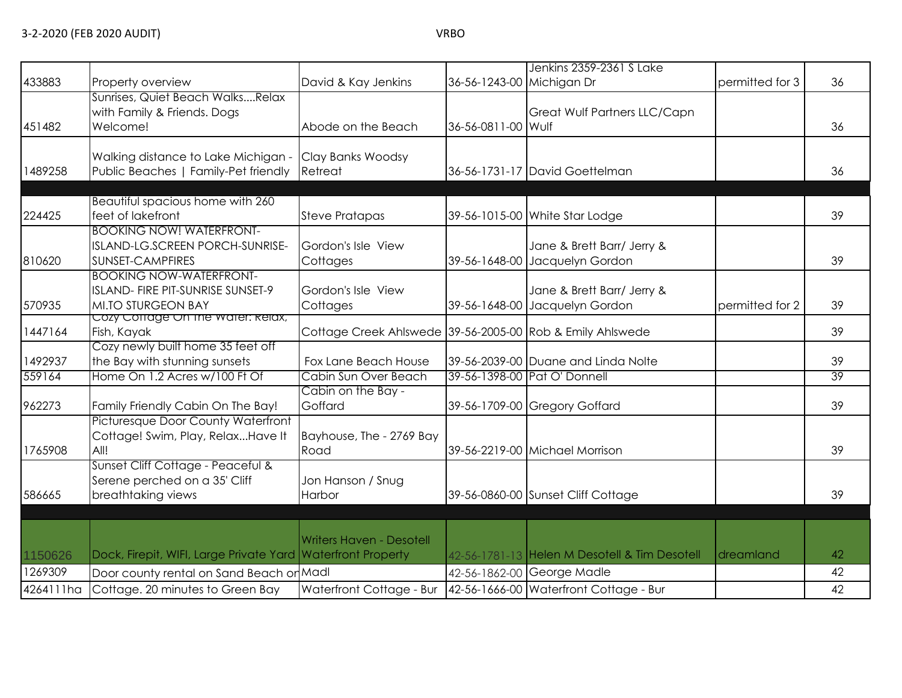3-2-2020 (FEB 2020 AUDIT) VRBO

| | | | | | | |
|---|---|---|---|---|---|---|
| 433883 | Property overview | David & Kay Jenkins | 36-56-1243-00 | Jenkins 2359-2361 S Lake Michigan Dr | permitted for 3 | 36 |
| 451482 | Sunrises, Quiet Beach Walks....Relax with Family & Friends. Dogs Welcome! | Abode on the Beach | 36-56-0811-00 | Great Wulf Partners LLC/Capn Wulf | | 36 |
| 1489258 | Walking distance to Lake Michigan - Public Beaches \| Family-Pet friendly | Clay Banks Woodsy Retreat | 36-56-1731-17 | David Goettelman | | 36 |
| | | | | | | |
| 224425 | Beautiful spacious home with 260 feet of lakefront | Steve Pratapas | 39-56-1015-00 | White Star Lodge | | 39 |
| 810620 | BOOKING NOW! WATERFRONT-ISLAND-LG.SCREEN PORCH-SUNRISE-SUNSET-CAMPFIRES | Gordon's Isle View Cottages | 39-56-1648-00 | Jane & Brett Barr/ Jerry & Jacquelyn Gordon | | 39 |
| 570935 | BOOKING NOW-WATERFRONT-ISLAND- FIRE PIT-SUNRISE SUNSET-9 MI.TO STURGEON BAY | Gordon's Isle View Cottages | 39-56-1648-00 | Jane & Brett Barr/ Jerry & Jacquelyn Gordon | permitted for 2 | 39 |
| 1447164 | Cozy Cottage On The Water: Relax, Fish, Kayak | Cottage Creek Ahlswede | 39-56-2005-00 | Rob & Emily Ahlswede | | 39 |
| 1492937 | Cozy newly built home 35 feet off the Bay with stunning sunsets | Fox Lane Beach House | 39-56-2039-00 | Duane and Linda Nolte | | 39 |
| 559164 | Home On 1.2 Acres w/100 Ft Of | Cabin Sun Over Beach | 39-56-1398-00 | Pat O' Donnell | | 39 |
| 962273 | Family Friendly Cabin On The Bay! | Cabin on the Bay - Goffard | 39-56-1709-00 | Gregory Goffard | | 39 |
| 1765908 | Picturesque Door County Waterfront Cottage! Swim, Play, Relax...Have It All! | Bayhouse, The - 2769 Bay Road | 39-56-2219-00 | Michael Morrison | | 39 |
| 586665 | Sunset Cliff Cottage - Peaceful & Serene perched on a 35' Cliff breathtaking views | Jon Hanson / Snug Harbor | 39-56-0860-00 | Sunset Cliff Cottage | | 39 |
| | | | | | | |
| 1150626 | Dock, Firepit, WIFI, Large Private Yard | Writers Haven - Desotell Waterfront Property | 42-56-1781-13 | Helen M Desotell & Tim Desotell | dreamland | 42 |
| 1269309 | Door county rental on Sand Beach on | Madl | 42-56-1862-00 | George Madle | | 42 |
| 4264111ha | Cottage. 20 minutes to Green Bay | Waterfront Cottage - Bur | 42-56-1666-00 | Waterfront Cottage - Bur | | 42 |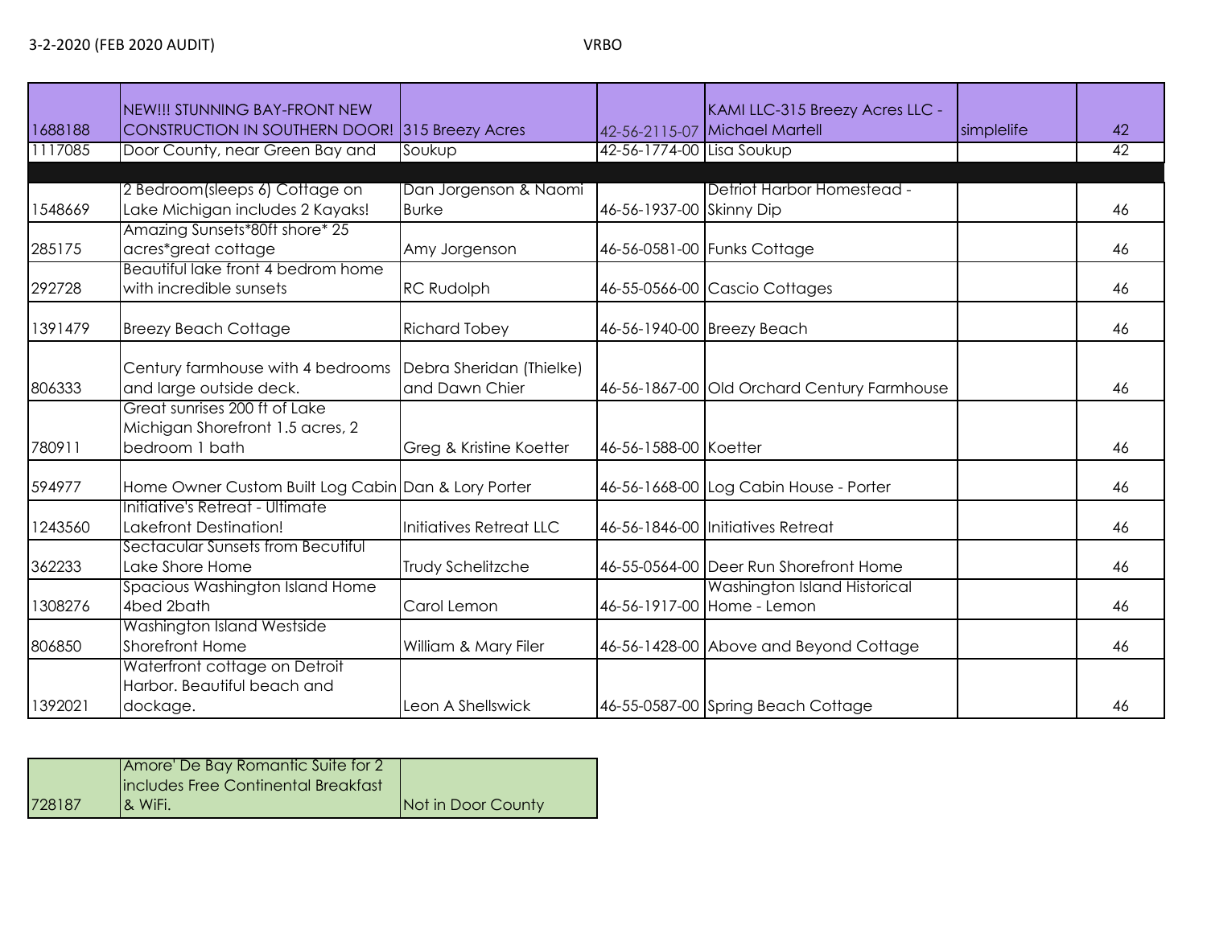3-2-2020 (FEB 2020 AUDIT) VRBO

| | | | | | | |
|---|---|---|---|---|---|---|
| 1688188 | NEW!!! STUNNING BAY-FRONT NEW CONSTRUCTION IN SOUTHERN DOOR! | 315 Breezy Acres | 42-56-2115-07 | KAMI LLC-315 Breezy Acres LLC - Michael Martell | simplelife | 42 |
| 1117085 | Door County, near Green Bay and | Soukup | 42-56-1774-00 | Lisa Soukup | | 42 |
| | | | | | | |
| 1548669 | 2 Bedroom(sleeps 6) Cottage on Lake Michigan includes 2 Kayaks! | Dan Jorgenson & Naomi Burke | 46-56-1937-00 | Detriot Harbor Homestead - Skinny Dip | | 46 |
| 285175 | Amazing Sunsets*80ft shore* 25 acres*great cottage | Amy Jorgenson | 46-56-0581-00 | Funks Cottage | | 46 |
| 292728 | Beautiful lake front 4 bedrom home with incredible sunsets | RC Rudolph | 46-55-0566-00 | Cascio Cottages | | 46 |
| 1391479 | Breezy Beach Cottage | Richard Tobey | 46-56-1940-00 | Breezy Beach | | 46 |
| 806333 | Century farmhouse with 4 bedrooms and large outside deck. | Debra Sheridan (Thielke) and Dawn Chier | 46-56-1867-00 | Old Orchard Century Farmhouse | | 46 |
| 780911 | Great sunrises 200 ft of Lake Michigan Shorefront 1.5 acres, 2 bedroom 1 bath | Greg & Kristine Koetter | 46-56-1588-00 | Koetter | | 46 |
| 594977 | Home Owner Custom Built Log Cabin | Dan & Lory Porter | 46-56-1668-00 | Log Cabin House - Porter | | 46 |
| 1243560 | Initiative's Retreat - Ultimate Lakefront Destination! | Initiatives Retreat LLC | 46-56-1846-00 | Initiatives Retreat | | 46 |
| 362233 | Sectacular Sunsets from Becutiful Lake Shore Home | Trudy Schelitzche | 46-55-0564-00 | Deer Run Shorefront Home | | 46 |
| 1308276 | Spacious Washington Island Home 4bed 2bath | Carol Lemon | 46-56-1917-00 | Washington Island Historical Home - Lemon | | 46 |
| 806850 | Washington Island Westside Shorefront Home | William & Mary Filer | 46-56-1428-00 | Above and Beyond Cottage | | 46 |
| 1392021 | Waterfront cottage on Detroit Harbor. Beautiful beach and dockage. | Leon A Shellswick | 46-55-0587-00 | Spring Beach Cottage | | 46 |

| | | |
|---|---|---|
| 728187 | Amore' De Bay Romantic Suite for 2 includes Free Continental Breakfast & WiFi. | Not in Door County |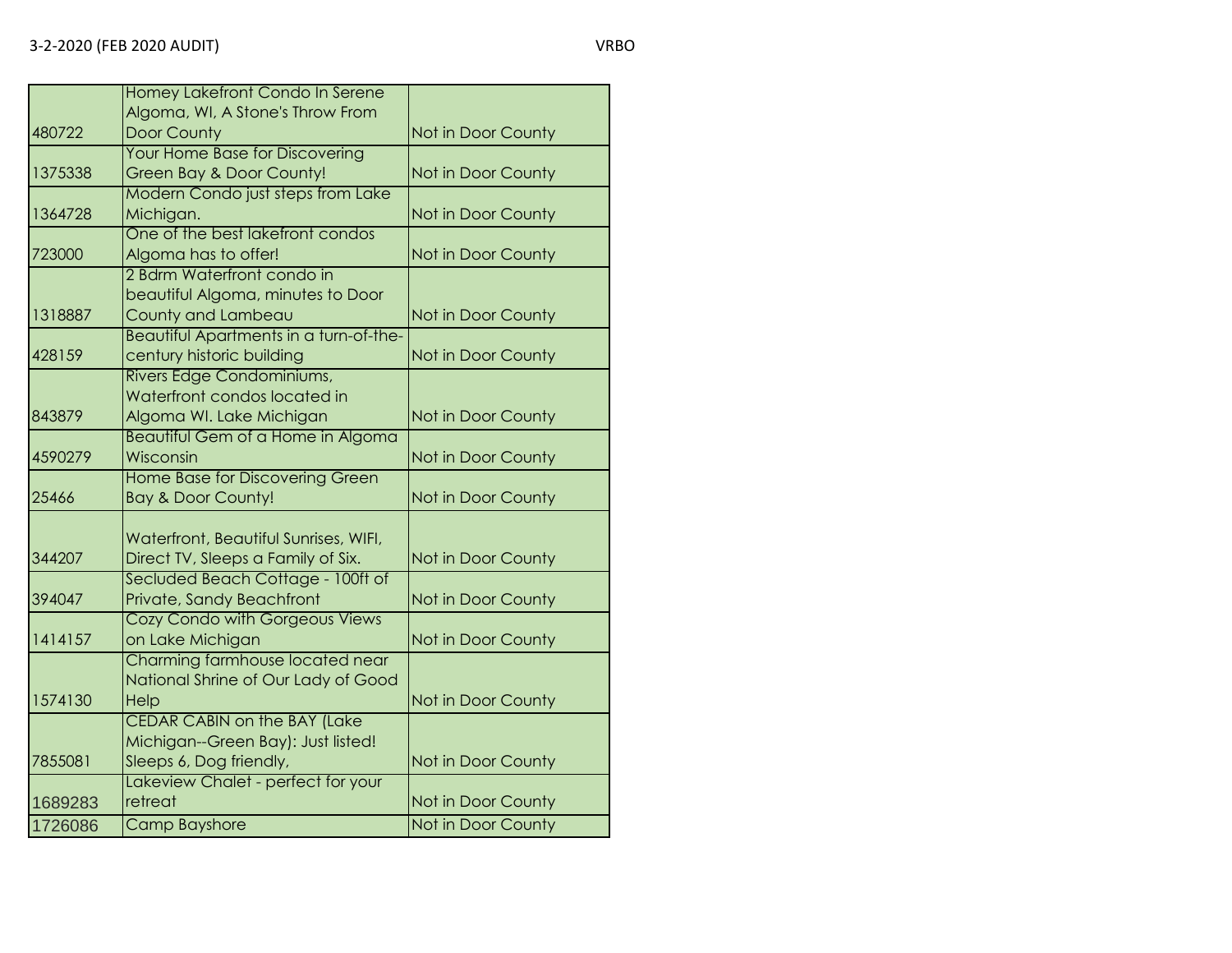3-2-2020 (FEB 2020 AUDIT) VRBO

| | | |
|---|---|---|
| 480722 | Homey Lakefront Condo In Serene Algoma, WI, A Stone's Throw From Door County | Not in Door County |
| 1375338 | Your Home Base for Discovering Green Bay & Door County! | Not in Door County |
| 1364728 | Modern Condo just steps from Lake Michigan. | Not in Door County |
| 723000 | One of the best lakefront condos Algoma has to offer! | Not in Door County |
| 1318887 | 2 Bdrm Waterfront condo in beautiful Algoma, minutes to Door County and Lambeau | Not in Door County |
| 428159 | Beautiful Apartments in a turn-of-the-century historic building | Not in Door County |
| 843879 | Rivers Edge Condominiums, Waterfront condos located in Algoma WI. Lake Michigan | Not in Door County |
| 4590279 | Beautiful Gem of a Home in Algoma Wisconsin | Not in Door County |
| 25466 | Home Base for Discovering Green Bay & Door County! | Not in Door County |
| 344207 | Waterfront, Beautiful Sunrises, WIFI, Direct TV, Sleeps a Family of Six. | Not in Door County |
| 394047 | Secluded Beach Cottage - 100ft of Private, Sandy Beachfront | Not in Door County |
| 1414157 | Cozy Condo with Gorgeous Views on Lake Michigan | Not in Door County |
| 1574130 | Charming farmhouse located near National Shrine of Our Lady of Good Help | Not in Door County |
| 7855081 | CEDAR CABIN on the BAY (Lake Michigan--Green Bay): Just listed! Sleeps 6, Dog friendly, | Not in Door County |
| 1689283 | Lakeview Chalet - perfect for your retreat | Not in Door County |
| 1726086 | Camp Bayshore | Not in Door County |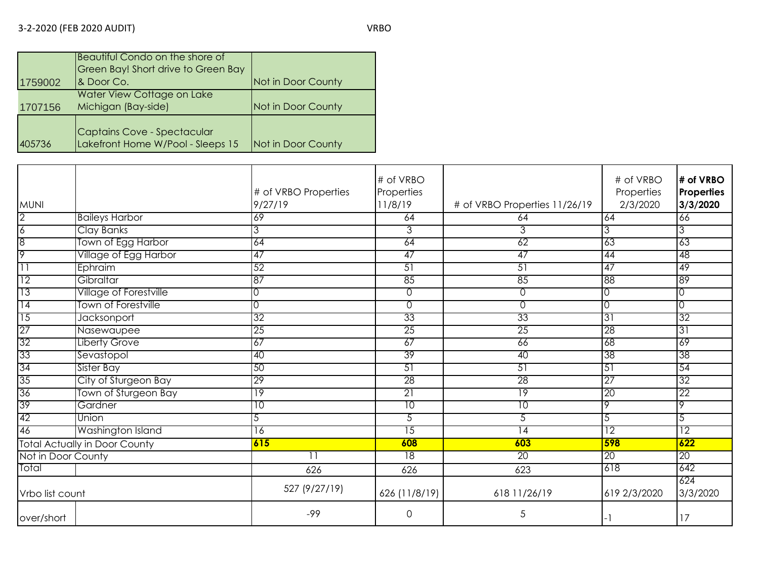3-2-2020 (FEB 2020 AUDIT) VRBO

| | | |
|---|---|---|
| 1759002 | Beautiful Condo on the shore of Green Bay! Short drive to Green Bay & Door Co. | Not in Door County |
| 1707156 | Water View Cottage on Lake Michigan (Bay-side) | Not in Door County |
| 405736 | Captains Cove - Spectacular Lakefront Home W/Pool - Sleeps 15 | Not in Door County |

| MUNI | | # of VRBO Properties 9/27/19 | # of VRBO Properties 11/8/19 | # of VRBO Properties 11/26/19 | # of VRBO Properties 2/3/2020 | **# of VRBO Properties 3/3/2020** |
|---|---|---|---|---|---|---|
| 2 | Baileys Harbor | 69 | 64 | 64 | 64 | 66 |
| 6 | Clay Banks | 3 | 3 | 3 | 3 | 3 |
| 8 | Town of Egg Harbor | 64 | 64 | 62 | 63 | 63 |
| 9 | Village of Egg Harbor | 47 | 47 | 47 | 44 | 48 |
| 11 | Ephraim | 52 | 51 | 51 | 47 | 49 |
| 12 | Gibraltar | 87 | 85 | 85 | 88 | 89 |
| 13 | Village of Forestville | 0 | 0 | 0 | 0 | 0 |
| 14 | Town of Forestville | 0 | 0 | 0 | 0 | 0 |
| 15 | Jacksonport | 32 | 33 | 33 | 31 | 32 |
| 27 | Nasewaupee | 25 | 25 | 25 | 28 | 31 |
| 32 | Liberty Grove | 67 | 67 | 66 | 68 | 69 |
| 33 | Sevastopol | 40 | 39 | 40 | 38 | 38 |
| 34 | Sister Bay | 50 | 51 | 51 | 51 | 54 |
| 35 | City of Sturgeon Bay | 29 | 28 | 28 | 27 | 32 |
| 36 | Town of Sturgeon Bay | 19 | 21 | 19 | 20 | 22 |
| 39 | Gardner | 10 | 10 | 10 | 9 | 9 |
| 42 | Union | 5 | 5 | 5 | 5 | 5 |
| 46 | Washington Island | 16 | 15 | 14 | 12 | 12 |
| Total Actually in Door County | | **615** | **608** | **603** | **598** | **622** |
| Not in Door County | | 11 | 18 | 20 | 20 | 20 |
| Total | | 626 | 626 | 623 | 618 | 642 |
| Vrbo list count | | 527 (9/27/19) | 626 (11/8/19) | 618 11/26/19 | 619 2/3/2020 | 624 3/3/2020 |
| over/short | | -99 | 0 | 5 | -1 | 17 |